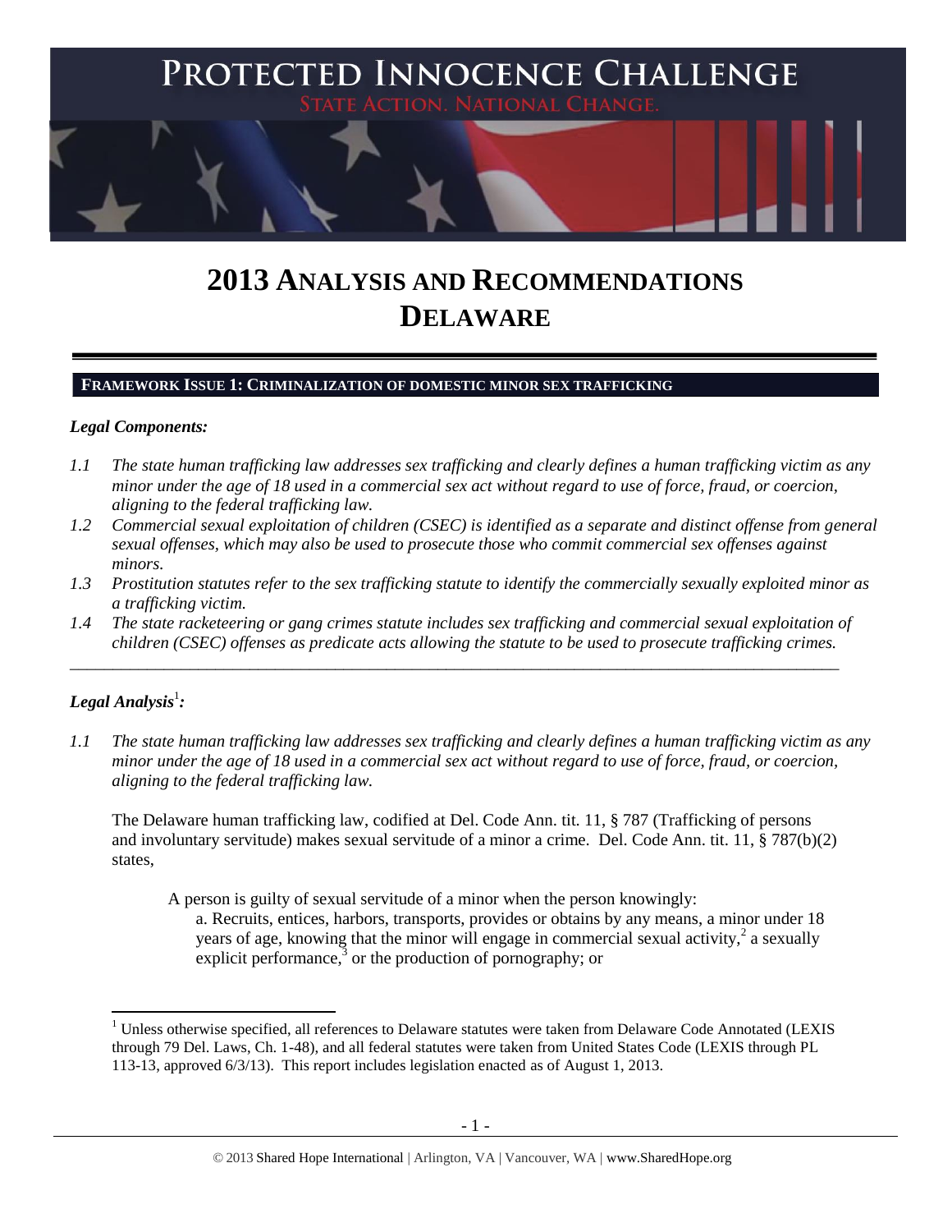PROTECTED INNOCENCE CHALLENGE

STATE ACTION. NATIONAL CHANGE.

# 2013 ANALYSIS AND RECOMMENDATIONS DELAWARE

## FRAMEWORK ISSUE 1: CRIMINALIZATION OF DOMESTIC MINOR SEX TRAFFICKING

### *Legal Components:*

*1.1 The state human trafficking law addresses sex trafficking and clearly defines a human trafficking victim as any minor under the age of 18 used in a commercial sex act without regard to use of force, fraud, or coercion, aligning to the federal trafficking law.*

*1.2 Commercial sexual exploitation of children (CSEC) is identified as a separate and distinct offense from general sexual offenses, which may also be used to prosecute those who commit commercial sex offenses against minors.*

*1.3 Prostitution statutes refer to the sex trafficking statute to identify the commercially sexually exploited minor as a trafficking victim.*

*1.4 The state racketeering or gang crimes statute includes sex trafficking and commercial sexual exploitation of children (CSEC) offenses as predicate acts allowing the statute to be used to prosecute trafficking crimes.*

---

### *Legal Analysis*[1]*:*

*1.1 The state human trafficking law addresses sex trafficking and clearly defines a human trafficking victim as any minor under the age of 18 used in a commercial sex act without regard to use of force, fraud, or coercion, aligning to the federal trafficking law.*

The Delaware human trafficking law, codified at Del. Code Ann. tit. 11, § 787 (Trafficking of persons and involuntary servitude) makes sexual servitude of a minor a crime. Del. Code Ann. tit. 11, § 787(b)(2) states,

> A person is guilty of sexual servitude of a minor when the person knowingly:
>
> a. Recruits, entices, harbors, transports, provides or obtains by any means, a minor under 18 years of age, knowing that the minor will engage in commercial sexual activity,[2] a sexually explicit performance,[3] or the production of pornography; or

---

[1] Unless otherwise specified, all references to Delaware statutes were taken from Delaware Code Annotated (LEXIS through 79 Del. Laws, Ch. 1-48), and all federal statutes were taken from United States Code (LEXIS through PL 113-13, approved 6/3/13). This report includes legislation enacted as of August 1, 2013.

© 2013 Shared Hope International | Arlington, VA | Vancouver, WA | www.SharedHope.org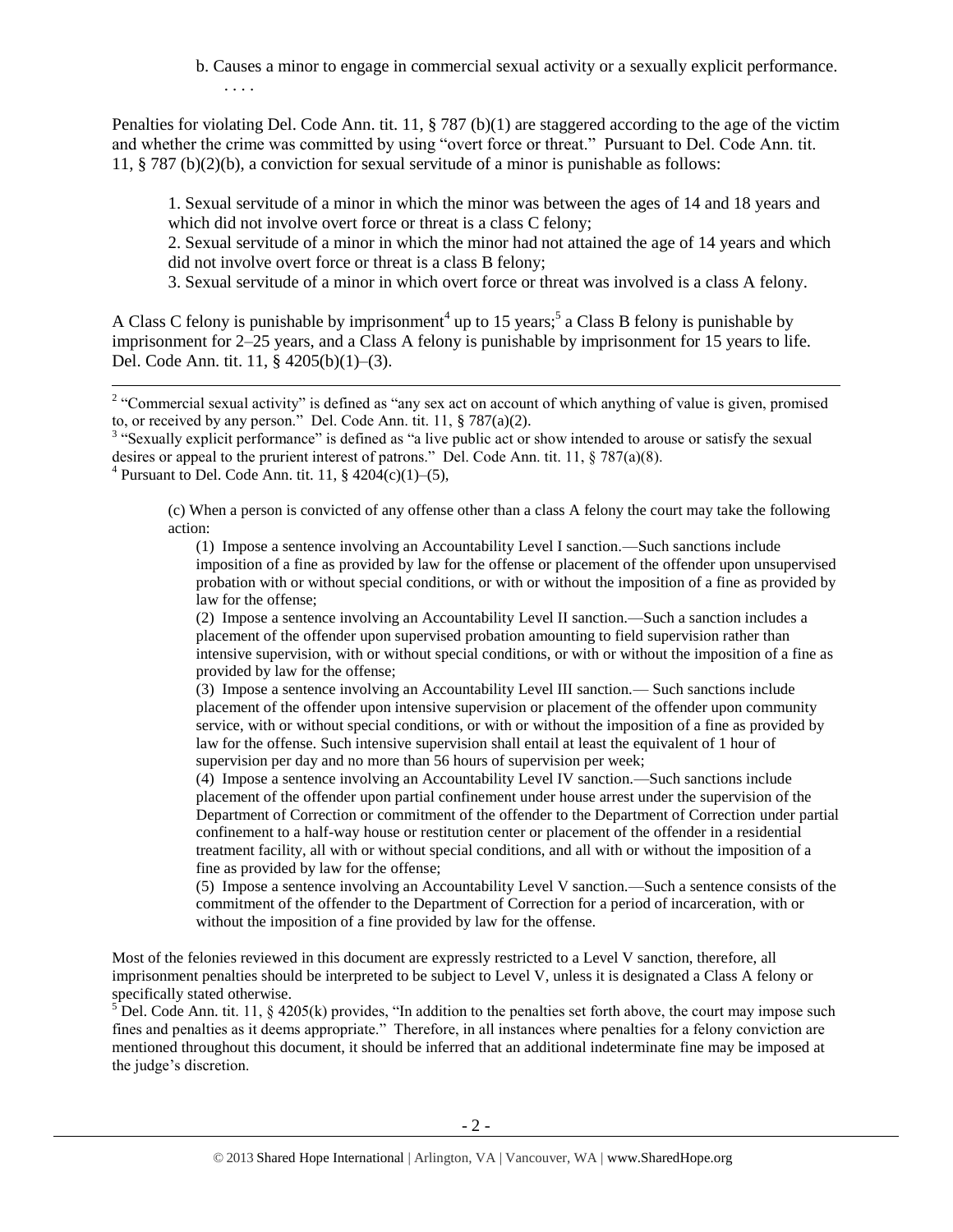b. Causes a minor to engage in commercial sexual activity or a sexually explicit performance.
. . . .

Penalties for violating Del. Code Ann. tit. 11, § 787 (b)(1) are staggered according to the age of the victim and whether the crime was committed by using "overt force or threat." Pursuant to Del. Code Ann. tit. 11, § 787 (b)(2)(b), a conviction for sexual servitude of a minor is punishable as follows:

> 1. Sexual servitude of a minor in which the minor was between the ages of 14 and 18 years and which did not involve overt force or threat is a class C felony;
> 2. Sexual servitude of a minor in which the minor had not attained the age of 14 years and which did not involve overt force or threat is a class B felony;
> 3. Sexual servitude of a minor in which overt force or threat was involved is a class A felony.

A Class C felony is punishable by imprisonment[4] up to 15 years;[5] a Class B felony is punishable by imprisonment for 2–25 years, and a Class A felony is punishable by imprisonment for 15 years to life. Del. Code Ann. tit. 11, § 4205(b)(1)–(3).

---

[2] "Commercial sexual activity" is defined as "any sex act on account of which anything of value is given, promised to, or received by any person." Del. Code Ann. tit. 11, § 787(a)(2).

[3] "Sexually explicit performance" is defined as "a live public act or show intended to arouse or satisfy the sexual desires or appeal to the prurient interest of patrons." Del. Code Ann. tit. 11, § 787(a)(8).

[4] Pursuant to Del. Code Ann. tit. 11, § 4204(c)(1)–(5),

> (c) When a person is convicted of any offense other than a class A felony the court may take the following action:
>
> (1) Impose a sentence involving an Accountability Level I sanction.—Such sanctions include imposition of a fine as provided by law for the offense or placement of the offender upon unsupervised probation with or without special conditions, or with or without the imposition of a fine as provided by law for the offense;
>
> (2) Impose a sentence involving an Accountability Level II sanction.—Such a sanction includes a placement of the offender upon supervised probation amounting to field supervision rather than intensive supervision, with or without special conditions, or with or without the imposition of a fine as provided by law for the offense;
>
> (3) Impose a sentence involving an Accountability Level III sanction.— Such sanctions include placement of the offender upon intensive supervision or placement of the offender upon community service, with or without special conditions, or with or without the imposition of a fine as provided by law for the offense. Such intensive supervision shall entail at least the equivalent of 1 hour of supervision per day and no more than 56 hours of supervision per week;
>
> (4) Impose a sentence involving an Accountability Level IV sanction.—Such sanctions include placement of the offender upon partial confinement under house arrest under the supervision of the Department of Correction or commitment of the offender to the Department of Correction under partial confinement to a half-way house or restitution center or placement of the offender in a residential treatment facility, all with or without special conditions, and all with or without the imposition of a fine as provided by law for the offense;
>
> (5) Impose a sentence involving an Accountability Level V sanction.—Such a sentence consists of the commitment of the offender to the Department of Correction for a period of incarceration, with or without the imposition of a fine provided by law for the offense.

Most of the felonies reviewed in this document are expressly restricted to a Level V sanction, therefore, all imprisonment penalties should be interpreted to be subject to Level V, unless it is designated a Class A felony or specifically stated otherwise.

[5] Del. Code Ann. tit. 11, § 4205(k) provides, "In addition to the penalties set forth above, the court may impose such fines and penalties as it deems appropriate." Therefore, in all instances where penalties for a felony conviction are mentioned throughout this document, it should be inferred that an additional indeterminate fine may be imposed at the judge's discretion.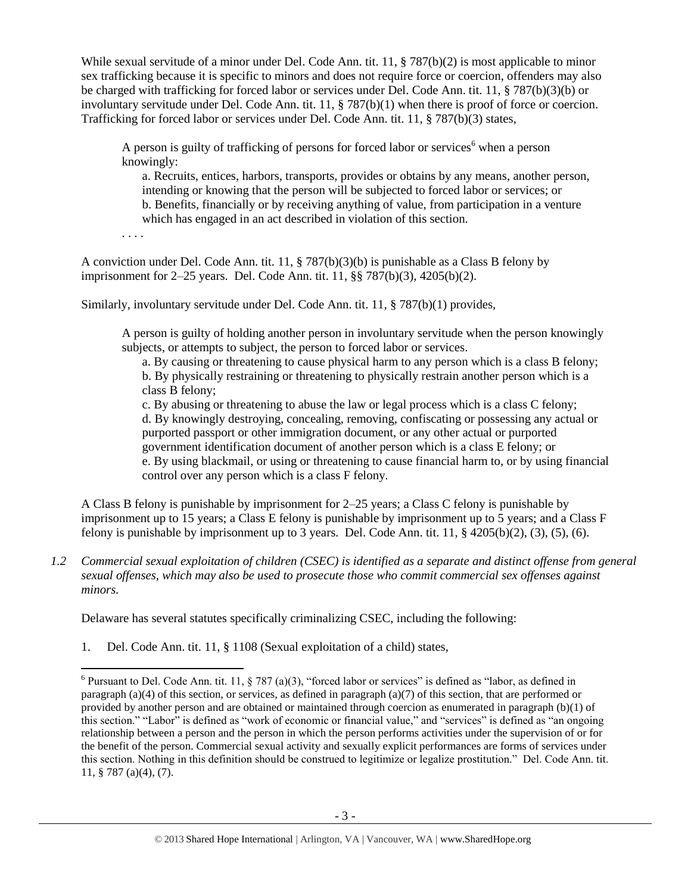While sexual servitude of a minor under Del. Code Ann. tit. 11, § 787(b)(2) is most applicable to minor sex trafficking because it is specific to minors and does not require force or coercion, offenders may also be charged with trafficking for forced labor or services under Del. Code Ann. tit. 11, § 787(b)(3)(b) or involuntary servitude under Del. Code Ann. tit. 11, § 787(b)(1) when there is proof of force or coercion. Trafficking for forced labor or services under Del. Code Ann. tit. 11, § 787(b)(3) states,

> A person is guilty of trafficking of persons for forced labor or services[6] when a person knowingly:
>
> a. Recruits, entices, harbors, transports, provides or obtains by any means, another person, intending or knowing that the person will be subjected to forced labor or services; or
>
> b. Benefits, financially or by receiving anything of value, from participation in a venture which has engaged in an act described in violation of this section.
>
> . . . .

A conviction under Del. Code Ann. tit. 11, § 787(b)(3)(b) is punishable as a Class B felony by imprisonment for 2–25 years. Del. Code Ann. tit. 11, §§ 787(b)(3), 4205(b)(2).

Similarly, involuntary servitude under Del. Code Ann. tit. 11, § 787(b)(1) provides,

> A person is guilty of holding another person in involuntary servitude when the person knowingly subjects, or attempts to subject, the person to forced labor or services.
>
> a. By causing or threatening to cause physical harm to any person which is a class B felony;
>
> b. By physically restraining or threatening to physically restrain another person which is a class B felony;
>
> c. By abusing or threatening to abuse the law or legal process which is a class C felony;
>
> d. By knowingly destroying, concealing, removing, confiscating or possessing any actual or purported passport or other immigration document, or any other actual or purported government identification document of another person which is a class E felony; or
>
> e. By using blackmail, or using or threatening to cause financial harm to, or by using financial control over any person which is a class F felony.

A Class B felony is punishable by imprisonment for 2–25 years; a Class C felony is punishable by imprisonment up to 15 years; a Class E felony is punishable by imprisonment up to 5 years; and a Class F felony is punishable by imprisonment up to 3 years. Del. Code Ann. tit. 11, § 4205(b)(2), (3), (5), (6).

*1.2 Commercial sexual exploitation of children (CSEC) is identified as a separate and distinct offense from general sexual offenses, which may also be used to prosecute those who commit commercial sex offenses against minors.*

Delaware has several statutes specifically criminalizing CSEC, including the following:

1. Del. Code Ann. tit. 11, § 1108 (Sexual exploitation of a child) states,

---

[6] Pursuant to Del. Code Ann. tit. 11, § 787 (a)(3), "forced labor or services" is defined as "labor, as defined in paragraph (a)(4) of this section, or services, as defined in paragraph (a)(7) of this section, that are performed or provided by another person and are obtained or maintained through coercion as enumerated in paragraph (b)(1) of this section." "Labor" is defined as "work of economic or financial value," and "services" is defined as "an ongoing relationship between a person and the person in which the person performs activities under the supervision of or for the benefit of the person. Commercial sexual activity and sexually explicit performances are forms of services under this section. Nothing in this definition should be construed to legitimize or legalize prostitution." Del. Code Ann. tit. 11, § 787 (a)(4), (7).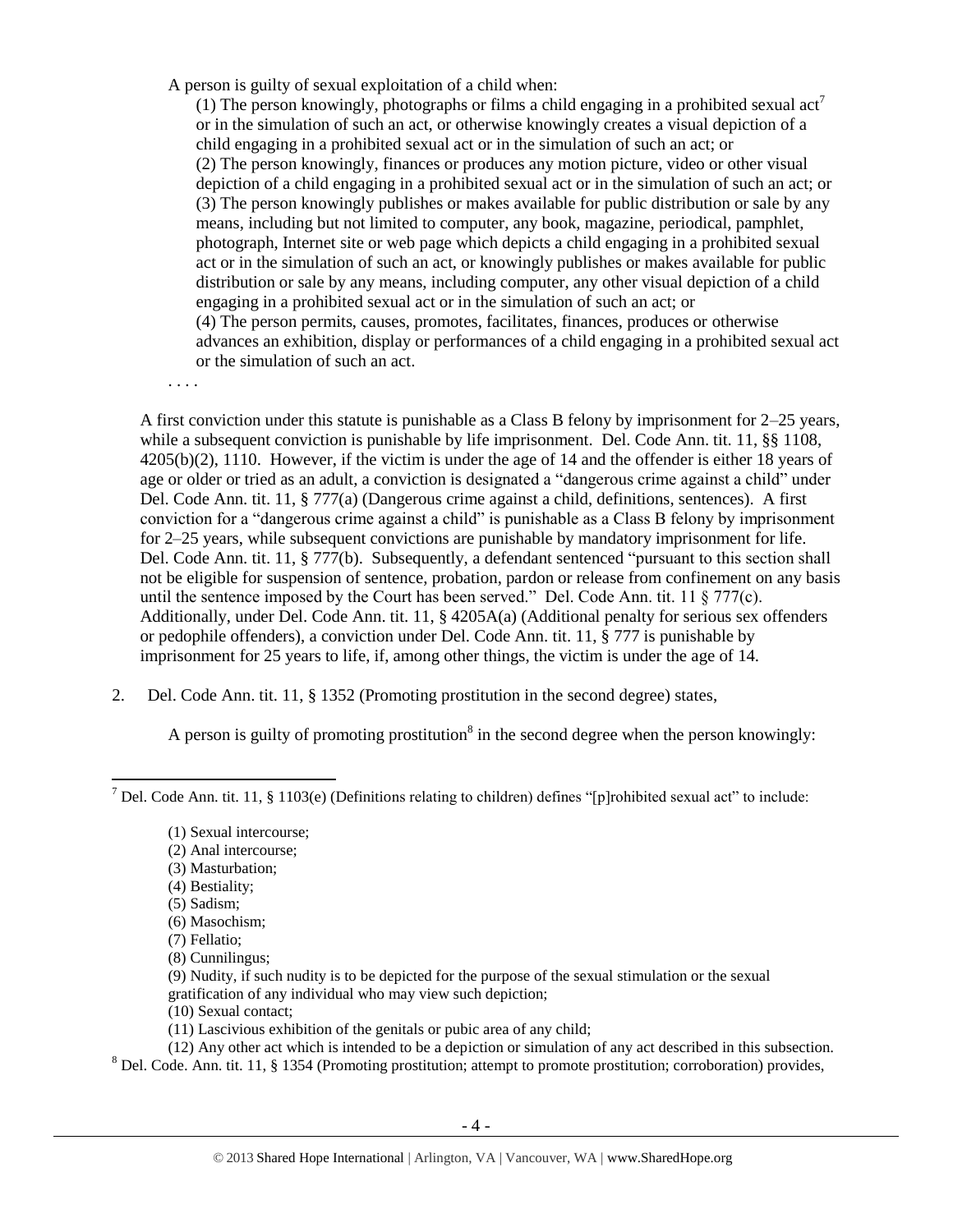A person is guilty of sexual exploitation of a child when:

(1) The person knowingly, photographs or films a child engaging in a prohibited sexual act[7] or in the simulation of such an act, or otherwise knowingly creates a visual depiction of a child engaging in a prohibited sexual act or in the simulation of such an act; or

(2) The person knowingly, finances or produces any motion picture, video or other visual depiction of a child engaging in a prohibited sexual act or in the simulation of such an act; or

(3) The person knowingly publishes or makes available for public distribution or sale by any means, including but not limited to computer, any book, magazine, periodical, pamphlet, photograph, Internet site or web page which depicts a child engaging in a prohibited sexual act or in the simulation of such an act, or knowingly publishes or makes available for public distribution or sale by any means, including computer, any other visual depiction of a child engaging in a prohibited sexual act or in the simulation of such an act; or

(4) The person permits, causes, promotes, facilitates, finances, produces or otherwise advances an exhibition, display or performances of a child engaging in a prohibited sexual act or the simulation of such an act.

. . . .

A first conviction under this statute is punishable as a Class B felony by imprisonment for 2–25 years, while a subsequent conviction is punishable by life imprisonment. Del. Code Ann. tit. 11, §§ 1108, 4205(b)(2), 1110. However, if the victim is under the age of 14 and the offender is either 18 years of age or older or tried as an adult, a conviction is designated a "dangerous crime against a child" under Del. Code Ann. tit. 11, § 777(a) (Dangerous crime against a child, definitions, sentences). A first conviction for a "dangerous crime against a child" is punishable as a Class B felony by imprisonment for 2–25 years, while subsequent convictions are punishable by mandatory imprisonment for life. Del. Code Ann. tit. 11, § 777(b). Subsequently, a defendant sentenced "pursuant to this section shall not be eligible for suspension of sentence, probation, pardon or release from confinement on any basis until the sentence imposed by the Court has been served." Del. Code Ann. tit. 11 § 777(c). Additionally, under Del. Code Ann. tit. 11, § 4205A(a) (Additional penalty for serious sex offenders or pedophile offenders), a conviction under Del. Code Ann. tit. 11, § 777 is punishable by imprisonment for 25 years to life, if, among other things, the victim is under the age of 14.

2. Del. Code Ann. tit. 11, § 1352 (Promoting prostitution in the second degree) states,

A person is guilty of promoting prostitution[8] in the second degree when the person knowingly:

---

[7] Del. Code Ann. tit. 11, § 1103(e) (Definitions relating to children) defines "[p]rohibited sexual act" to include:

(1) Sexual intercourse;
(2) Anal intercourse;
(3) Masturbation;
(4) Bestiality;
(5) Sadism;
(6) Masochism;
(7) Fellatio;
(8) Cunnilingus;
(9) Nudity, if such nudity is to be depicted for the purpose of the sexual stimulation or the sexual gratification of any individual who may view such depiction;
(10) Sexual contact;
(11) Lascivious exhibition of the genitals or pubic area of any child;
(12) Any other act which is intended to be a depiction or simulation of any act described in this subsection.

[8] Del. Code. Ann. tit. 11, § 1354 (Promoting prostitution; attempt to promote prostitution; corroboration) provides,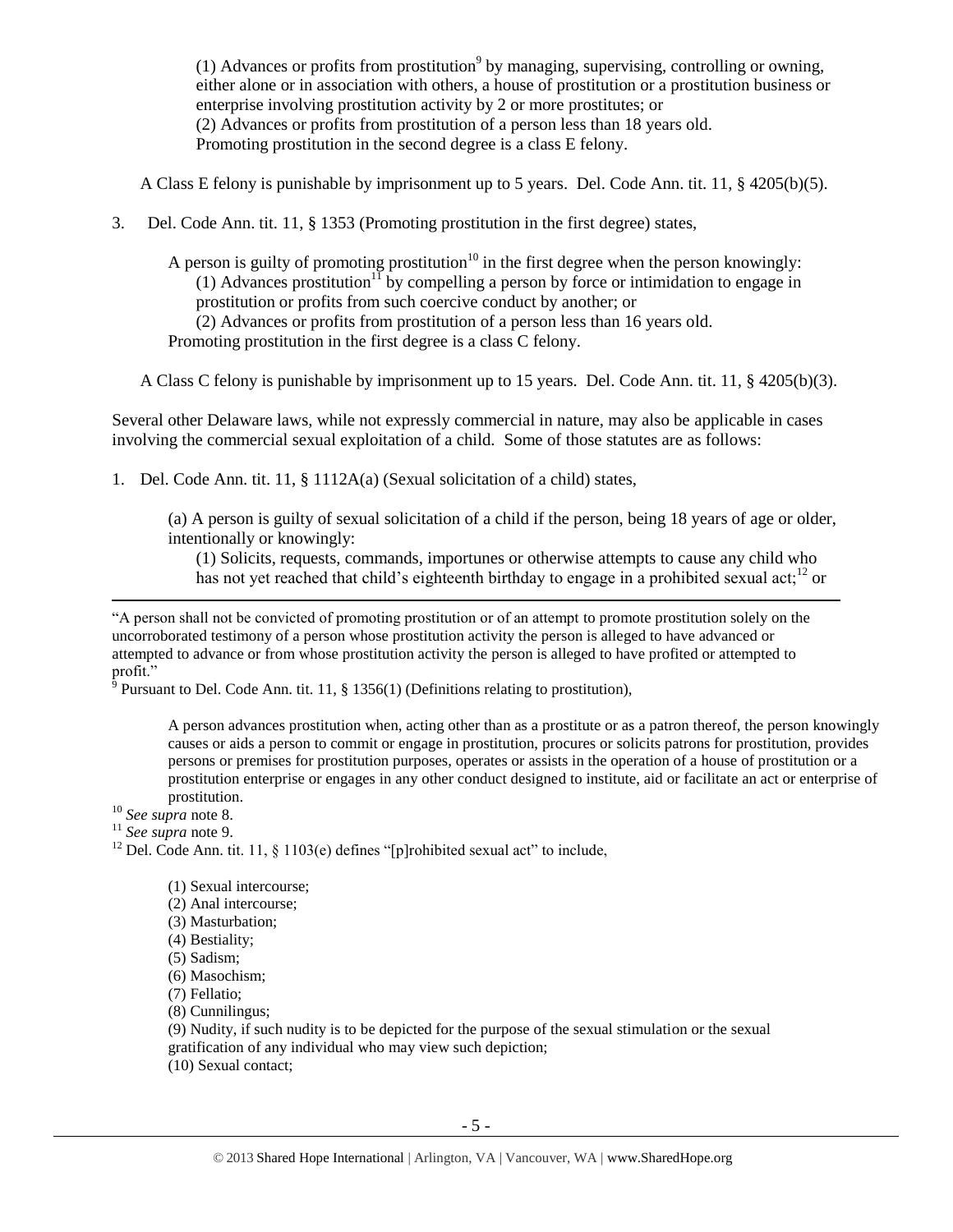(1) Advances or profits from prostitution[9] by managing, supervising, controlling or owning, either alone or in association with others, a house of prostitution or a prostitution business or enterprise involving prostitution activity by 2 or more prostitutes; or
(2) Advances or profits from prostitution of a person less than 18 years old.
Promoting prostitution in the second degree is a class E felony.

A Class E felony is punishable by imprisonment up to 5 years. Del. Code Ann. tit. 11, § 4205(b)(5).

3. Del. Code Ann. tit. 11, § 1353 (Promoting prostitution in the first degree) states,

A person is guilty of promoting prostitution[10] in the first degree when the person knowingly:
(1) Advances prostitution[11] by compelling a person by force or intimidation to engage in prostitution or profits from such coercive conduct by another; or
(2) Advances or profits from prostitution of a person less than 16 years old.
Promoting prostitution in the first degree is a class C felony.

A Class C felony is punishable by imprisonment up to 15 years. Del. Code Ann. tit. 11, § 4205(b)(3).

Several other Delaware laws, while not expressly commercial in nature, may also be applicable in cases involving the commercial sexual exploitation of a child. Some of those statutes are as follows:

1. Del. Code Ann. tit. 11, § 1112A(a) (Sexual solicitation of a child) states,

(a) A person is guilty of sexual solicitation of a child if the person, being 18 years of age or older, intentionally or knowingly:
(1) Solicits, requests, commands, importunes or otherwise attempts to cause any child who has not yet reached that child's eighteenth birthday to engage in a prohibited sexual act;[12] or

---

"A person shall not be convicted of promoting prostitution or of an attempt to promote prostitution solely on the uncorroborated testimony of a person whose prostitution activity the person is alleged to have advanced or attempted to advance or from whose prostitution activity the person is alleged to have profited or attempted to profit."

[9] Pursuant to Del. Code Ann. tit. 11, § 1356(1) (Definitions relating to prostitution),

A person advances prostitution when, acting other than as a prostitute or as a patron thereof, the person knowingly causes or aids a person to commit or engage in prostitution, procures or solicits patrons for prostitution, provides persons or premises for prostitution purposes, operates or assists in the operation of a house of prostitution or a prostitution enterprise or engages in any other conduct designed to institute, aid or facilitate an act or enterprise of prostitution.

[10] *See supra* note 8.

[11] *See supra* note 9.

[12] Del. Code Ann. tit. 11, § 1103(e) defines "[p]rohibited sexual act" to include,

(1) Sexual intercourse;
(2) Anal intercourse;
(3) Masturbation;
(4) Bestiality;
(5) Sadism;
(6) Masochism;
(7) Fellatio;
(8) Cunnilingus;
(9) Nudity, if such nudity is to be depicted for the purpose of the sexual stimulation or the sexual gratification of any individual who may view such depiction;
(10) Sexual contact;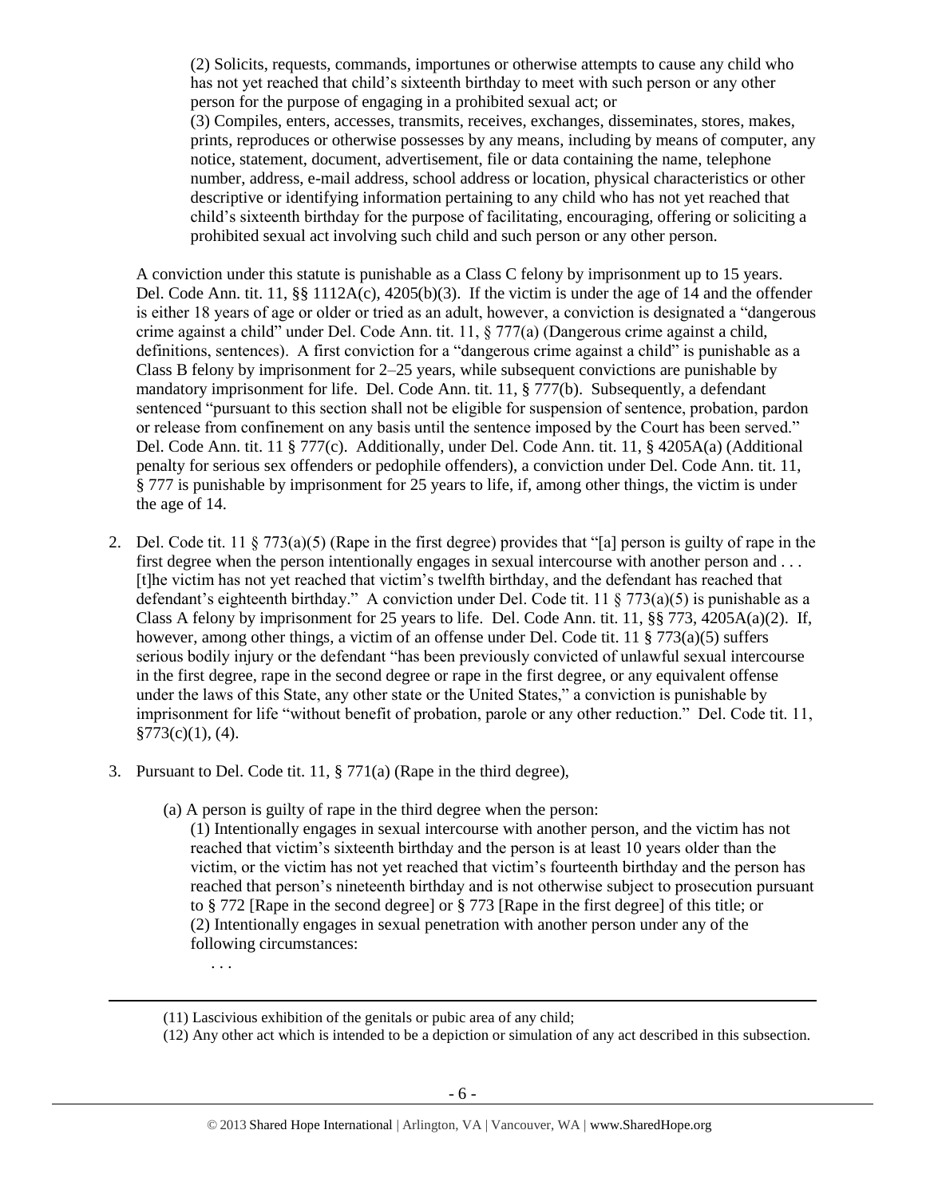(2) Solicits, requests, commands, importunes or otherwise attempts to cause any child who has not yet reached that child's sixteenth birthday to meet with such person or any other person for the purpose of engaging in a prohibited sexual act; or
(3) Compiles, enters, accesses, transmits, receives, exchanges, disseminates, stores, makes, prints, reproduces or otherwise possesses by any means, including by means of computer, any notice, statement, document, advertisement, file or data containing the name, telephone number, address, e-mail address, school address or location, physical characteristics or other descriptive or identifying information pertaining to any child who has not yet reached that child's sixteenth birthday for the purpose of facilitating, encouraging, offering or soliciting a prohibited sexual act involving such child and such person or any other person.

A conviction under this statute is punishable as a Class C felony by imprisonment up to 15 years. Del. Code Ann. tit. 11, §§ 1112A(c), 4205(b)(3). If the victim is under the age of 14 and the offender is either 18 years of age or older or tried as an adult, however, a conviction is designated a "dangerous crime against a child" under Del. Code Ann. tit. 11, § 777(a) (Dangerous crime against a child, definitions, sentences). A first conviction for a "dangerous crime against a child" is punishable as a Class B felony by imprisonment for 2–25 years, while subsequent convictions are punishable by mandatory imprisonment for life. Del. Code Ann. tit. 11, § 777(b). Subsequently, a defendant sentenced "pursuant to this section shall not be eligible for suspension of sentence, probation, pardon or release from confinement on any basis until the sentence imposed by the Court has been served." Del. Code Ann. tit. 11 § 777(c). Additionally, under Del. Code Ann. tit. 11, § 4205A(a) (Additional penalty for serious sex offenders or pedophile offenders), a conviction under Del. Code Ann. tit. 11, § 777 is punishable by imprisonment for 25 years to life, if, among other things, the victim is under the age of 14.

2. Del. Code tit. 11 § 773(a)(5) (Rape in the first degree) provides that "[a] person is guilty of rape in the first degree when the person intentionally engages in sexual intercourse with another person and . . . [t]he victim has not yet reached that victim's twelfth birthday, and the defendant has reached that defendant's eighteenth birthday." A conviction under Del. Code tit. 11 § 773(a)(5) is punishable as a Class A felony by imprisonment for 25 years to life. Del. Code Ann. tit. 11, §§ 773, 4205A(a)(2). If, however, among other things, a victim of an offense under Del. Code tit. 11 § 773(a)(5) suffers serious bodily injury or the defendant "has been previously convicted of unlawful sexual intercourse in the first degree, rape in the second degree or rape in the first degree, or any equivalent offense under the laws of this State, any other state or the United States," a conviction is punishable by imprisonment for life "without benefit of probation, parole or any other reduction." Del. Code tit. 11, §773(c)(1), (4).

3. Pursuant to Del. Code tit. 11, § 771(a) (Rape in the third degree),

   (a) A person is guilty of rape in the third degree when the person:
   (1) Intentionally engages in sexual intercourse with another person, and the victim has not reached that victim's sixteenth birthday and the person is at least 10 years older than the victim, or the victim has not yet reached that victim's fourteenth birthday and the person has reached that person's nineteenth birthday and is not otherwise subject to prosecution pursuant to § 772 [Rape in the second degree] or § 773 [Rape in the first degree] of this title; or
   (2) Intentionally engages in sexual penetration with another person under any of the following circumstances:
   . . .

---

(11) Lascivious exhibition of the genitals or pubic area of any child;
(12) Any other act which is intended to be a depiction or simulation of any act described in this subsection.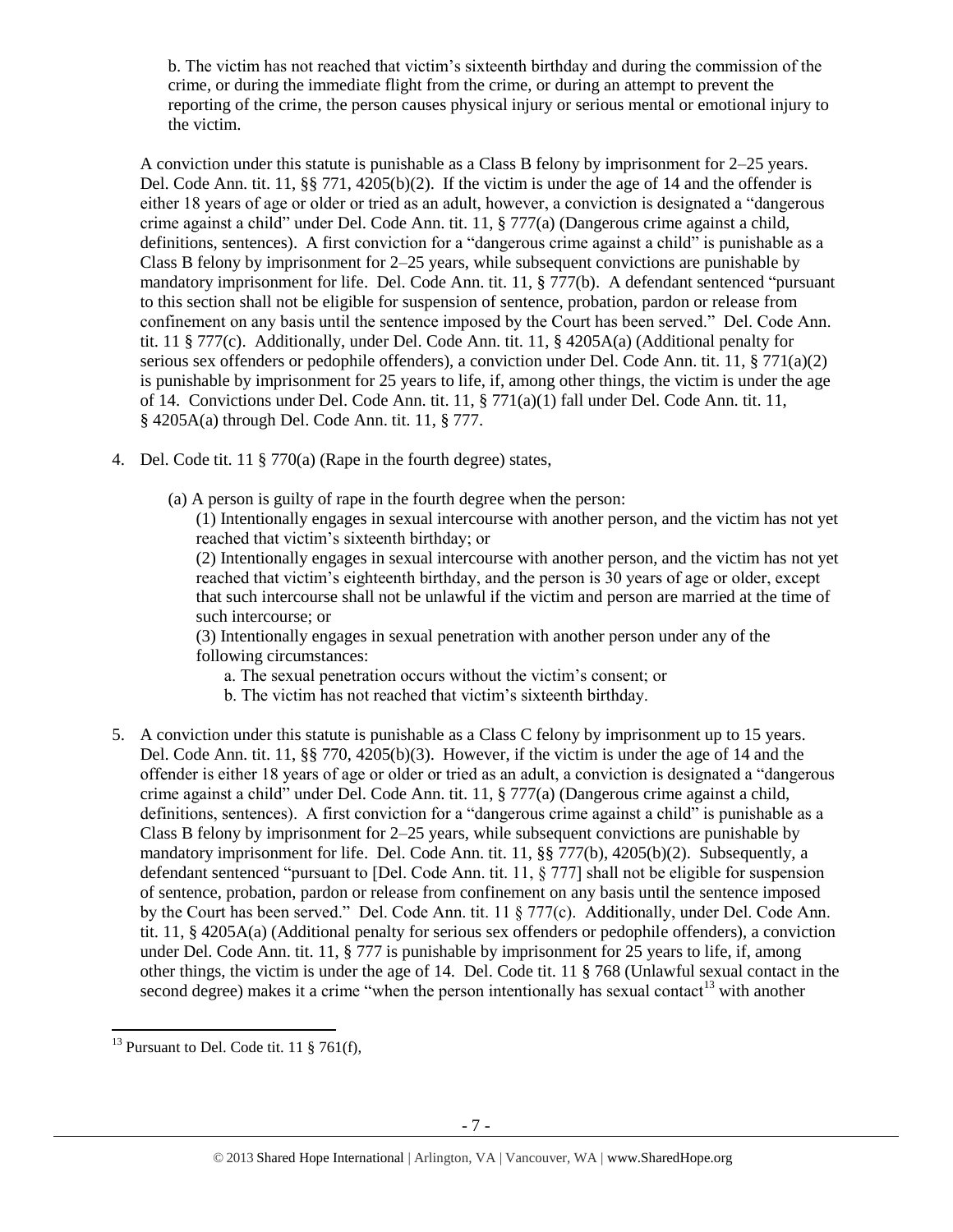b. The victim has not reached that victim's sixteenth birthday and during the commission of the crime, or during the immediate flight from the crime, or during an attempt to prevent the reporting of the crime, the person causes physical injury or serious mental or emotional injury to the victim.

A conviction under this statute is punishable as a Class B felony by imprisonment for 2–25 years. Del. Code Ann. tit. 11, §§ 771, 4205(b)(2). If the victim is under the age of 14 and the offender is either 18 years of age or older or tried as an adult, however, a conviction is designated a "dangerous crime against a child" under Del. Code Ann. tit. 11, § 777(a) (Dangerous crime against a child, definitions, sentences). A first conviction for a "dangerous crime against a child" is punishable as a Class B felony by imprisonment for 2–25 years, while subsequent convictions are punishable by mandatory imprisonment for life. Del. Code Ann. tit. 11, § 777(b). A defendant sentenced "pursuant to this section shall not be eligible for suspension of sentence, probation, pardon or release from confinement on any basis until the sentence imposed by the Court has been served." Del. Code Ann. tit. 11 § 777(c). Additionally, under Del. Code Ann. tit. 11, § 4205A(a) (Additional penalty for serious sex offenders or pedophile offenders), a conviction under Del. Code Ann. tit. 11, § 771(a)(2) is punishable by imprisonment for 25 years to life, if, among other things, the victim is under the age of 14. Convictions under Del. Code Ann. tit. 11, § 771(a)(1) fall under Del. Code Ann. tit. 11, § 4205A(a) through Del. Code Ann. tit. 11, § 777.

4. Del. Code tit. 11 § 770(a) (Rape in the fourth degree) states,

   (a) A person is guilty of rape in the fourth degree when the person:

   (1) Intentionally engages in sexual intercourse with another person, and the victim has not yet reached that victim's sixteenth birthday; or

   (2) Intentionally engages in sexual intercourse with another person, and the victim has not yet reached that victim's eighteenth birthday, and the person is 30 years of age or older, except that such intercourse shall not be unlawful if the victim and person are married at the time of such intercourse; or

   (3) Intentionally engages in sexual penetration with another person under any of the following circumstances:

   a. The sexual penetration occurs without the victim's consent; or

   b. The victim has not reached that victim's sixteenth birthday.

5. A conviction under this statute is punishable as a Class C felony by imprisonment up to 15 years. Del. Code Ann. tit. 11, §§ 770, 4205(b)(3). However, if the victim is under the age of 14 and the offender is either 18 years of age or older or tried as an adult, a conviction is designated a "dangerous crime against a child" under Del. Code Ann. tit. 11, § 777(a) (Dangerous crime against a child, definitions, sentences). A first conviction for a "dangerous crime against a child" is punishable as a Class B felony by imprisonment for 2–25 years, while subsequent convictions are punishable by mandatory imprisonment for life. Del. Code Ann. tit. 11, §§ 777(b), 4205(b)(2). Subsequently, a defendant sentenced "pursuant to [Del. Code Ann. tit. 11, § 777] shall not be eligible for suspension of sentence, probation, pardon or release from confinement on any basis until the sentence imposed by the Court has been served." Del. Code Ann. tit. 11 § 777(c). Additionally, under Del. Code Ann. tit. 11, § 4205A(a) (Additional penalty for serious sex offenders or pedophile offenders), a conviction under Del. Code Ann. tit. 11, § 777 is punishable by imprisonment for 25 years to life, if, among other things, the victim is under the age of 14. Del. Code tit. 11 § 768 (Unlawful sexual contact in the second degree) makes it a crime "when the person intentionally has sexual contact[13] with another

[13] Pursuant to Del. Code tit. 11 § 761(f),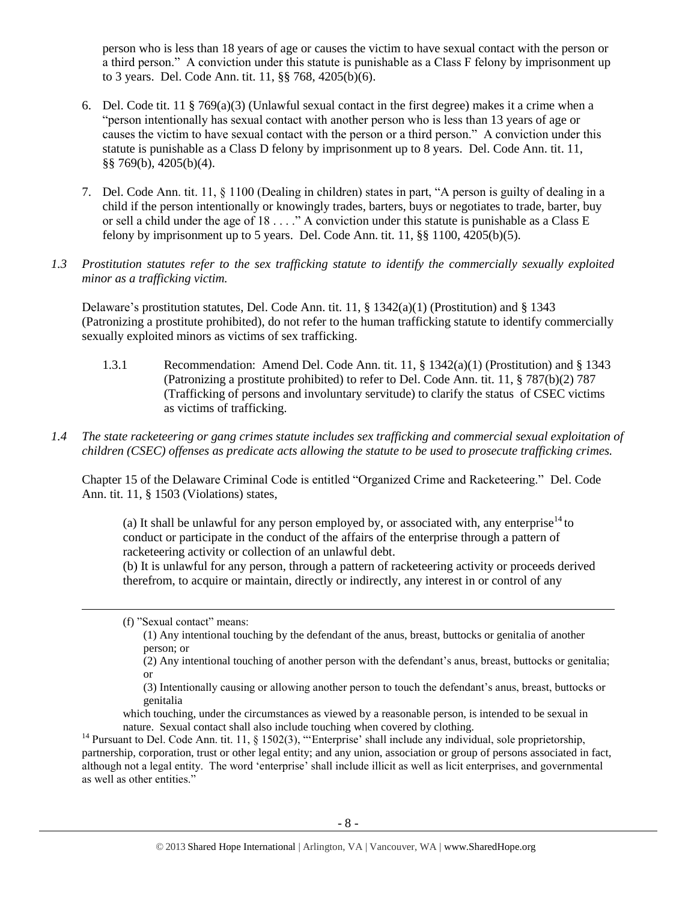person who is less than 18 years of age or causes the victim to have sexual contact with the person or a third person." A conviction under this statute is punishable as a Class F felony by imprisonment up to 3 years. Del. Code Ann. tit. 11, §§ 768, 4205(b)(6).

6. Del. Code tit. 11 § 769(a)(3) (Unlawful sexual contact in the first degree) makes it a crime when a "person intentionally has sexual contact with another person who is less than 13 years of age or causes the victim to have sexual contact with the person or a third person." A conviction under this statute is punishable as a Class D felony by imprisonment up to 8 years. Del. Code Ann. tit. 11, §§ 769(b), 4205(b)(4).

7. Del. Code Ann. tit. 11, § 1100 (Dealing in children) states in part, "A person is guilty of dealing in a child if the person intentionally or knowingly trades, barters, buys or negotiates to trade, barter, buy or sell a child under the age of 18 . . . ." A conviction under this statute is punishable as a Class E felony by imprisonment up to 5 years. Del. Code Ann. tit. 11, §§ 1100, 4205(b)(5).

*1.3 Prostitution statutes refer to the sex trafficking statute to identify the commercially sexually exploited minor as a trafficking victim.*

Delaware's prostitution statutes, Del. Code Ann. tit. 11, § 1342(a)(1) (Prostitution) and § 1343 (Patronizing a prostitute prohibited), do not refer to the human trafficking statute to identify commercially sexually exploited minors as victims of sex trafficking.

1.3.1 Recommendation: Amend Del. Code Ann. tit. 11, § 1342(a)(1) (Prostitution) and § 1343 (Patronizing a prostitute prohibited) to refer to Del. Code Ann. tit. 11, § 787(b)(2) 787 (Trafficking of persons and involuntary servitude) to clarify the status of CSEC victims as victims of trafficking.

*1.4 The state racketeering or gang crimes statute includes sex trafficking and commercial sexual exploitation of children (CSEC) offenses as predicate acts allowing the statute to be used to prosecute trafficking crimes.*

Chapter 15 of the Delaware Criminal Code is entitled "Organized Crime and Racketeering." Del. Code Ann. tit. 11, § 1503 (Violations) states,

> (a) It shall be unlawful for any person employed by, or associated with, any enterprise[14] to conduct or participate in the conduct of the affairs of the enterprise through a pattern of racketeering activity or collection of an unlawful debt.
> (b) It is unlawful for any person, through a pattern of racketeering activity or proceeds derived therefrom, to acquire or maintain, directly or indirectly, any interest in or control of any

---

(f) "Sexual contact" means:

(1) Any intentional touching by the defendant of the anus, breast, buttocks or genitalia of another person; or

(2) Any intentional touching of another person with the defendant's anus, breast, buttocks or genitalia; or

(3) Intentionally causing or allowing another person to touch the defendant's anus, breast, buttocks or genitalia

which touching, under the circumstances as viewed by a reasonable person, is intended to be sexual in nature. Sexual contact shall also include touching when covered by clothing.

[14] Pursuant to Del. Code Ann. tit. 11, § 1502(3), "'Enterprise' shall include any individual, sole proprietorship, partnership, corporation, trust or other legal entity; and any union, association or group of persons associated in fact, although not a legal entity. The word 'enterprise' shall include illicit as well as licit enterprises, and governmental as well as other entities."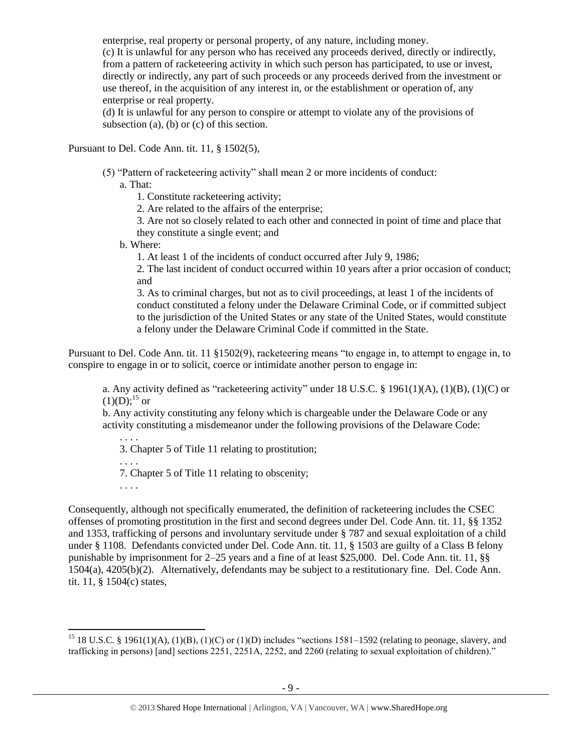enterprise, real property or personal property, of any nature, including money.

(c) It is unlawful for any person who has received any proceeds derived, directly or indirectly, from a pattern of racketeering activity in which such person has participated, to use or invest, directly or indirectly, any part of such proceeds or any proceeds derived from the investment or use thereof, in the acquisition of any interest in, or the establishment or operation of, any enterprise or real property.

(d) It is unlawful for any person to conspire or attempt to violate any of the provisions of subsection (a), (b) or (c) of this section.

Pursuant to Del. Code Ann. tit. 11, § 1502(5),

> (5) "Pattern of racketeering activity" shall mean 2 or more incidents of conduct:
>
> a. That:
>
> 1. Constitute racketeering activity;
> 2. Are related to the affairs of the enterprise;
> 3. Are not so closely related to each other and connected in point of time and place that they constitute a single event; and
>
> b. Where:
>
> 1. At least 1 of the incidents of conduct occurred after July 9, 1986;
> 2. The last incident of conduct occurred within 10 years after a prior occasion of conduct; and
> 3. As to criminal charges, but not as to civil proceedings, at least 1 of the incidents of conduct constituted a felony under the Delaware Criminal Code, or if committed subject to the jurisdiction of the United States or any state of the United States, would constitute a felony under the Delaware Criminal Code if committed in the State.

Pursuant to Del. Code Ann. tit. 11 §1502(9), racketeering means "to engage in, to attempt to engage in, to conspire to engage in or to solicit, coerce or intimidate another person to engage in:

> a. Any activity defined as "racketeering activity" under 18 U.S.C. § 1961(1)(A), (1)(B), (1)(C) or (1)(D);[15] or
>
> b. Any activity constituting any felony which is chargeable under the Delaware Code or any activity constituting a misdemeanor under the following provisions of the Delaware Code:
>
> . . . .
>
> 3. Chapter 5 of Title 11 relating to prostitution;
>
> . . . .
>
> 7. Chapter 5 of Title 11 relating to obscenity;
>
> . . . .

Consequently, although not specifically enumerated, the definition of racketeering includes the CSEC offenses of promoting prostitution in the first and second degrees under Del. Code Ann. tit. 11, §§ 1352 and 1353, trafficking of persons and involuntary servitude under § 787 and sexual exploitation of a child under § 1108. Defendants convicted under Del. Code Ann. tit. 11, § 1503 are guilty of a Class B felony punishable by imprisonment for 2–25 years and a fine of at least $25,000. Del. Code Ann. tit. 11, §§ 1504(a), 4205(b)(2). Alternatively, defendants may be subject to a restitutionary fine. Del. Code Ann. tit. 11, § 1504(c) states,

---

[15] 18 U.S.C. § 1961(1)(A), (1)(B), (1)(C) or (1)(D) includes "sections 1581–1592 (relating to peonage, slavery, and trafficking in persons) [and] sections 2251, 2251A, 2252, and 2260 (relating to sexual exploitation of children)."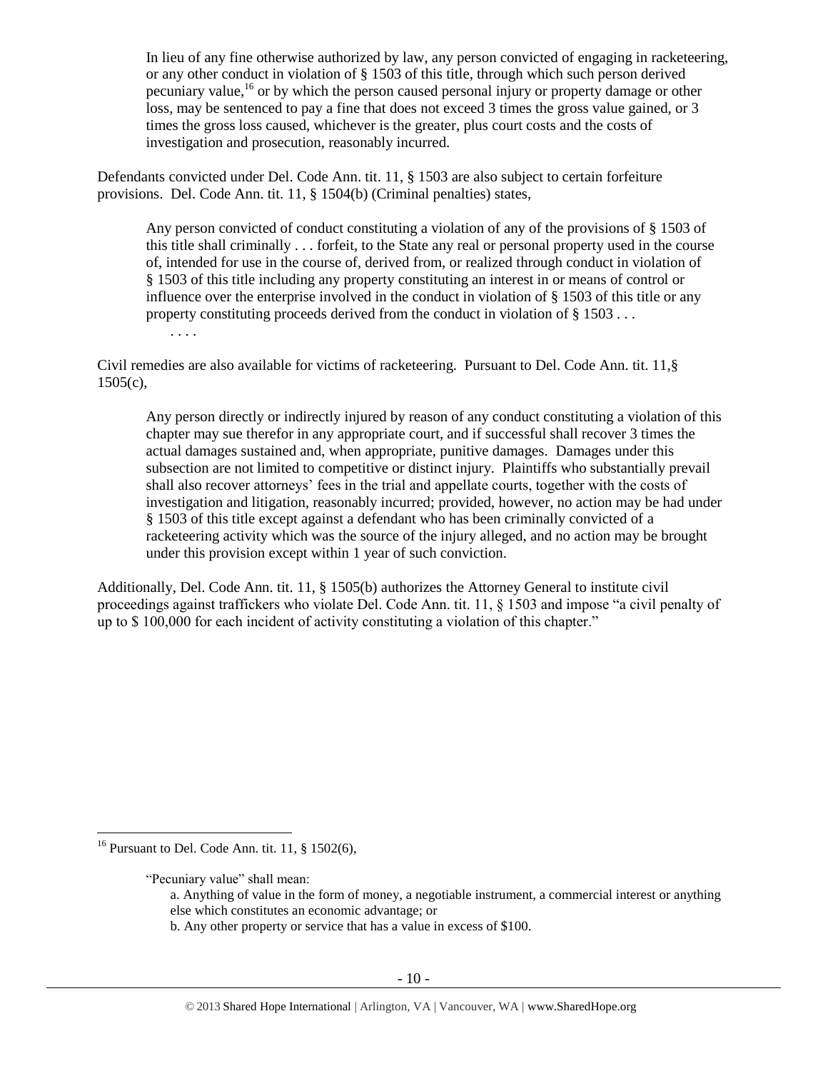> In lieu of any fine otherwise authorized by law, any person convicted of engaging in racketeering, or any other conduct in violation of § 1503 of this title, through which such person derived pecuniary value,[16] or by which the person caused personal injury or property damage or other loss, may be sentenced to pay a fine that does not exceed 3 times the gross value gained, or 3 times the gross loss caused, whichever is the greater, plus court costs and the costs of investigation and prosecution, reasonably incurred.

Defendants convicted under Del. Code Ann. tit. 11, § 1503 are also subject to certain forfeiture provisions. Del. Code Ann. tit. 11, § 1504(b) (Criminal penalties) states,

> Any person convicted of conduct constituting a violation of any of the provisions of § 1503 of this title shall criminally . . . forfeit, to the State any real or personal property used in the course of, intended for use in the course of, derived from, or realized through conduct in violation of § 1503 of this title including any property constituting an interest in or means of control or influence over the enterprise involved in the conduct in violation of § 1503 of this title or any property constituting proceeds derived from the conduct in violation of § 1503 . . .
>
> . . . .

Civil remedies are also available for victims of racketeering. Pursuant to Del. Code Ann. tit. 11,§ 1505(c),

> Any person directly or indirectly injured by reason of any conduct constituting a violation of this chapter may sue therefor in any appropriate court, and if successful shall recover 3 times the actual damages sustained and, when appropriate, punitive damages. Damages under this subsection are not limited to competitive or distinct injury. Plaintiffs who substantially prevail shall also recover attorneys' fees in the trial and appellate courts, together with the costs of investigation and litigation, reasonably incurred; provided, however, no action may be had under § 1503 of this title except against a defendant who has been criminally convicted of a racketeering activity which was the source of the injury alleged, and no action may be brought under this provision except within 1 year of such conviction.

Additionally, Del. Code Ann. tit. 11, § 1505(b) authorizes the Attorney General to institute civil proceedings against traffickers who violate Del. Code Ann. tit. 11, § 1503 and impose "a civil penalty of up to $ 100,000 for each incident of activity constituting a violation of this chapter."

---

[16] Pursuant to Del. Code Ann. tit. 11, § 1502(6),

> "Pecuniary value" shall mean:
>
> a. Anything of value in the form of money, a negotiable instrument, a commercial interest or anything else which constitutes an economic advantage; or
>
> b. Any other property or service that has a value in excess of $100.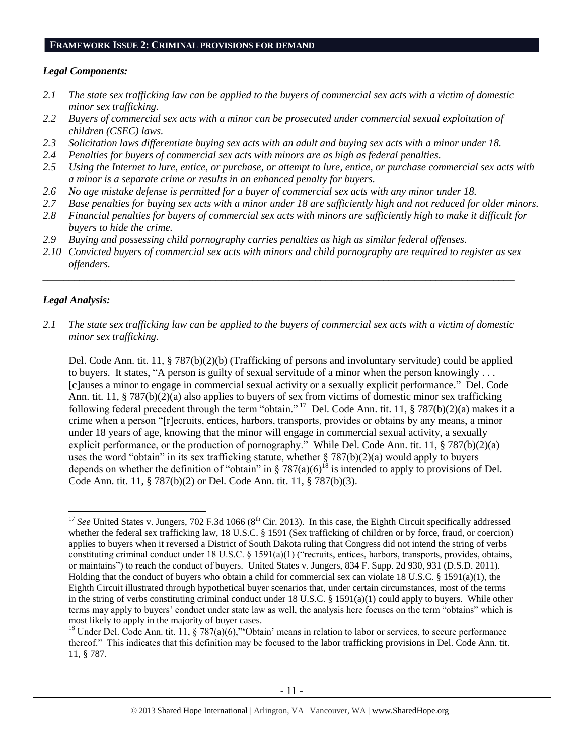## FRAMEWORK ISSUE 2: CRIMINAL PROVISIONS FOR DEMAND

### *Legal Components:*

*2.1 The state sex trafficking law can be applied to the buyers of commercial sex acts with a victim of domestic minor sex trafficking.*
*2.2 Buyers of commercial sex acts with a minor can be prosecuted under commercial sexual exploitation of children (CSEC) laws.*
*2.3 Solicitation laws differentiate buying sex acts with an adult and buying sex acts with a minor under 18.*
*2.4 Penalties for buyers of commercial sex acts with minors are as high as federal penalties.*
*2.5 Using the Internet to lure, entice, or purchase, or attempt to lure, entice, or purchase commercial sex acts with a minor is a separate crime or results in an enhanced penalty for buyers.*
*2.6 No age mistake defense is permitted for a buyer of commercial sex acts with any minor under 18.*
*2.7 Base penalties for buying sex acts with a minor under 18 are sufficiently high and not reduced for older minors.*
*2.8 Financial penalties for buyers of commercial sex acts with minors are sufficiently high to make it difficult for buyers to hide the crime.*
*2.9 Buying and possessing child pornography carries penalties as high as similar federal offenses.*
*2.10 Convicted buyers of commercial sex acts with minors and child pornography are required to register as sex offenders.*

---

### *Legal Analysis:*

*2.1 The state sex trafficking law can be applied to the buyers of commercial sex acts with a victim of domestic minor sex trafficking.*

Del. Code Ann. tit. 11, § 787(b)(2)(b) (Trafficking of persons and involuntary servitude) could be applied to buyers. It states, "A person is guilty of sexual servitude of a minor when the person knowingly . . . [c]auses a minor to engage in commercial sexual activity or a sexually explicit performance." Del. Code Ann. tit. 11, § 787(b)(2)(a) also applies to buyers of sex from victims of domestic minor sex trafficking following federal precedent through the term "obtain."[17] Del. Code Ann. tit. 11, § 787(b)(2)(a) makes it a crime when a person "[r]ecruits, entices, harbors, transports, provides or obtains by any means, a minor under 18 years of age, knowing that the minor will engage in commercial sexual activity, a sexually explicit performance, or the production of pornography." While Del. Code Ann. tit. 11, § 787(b)(2)(a) uses the word "obtain" in its sex trafficking statute, whether § 787(b)(2)(a) would apply to buyers depends on whether the definition of "obtain" in § 787(a)(6)[18] is intended to apply to provisions of Del. Code Ann. tit. 11, § 787(b)(2) or Del. Code Ann. tit. 11, § 787(b)(3).

---

[17] *See* United States v. Jungers, 702 F.3d 1066 (8th Cir. 2013). In this case, the Eighth Circuit specifically addressed whether the federal sex trafficking law, 18 U.S.C. § 1591 (Sex trafficking of children or by force, fraud, or coercion) applies to buyers when it reversed a District of South Dakota ruling that Congress did not intend the string of verbs constituting criminal conduct under 18 U.S.C. § 1591(a)(1) ("recruits, entices, harbors, transports, provides, obtains, or maintains") to reach the conduct of buyers. United States v. Jungers, 834 F. Supp. 2d 930, 931 (D.S.D. 2011). Holding that the conduct of buyers who obtain a child for commercial sex can violate 18 U.S.C. § 1591(a)(1), the Eighth Circuit illustrated through hypothetical buyer scenarios that, under certain circumstances, most of the terms in the string of verbs constituting criminal conduct under 18 U.S.C. § 1591(a)(1) could apply to buyers. While other terms may apply to buyers' conduct under state law as well, the analysis here focuses on the term "obtains" which is most likely to apply in the majority of buyer cases.

[18] Under Del. Code Ann. tit. 11, § 787(a)(6),"'Obtain' means in relation to labor or services, to secure performance thereof." This indicates that this definition may be focused to the labor trafficking provisions in Del. Code Ann. tit. 11, § 787.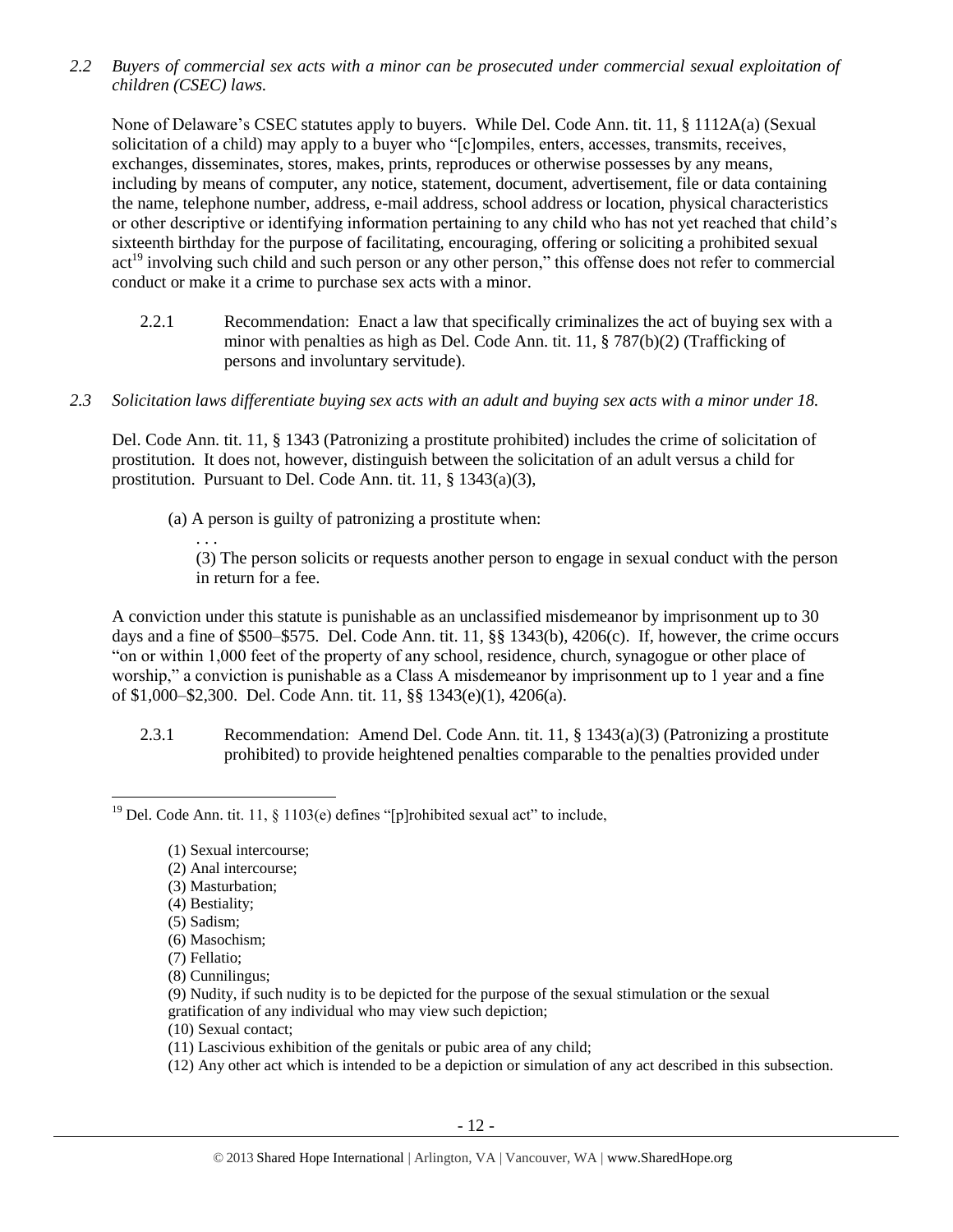*2.2 Buyers of commercial sex acts with a minor can be prosecuted under commercial sexual exploitation of children (CSEC) laws.*

None of Delaware's CSEC statutes apply to buyers. While Del. Code Ann. tit. 11, § 1112A(a) (Sexual solicitation of a child) may apply to a buyer who "[c]ompiles, enters, accesses, transmits, receives, exchanges, disseminates, stores, makes, prints, reproduces or otherwise possesses by any means, including by means of computer, any notice, statement, document, advertisement, file or data containing the name, telephone number, address, e-mail address, school address or location, physical characteristics or other descriptive or identifying information pertaining to any child who has not yet reached that child's sixteenth birthday for the purpose of facilitating, encouraging, offering or soliciting a prohibited sexual act[19] involving such child and such person or any other person," this offense does not refer to commercial conduct or make it a crime to purchase sex acts with a minor.

2.2.1 Recommendation: Enact a law that specifically criminalizes the act of buying sex with a minor with penalties as high as Del. Code Ann. tit. 11, § 787(b)(2) (Trafficking of persons and involuntary servitude).

*2.3 Solicitation laws differentiate buying sex acts with an adult and buying sex acts with a minor under 18.*

Del. Code Ann. tit. 11, § 1343 (Patronizing a prostitute prohibited) includes the crime of solicitation of prostitution. It does not, however, distinguish between the solicitation of an adult versus a child for prostitution. Pursuant to Del. Code Ann. tit. 11, § 1343(a)(3),

> (a) A person is guilty of patronizing a prostitute when:
>
> . . .
>
> (3) The person solicits or requests another person to engage in sexual conduct with the person in return for a fee.

A conviction under this statute is punishable as an unclassified misdemeanor by imprisonment up to 30 days and a fine of \$500–\$575. Del. Code Ann. tit. 11, §§ 1343(b), 4206(c). If, however, the crime occurs "on or within 1,000 feet of the property of any school, residence, church, synagogue or other place of worship," a conviction is punishable as a Class A misdemeanor by imprisonment up to 1 year and a fine of \$1,000–\$2,300. Del. Code Ann. tit. 11, §§ 1343(e)(1), 4206(a).

2.3.1 Recommendation: Amend Del. Code Ann. tit. 11, § 1343(a)(3) (Patronizing a prostitute prohibited) to provide heightened penalties comparable to the penalties provided under

---

[19] Del. Code Ann. tit. 11, § 1103(e) defines "[p]rohibited sexual act" to include,

> (1) Sexual intercourse;
> (2) Anal intercourse;
> (3) Masturbation;
> (4) Bestiality;
> (5) Sadism;
> (6) Masochism;
> (7) Fellatio;
> (8) Cunnilingus;
> (9) Nudity, if such nudity is to be depicted for the purpose of the sexual stimulation or the sexual gratification of any individual who may view such depiction;
> (10) Sexual contact;
> (11) Lascivious exhibition of the genitals or pubic area of any child;
> (12) Any other act which is intended to be a depiction or simulation of any act described in this subsection.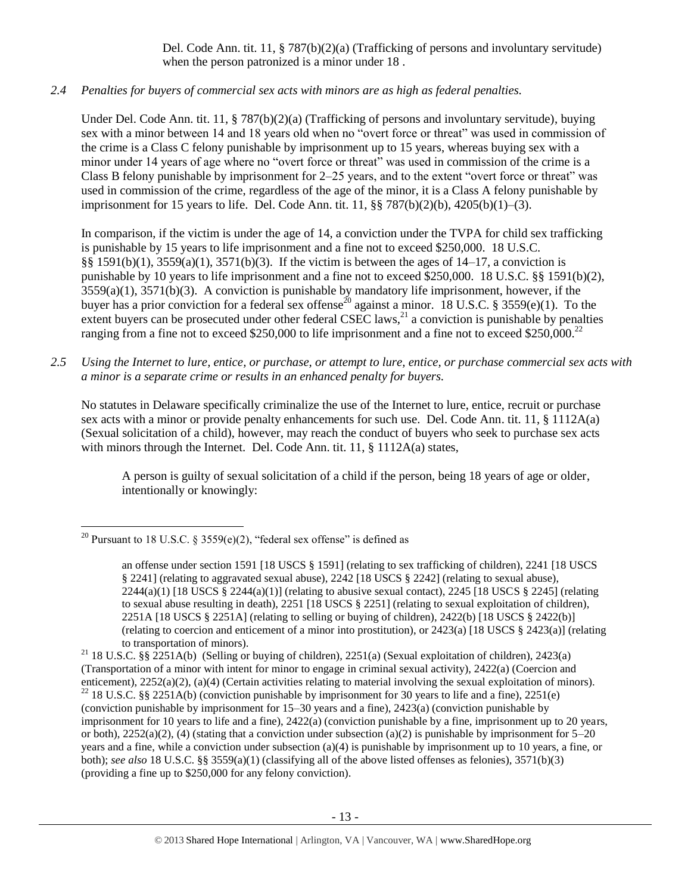Del. Code Ann. tit. 11, § 787(b)(2)(a) (Trafficking of persons and involuntary servitude) when the person patronized is a minor under 18 .

*2.4 Penalties for buyers of commercial sex acts with minors are as high as federal penalties.*

Under Del. Code Ann. tit. 11, § 787(b)(2)(a) (Trafficking of persons and involuntary servitude), buying sex with a minor between 14 and 18 years old when no "overt force or threat" was used in commission of the crime is a Class C felony punishable by imprisonment up to 15 years, whereas buying sex with a minor under 14 years of age where no "overt force or threat" was used in commission of the crime is a Class B felony punishable by imprisonment for 2–25 years, and to the extent "overt force or threat" was used in commission of the crime, regardless of the age of the minor, it is a Class A felony punishable by imprisonment for 15 years to life. Del. Code Ann. tit. 11, §§ 787(b)(2)(b), 4205(b)(1)–(3).

In comparison, if the victim is under the age of 14, a conviction under the TVPA for child sex trafficking is punishable by 15 years to life imprisonment and a fine not to exceed $250,000. 18 U.S.C. §§ 1591(b)(1), 3559(a)(1), 3571(b)(3). If the victim is between the ages of 14–17, a conviction is punishable by 10 years to life imprisonment and a fine not to exceed $250,000. 18 U.S.C. §§ 1591(b)(2), 3559(a)(1), 3571(b)(3). A conviction is punishable by mandatory life imprisonment, however, if the buyer has a prior conviction for a federal sex offense[20] against a minor. 18 U.S.C. § 3559(e)(1). To the extent buyers can be prosecuted under other federal CSEC laws,[21] a conviction is punishable by penalties ranging from a fine not to exceed $250,000 to life imprisonment and a fine not to exceed $250,000.[22]

*2.5 Using the Internet to lure, entice, or purchase, or attempt to lure, entice, or purchase commercial sex acts with a minor is a separate crime or results in an enhanced penalty for buyers.*

No statutes in Delaware specifically criminalize the use of the Internet to lure, entice, recruit or purchase sex acts with a minor or provide penalty enhancements for such use. Del. Code Ann. tit. 11, § 1112A(a) (Sexual solicitation of a child), however, may reach the conduct of buyers who seek to purchase sex acts with minors through the Internet. Del. Code Ann. tit. 11, § 1112A(a) states,

> A person is guilty of sexual solicitation of a child if the person, being 18 years of age or older, intentionally or knowingly:

---

[20] Pursuant to 18 U.S.C. § 3559(e)(2), "federal sex offense" is defined as

> an offense under section 1591 [18 USCS § 1591] (relating to sex trafficking of children), 2241 [18 USCS § 2241] (relating to aggravated sexual abuse), 2242 [18 USCS § 2242] (relating to sexual abuse), 2244(a)(1) [18 USCS § 2244(a)(1)] (relating to abusive sexual contact), 2245 [18 USCS § 2245] (relating to sexual abuse resulting in death), 2251 [18 USCS § 2251] (relating to sexual exploitation of children), 2251A [18 USCS § 2251A] (relating to selling or buying of children), 2422(b) [18 USCS § 2422(b)] (relating to coercion and enticement of a minor into prostitution), or 2423(a) [18 USCS § 2423(a)] (relating to transportation of minors).

[21] 18 U.S.C. §§ 2251A(b) (Selling or buying of children), 2251(a) (Sexual exploitation of children), 2423(a) (Transportation of a minor with intent for minor to engage in criminal sexual activity), 2422(a) (Coercion and enticement), 2252(a)(2), (a)(4) (Certain activities relating to material involving the sexual exploitation of minors).

[22] 18 U.S.C. §§ 2251A(b) (conviction punishable by imprisonment for 30 years to life and a fine), 2251(e) (conviction punishable by imprisonment for 15–30 years and a fine), 2423(a) (conviction punishable by imprisonment for 10 years to life and a fine), 2422(a) (conviction punishable by a fine, imprisonment up to 20 years, or both), 2252(a)(2), (4) (stating that a conviction under subsection (a)(2) is punishable by imprisonment for 5–20 years and a fine, while a conviction under subsection (a)(4) is punishable by imprisonment up to 10 years, a fine, or both); *see also* 18 U.S.C. §§ 3559(a)(1) (classifying all of the above listed offenses as felonies), 3571(b)(3) (providing a fine up to $250,000 for any felony conviction).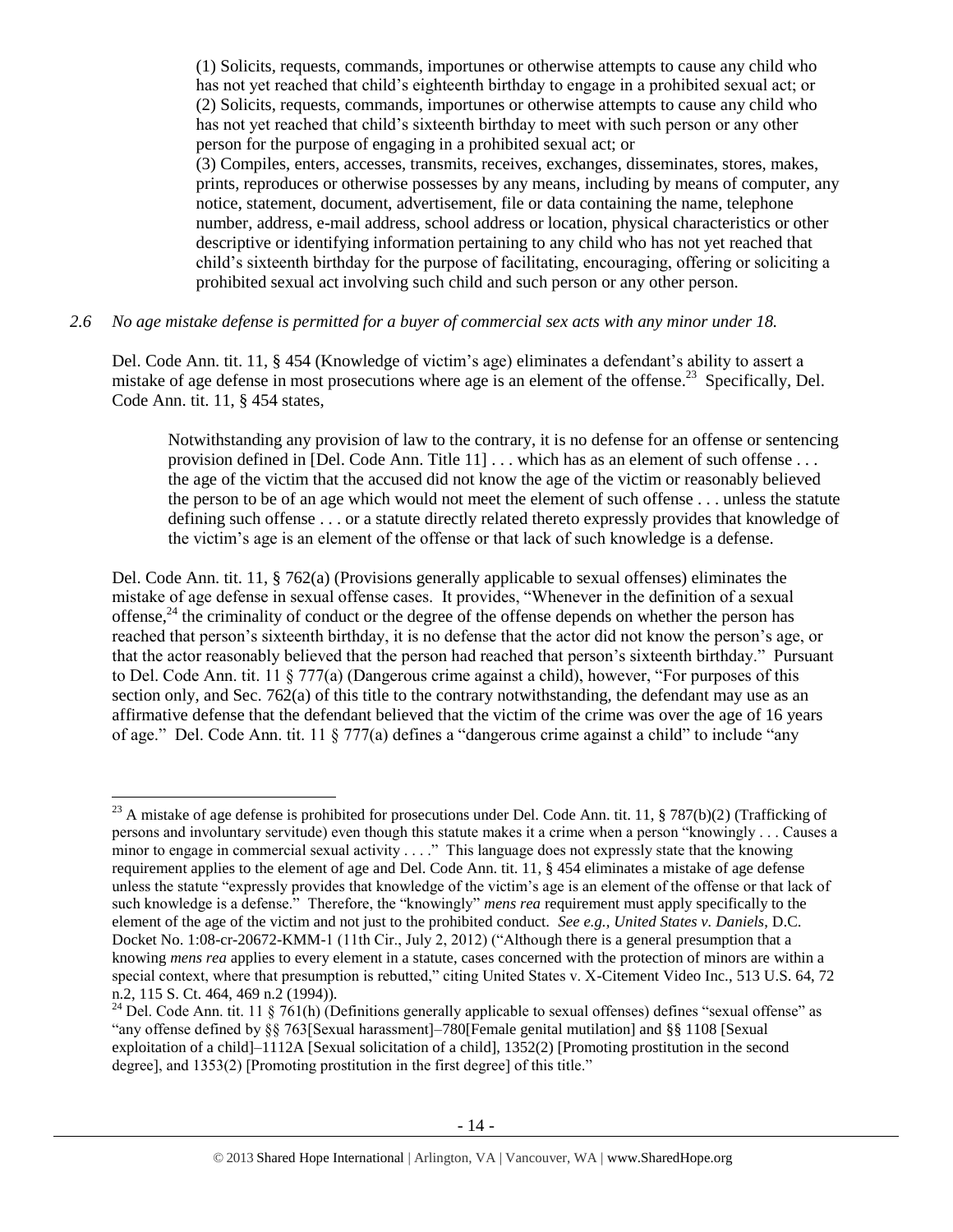> (1) Solicits, requests, commands, importunes or otherwise attempts to cause any child who has not yet reached that child's eighteenth birthday to engage in a prohibited sexual act; or
> (2) Solicits, requests, commands, importunes or otherwise attempts to cause any child who has not yet reached that child's sixteenth birthday to meet with such person or any other person for the purpose of engaging in a prohibited sexual act; or
> (3) Compiles, enters, accesses, transmits, receives, exchanges, disseminates, stores, makes, prints, reproduces or otherwise possesses by any means, including by means of computer, any notice, statement, document, advertisement, file or data containing the name, telephone number, address, e-mail address, school address or location, physical characteristics or other descriptive or identifying information pertaining to any child who has not yet reached that child's sixteenth birthday for the purpose of facilitating, encouraging, offering or soliciting a prohibited sexual act involving such child and such person or any other person.

*2.6 No age mistake defense is permitted for a buyer of commercial sex acts with any minor under 18.*

Del. Code Ann. tit. 11, § 454 (Knowledge of victim's age) eliminates a defendant's ability to assert a mistake of age defense in most prosecutions where age is an element of the offense.[23] Specifically, Del. Code Ann. tit. 11, § 454 states,

> Notwithstanding any provision of law to the contrary, it is no defense for an offense or sentencing provision defined in [Del. Code Ann. Title 11] . . . which has as an element of such offense . . . the age of the victim that the accused did not know the age of the victim or reasonably believed the person to be of an age which would not meet the element of such offense . . . unless the statute defining such offense . . . or a statute directly related thereto expressly provides that knowledge of the victim's age is an element of the offense or that lack of such knowledge is a defense.

Del. Code Ann. tit. 11, § 762(a) (Provisions generally applicable to sexual offenses) eliminates the mistake of age defense in sexual offense cases. It provides, "Whenever in the definition of a sexual offense,[24] the criminality of conduct or the degree of the offense depends on whether the person has reached that person's sixteenth birthday, it is no defense that the actor did not know the person's age, or that the actor reasonably believed that the person had reached that person's sixteenth birthday." Pursuant to Del. Code Ann. tit. 11 § 777(a) (Dangerous crime against a child), however, "For purposes of this section only, and Sec. 762(a) of this title to the contrary notwithstanding, the defendant may use as an affirmative defense that the defendant believed that the victim of the crime was over the age of 16 years of age." Del. Code Ann. tit. 11 § 777(a) defines a "dangerous crime against a child" to include "any

---

[23] A mistake of age defense is prohibited for prosecutions under Del. Code Ann. tit. 11, § 787(b)(2) (Trafficking of persons and involuntary servitude) even though this statute makes it a crime when a person "knowingly . . . Causes a minor to engage in commercial sexual activity . . . ." This language does not expressly state that the knowing requirement applies to the element of age and Del. Code Ann. tit. 11, § 454 eliminates a mistake of age defense unless the statute "expressly provides that knowledge of the victim's age is an element of the offense or that lack of such knowledge is a defense." Therefore, the "knowingly" *mens rea* requirement must apply specifically to the element of the age of the victim and not just to the prohibited conduct. *See e.g., United States v. Daniels*, D.C. Docket No. 1:08-cr-20672-KMM-1 (11th Cir., July 2, 2012) ("Although there is a general presumption that a knowing *mens rea* applies to every element in a statute, cases concerned with the protection of minors are within a special context, where that presumption is rebutted," citing United States v. X-Citement Video Inc., 513 U.S. 64, 72 n.2, 115 S. Ct. 464, 469 n.2 (1994)).

[24] Del. Code Ann. tit. 11 § 761(h) (Definitions generally applicable to sexual offenses) defines "sexual offense" as "any offense defined by §§ 763[Sexual harassment]–780[Female genital mutilation] and §§ 1108 [Sexual exploitation of a child]–1112A [Sexual solicitation of a child], 1352(2) [Promoting prostitution in the second degree], and 1353(2) [Promoting prostitution in the first degree] of this title."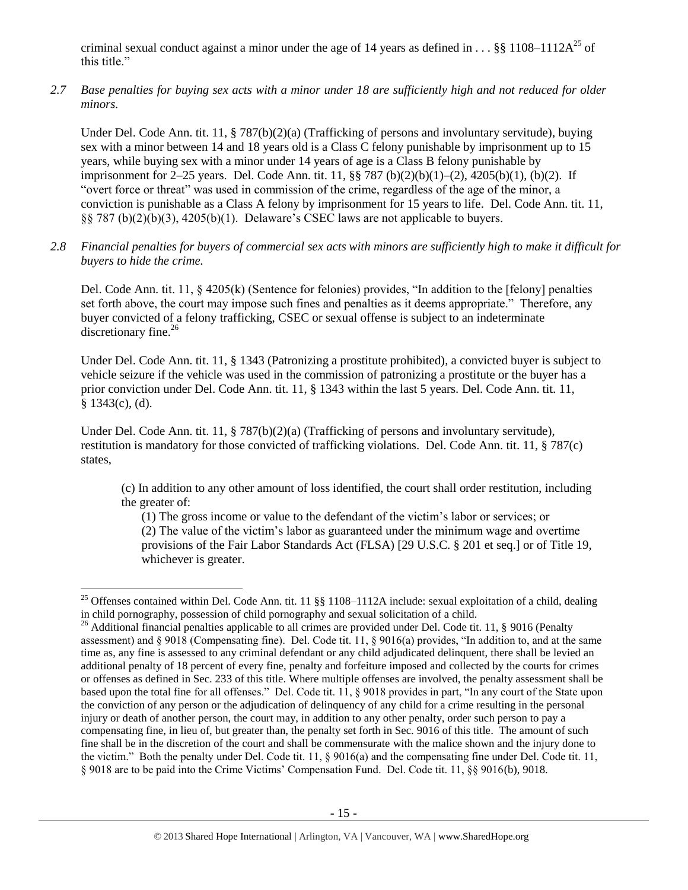criminal sexual conduct against a minor under the age of 14 years as defined in . . . §§ 1108–1112A[25] of this title."

*2.7 Base penalties for buying sex acts with a minor under 18 are sufficiently high and not reduced for older minors.*

Under Del. Code Ann. tit. 11, § 787(b)(2)(a) (Trafficking of persons and involuntary servitude), buying sex with a minor between 14 and 18 years old is a Class C felony punishable by imprisonment up to 15 years, while buying sex with a minor under 14 years of age is a Class B felony punishable by imprisonment for 2–25 years. Del. Code Ann. tit. 11, §§ 787 (b)(2)(b)(1)–(2), 4205(b)(1), (b)(2). If "overt force or threat" was used in commission of the crime, regardless of the age of the minor, a conviction is punishable as a Class A felony by imprisonment for 15 years to life. Del. Code Ann. tit. 11, §§ 787 (b)(2)(b)(3), 4205(b)(1). Delaware's CSEC laws are not applicable to buyers.

*2.8 Financial penalties for buyers of commercial sex acts with minors are sufficiently high to make it difficult for buyers to hide the crime.*

Del. Code Ann. tit. 11, § 4205(k) (Sentence for felonies) provides, "In addition to the [felony] penalties set forth above, the court may impose such fines and penalties as it deems appropriate." Therefore, any buyer convicted of a felony trafficking, CSEC or sexual offense is subject to an indeterminate discretionary fine.[26]

Under Del. Code Ann. tit. 11, § 1343 (Patronizing a prostitute prohibited), a convicted buyer is subject to vehicle seizure if the vehicle was used in the commission of patronizing a prostitute or the buyer has a prior conviction under Del. Code Ann. tit. 11, § 1343 within the last 5 years. Del. Code Ann. tit. 11, § 1343(c), (d).

Under Del. Code Ann. tit. 11, § 787(b)(2)(a) (Trafficking of persons and involuntary servitude), restitution is mandatory for those convicted of trafficking violations. Del. Code Ann. tit. 11, § 787(c) states,

> (c) In addition to any other amount of loss identified, the court shall order restitution, including the greater of:
>
> (1) The gross income or value to the defendant of the victim's labor or services; or
>
> (2) The value of the victim's labor as guaranteed under the minimum wage and overtime provisions of the Fair Labor Standards Act (FLSA) [29 U.S.C. § 201 et seq.] or of Title 19, whichever is greater.

---

[25] Offenses contained within Del. Code Ann. tit. 11 §§ 1108–1112A include: sexual exploitation of a child, dealing in child pornography, possession of child pornography and sexual solicitation of a child.

[26] Additional financial penalties applicable to all crimes are provided under Del. Code tit. 11, § 9016 (Penalty assessment) and § 9018 (Compensating fine). Del. Code tit. 11, § 9016(a) provides, "In addition to, and at the same time as, any fine is assessed to any criminal defendant or any child adjudicated delinquent, there shall be levied an additional penalty of 18 percent of every fine, penalty and forfeiture imposed and collected by the courts for crimes or offenses as defined in Sec. 233 of this title. Where multiple offenses are involved, the penalty assessment shall be based upon the total fine for all offenses." Del. Code tit. 11, § 9018 provides in part, "In any court of the State upon the conviction of any person or the adjudication of delinquency of any child for a crime resulting in the personal injury or death of another person, the court may, in addition to any other penalty, order such person to pay a compensating fine, in lieu of, but greater than, the penalty set forth in Sec. 9016 of this title. The amount of such fine shall be in the discretion of the court and shall be commensurate with the malice shown and the injury done to the victim." Both the penalty under Del. Code tit. 11, § 9016(a) and the compensating fine under Del. Code tit. 11, § 9018 are to be paid into the Crime Victims' Compensation Fund. Del. Code tit. 11, §§ 9016(b), 9018.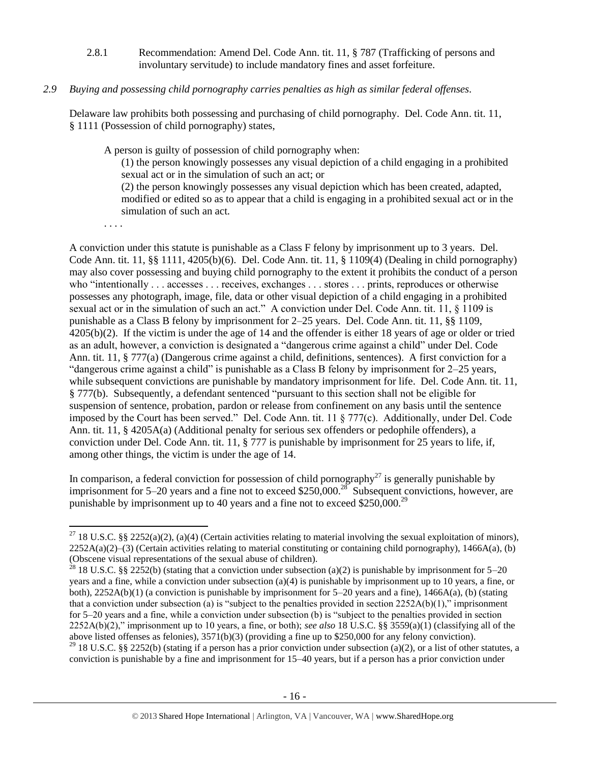2.8.1 Recommendation: Amend Del. Code Ann. tit. 11, § 787 (Trafficking of persons and involuntary servitude) to include mandatory fines and asset forfeiture.

*2.9 Buying and possessing child pornography carries penalties as high as similar federal offenses.*

Delaware law prohibits both possessing and purchasing of child pornography. Del. Code Ann. tit. 11, § 1111 (Possession of child pornography) states,

> A person is guilty of possession of child pornography when:
>
> (1) the person knowingly possesses any visual depiction of a child engaging in a prohibited sexual act or in the simulation of such an act; or
>
> (2) the person knowingly possesses any visual depiction which has been created, adapted, modified or edited so as to appear that a child is engaging in a prohibited sexual act or in the simulation of such an act.
>
> . . . .

A conviction under this statute is punishable as a Class F felony by imprisonment up to 3 years. Del. Code Ann. tit. 11, §§ 1111, 4205(b)(6). Del. Code Ann. tit. 11, § 1109(4) (Dealing in child pornography) may also cover possessing and buying child pornography to the extent it prohibits the conduct of a person who "intentionally . . . accesses . . . receives, exchanges . . . stores . . . prints, reproduces or otherwise possesses any photograph, image, file, data or other visual depiction of a child engaging in a prohibited sexual act or in the simulation of such an act." A conviction under Del. Code Ann. tit. 11, § 1109 is punishable as a Class B felony by imprisonment for 2–25 years. Del. Code Ann. tit. 11, §§ 1109, 4205(b)(2). If the victim is under the age of 14 and the offender is either 18 years of age or older or tried as an adult, however, a conviction is designated a "dangerous crime against a child" under Del. Code Ann. tit. 11, § 777(a) (Dangerous crime against a child, definitions, sentences). A first conviction for a "dangerous crime against a child" is punishable as a Class B felony by imprisonment for 2–25 years, while subsequent convictions are punishable by mandatory imprisonment for life. Del. Code Ann. tit. 11, § 777(b). Subsequently, a defendant sentenced "pursuant to this section shall not be eligible for suspension of sentence, probation, pardon or release from confinement on any basis until the sentence imposed by the Court has been served." Del. Code Ann. tit. 11 § 777(c). Additionally, under Del. Code Ann. tit. 11, § 4205A(a) (Additional penalty for serious sex offenders or pedophile offenders), a conviction under Del. Code Ann. tit. 11, § 777 is punishable by imprisonment for 25 years to life, if, among other things, the victim is under the age of 14.

In comparison, a federal conviction for possession of child pornography[27] is generally punishable by imprisonment for 5–20 years and a fine not to exceed $250,000.[28] Subsequent convictions, however, are punishable by imprisonment up to 40 years and a fine not to exceed $250,000.[29]

---

[27] 18 U.S.C. §§ 2252(a)(2), (a)(4) (Certain activities relating to material involving the sexual exploitation of minors), 2252A(a)(2)–(3) (Certain activities relating to material constituting or containing child pornography), 1466A(a), (b) (Obscene visual representations of the sexual abuse of children).

[28] 18 U.S.C. §§ 2252(b) (stating that a conviction under subsection (a)(2) is punishable by imprisonment for 5–20 years and a fine, while a conviction under subsection (a)(4) is punishable by imprisonment up to 10 years, a fine, or both), 2252A(b)(1) (a conviction is punishable by imprisonment for 5–20 years and a fine), 1466A(a), (b) (stating that a conviction under subsection (a) is "subject to the penalties provided in section 2252A(b)(1)," imprisonment for 5–20 years and a fine, while a conviction under subsection (b) is "subject to the penalties provided in section 2252A(b)(2)," imprisonment up to 10 years, a fine, or both); *see also* 18 U.S.C. §§ 3559(a)(1) (classifying all of the above listed offenses as felonies), 3571(b)(3) (providing a fine up to $250,000 for any felony conviction).

[29] 18 U.S.C. §§ 2252(b) (stating if a person has a prior conviction under subsection (a)(2), or a list of other statutes, a conviction is punishable by a fine and imprisonment for 15–40 years, but if a person has a prior conviction under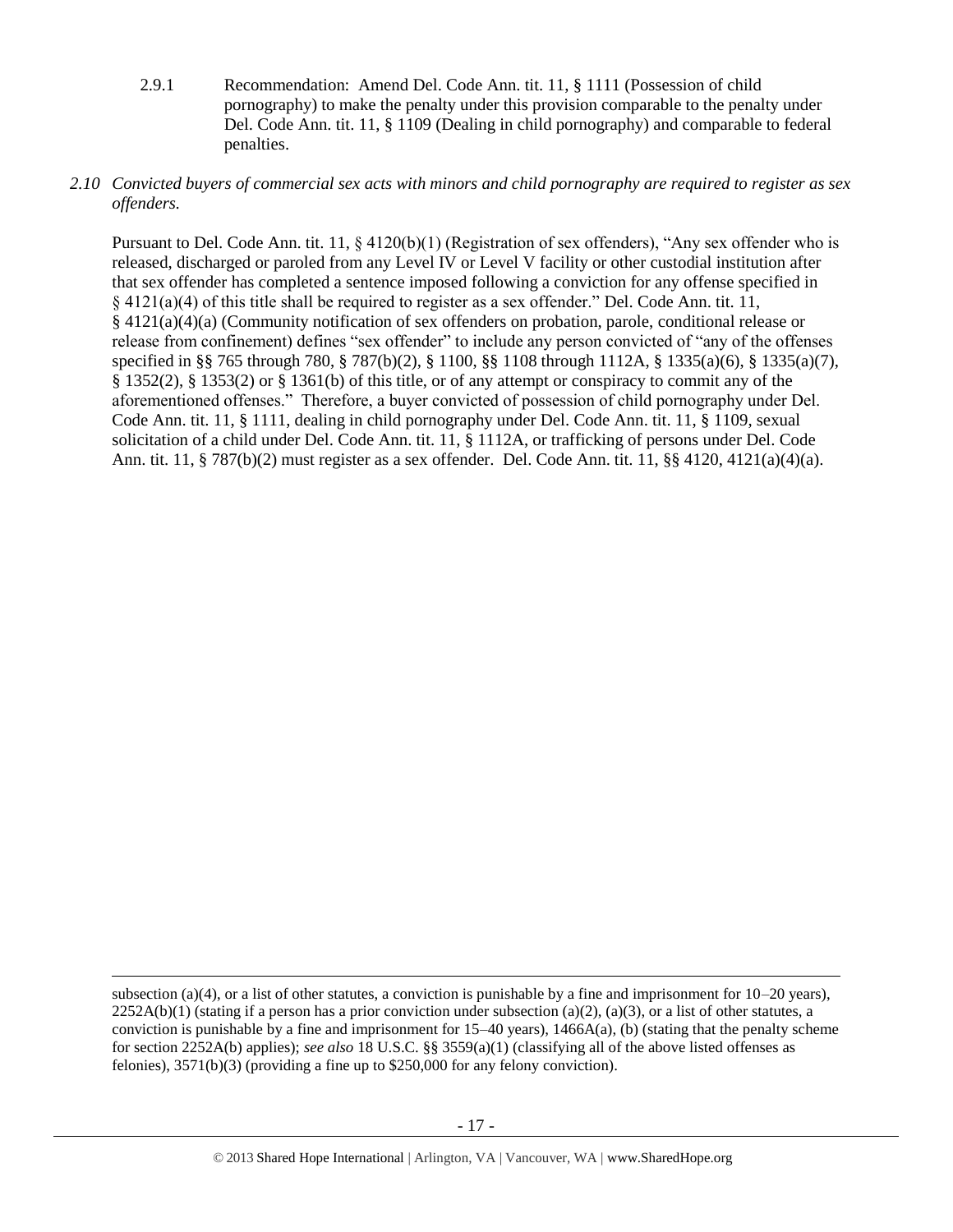2.9.1 Recommendation: Amend Del. Code Ann. tit. 11, § 1111 (Possession of child pornography) to make the penalty under this provision comparable to the penalty under Del. Code Ann. tit. 11, § 1109 (Dealing in child pornography) and comparable to federal penalties.

*2.10 Convicted buyers of commercial sex acts with minors and child pornography are required to register as sex offenders.*

Pursuant to Del. Code Ann. tit. 11, § 4120(b)(1) (Registration of sex offenders), "Any sex offender who is released, discharged or paroled from any Level IV or Level V facility or other custodial institution after that sex offender has completed a sentence imposed following a conviction for any offense specified in § 4121(a)(4) of this title shall be required to register as a sex offender." Del. Code Ann. tit. 11, § 4121(a)(4)(a) (Community notification of sex offenders on probation, parole, conditional release or release from confinement) defines "sex offender" to include any person convicted of "any of the offenses specified in §§ 765 through 780, § 787(b)(2), § 1100, §§ 1108 through 1112A, § 1335(a)(6), § 1335(a)(7), § 1352(2), § 1353(2) or § 1361(b) of this title, or of any attempt or conspiracy to commit any of the aforementioned offenses." Therefore, a buyer convicted of possession of child pornography under Del. Code Ann. tit. 11, § 1111, dealing in child pornography under Del. Code Ann. tit. 11, § 1109, sexual solicitation of a child under Del. Code Ann. tit. 11, § 1112A, or trafficking of persons under Del. Code Ann. tit. 11, § 787(b)(2) must register as a sex offender. Del. Code Ann. tit. 11, §§ 4120, 4121(a)(4)(a).

---

subsection (a)(4), or a list of other statutes, a conviction is punishable by a fine and imprisonment for 10–20 years), 2252A(b)(1) (stating if a person has a prior conviction under subsection (a)(2), (a)(3), or a list of other statutes, a conviction is punishable by a fine and imprisonment for 15–40 years), 1466A(a), (b) (stating that the penalty scheme for section 2252A(b) applies); *see also* 18 U.S.C. §§ 3559(a)(1) (classifying all of the above listed offenses as felonies), 3571(b)(3) (providing a fine up to $250,000 for any felony conviction).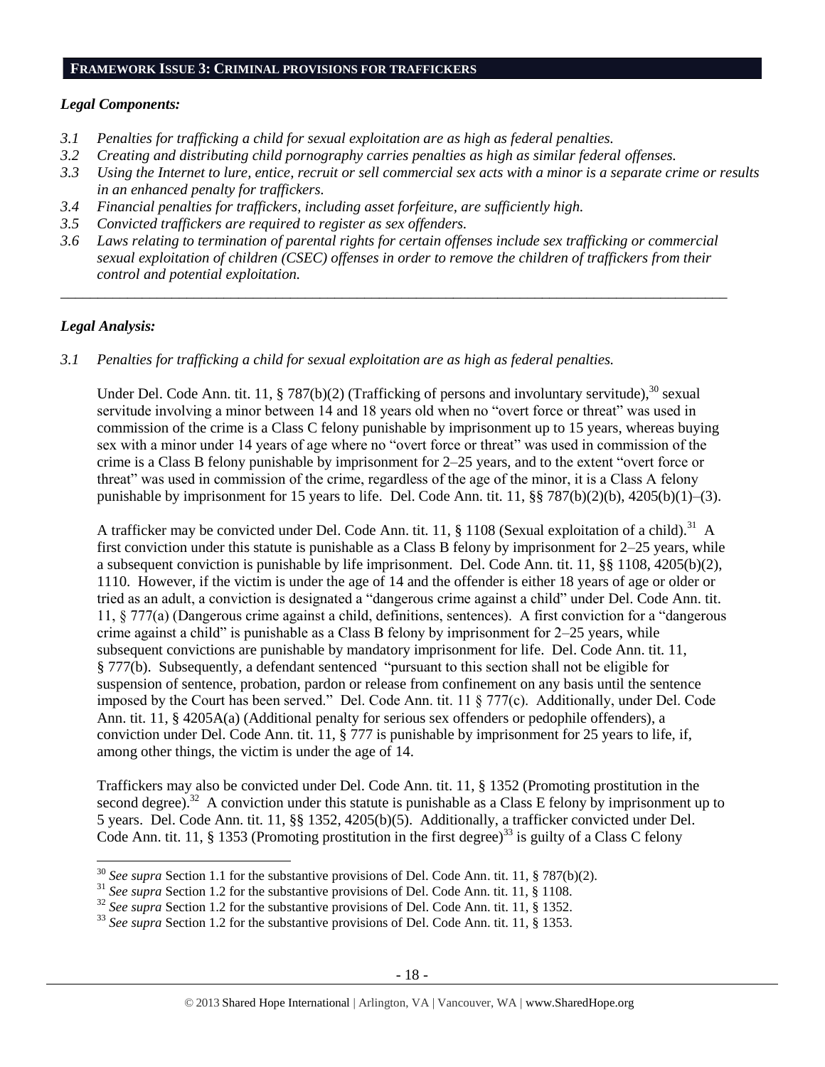## FRAMEWORK ISSUE 3: CRIMINAL PROVISIONS FOR TRAFFICKERS

### *Legal Components:*

*3.1 Penalties for trafficking a child for sexual exploitation are as high as federal penalties.*

*3.2 Creating and distributing child pornography carries penalties as high as similar federal offenses.*

*3.3 Using the Internet to lure, entice, recruit or sell commercial sex acts with a minor is a separate crime or results in an enhanced penalty for traffickers.*

*3.4 Financial penalties for traffickers, including asset forfeiture, are sufficiently high.*

*3.5 Convicted traffickers are required to register as sex offenders.*

*3.6 Laws relating to termination of parental rights for certain offenses include sex trafficking or commercial sexual exploitation of children (CSEC) offenses in order to remove the children of traffickers from their control and potential exploitation.*

---

### *Legal Analysis:*

*3.1 Penalties for trafficking a child for sexual exploitation are as high as federal penalties.*

Under Del. Code Ann. tit. 11, § 787(b)(2) (Trafficking of persons and involuntary servitude),[30] sexual servitude involving a minor between 14 and 18 years old when no "overt force or threat" was used in commission of the crime is a Class C felony punishable by imprisonment up to 15 years, whereas buying sex with a minor under 14 years of age where no "overt force or threat" was used in commission of the crime is a Class B felony punishable by imprisonment for 2–25 years, and to the extent "overt force or threat" was used in commission of the crime, regardless of the age of the minor, it is a Class A felony punishable by imprisonment for 15 years to life. Del. Code Ann. tit. 11, §§ 787(b)(2)(b), 4205(b)(1)–(3).

A trafficker may be convicted under Del. Code Ann. tit. 11, § 1108 (Sexual exploitation of a child).[31] A first conviction under this statute is punishable as a Class B felony by imprisonment for 2–25 years, while a subsequent conviction is punishable by life imprisonment. Del. Code Ann. tit. 11, §§ 1108, 4205(b)(2), 1110. However, if the victim is under the age of 14 and the offender is either 18 years of age or older or tried as an adult, a conviction is designated a "dangerous crime against a child" under Del. Code Ann. tit. 11, § 777(a) (Dangerous crime against a child, definitions, sentences). A first conviction for a "dangerous crime against a child" is punishable as a Class B felony by imprisonment for 2–25 years, while subsequent convictions are punishable by mandatory imprisonment for life. Del. Code Ann. tit. 11, § 777(b). Subsequently, a defendant sentenced "pursuant to this section shall not be eligible for suspension of sentence, probation, pardon or release from confinement on any basis until the sentence imposed by the Court has been served." Del. Code Ann. tit. 11 § 777(c). Additionally, under Del. Code Ann. tit. 11, § 4205A(a) (Additional penalty for serious sex offenders or pedophile offenders), a conviction under Del. Code Ann. tit. 11, § 777 is punishable by imprisonment for 25 years to life, if, among other things, the victim is under the age of 14.

Traffickers may also be convicted under Del. Code Ann. tit. 11, § 1352 (Promoting prostitution in the second degree).[32] A conviction under this statute is punishable as a Class E felony by imprisonment up to 5 years. Del. Code Ann. tit. 11, §§ 1352, 4205(b)(5). Additionally, a trafficker convicted under Del. Code Ann. tit. 11, § 1353 (Promoting prostitution in the first degree)[33] is guilty of a Class C felony

---

[30] *See supra* Section 1.1 for the substantive provisions of Del. Code Ann. tit. 11, § 787(b)(2).

[31] *See supra* Section 1.2 for the substantive provisions of Del. Code Ann. tit. 11, § 1108.

[32] *See supra* Section 1.2 for the substantive provisions of Del. Code Ann. tit. 11, § 1352.

[33] *See supra* Section 1.2 for the substantive provisions of Del. Code Ann. tit. 11, § 1353.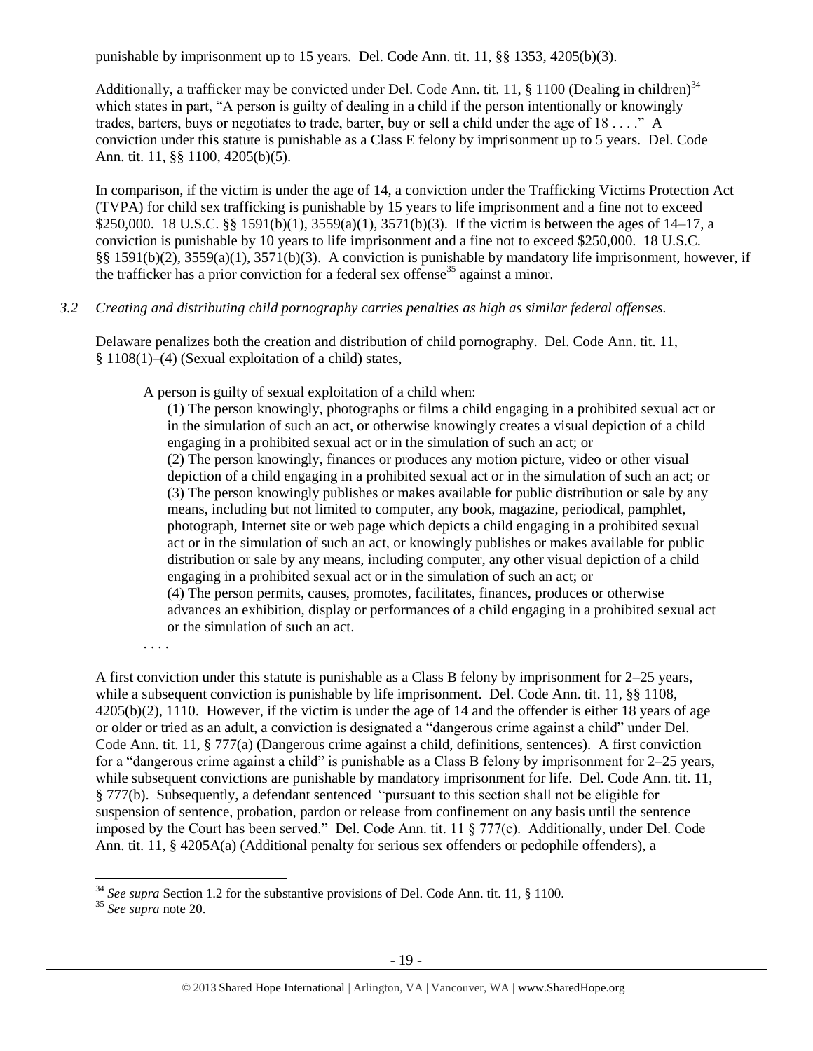punishable by imprisonment up to 15 years. Del. Code Ann. tit. 11, §§ 1353, 4205(b)(3).

Additionally, a trafficker may be convicted under Del. Code Ann. tit. 11, § 1100 (Dealing in children)[34] which states in part, "A person is guilty of dealing in a child if the person intentionally or knowingly trades, barters, buys or negotiates to trade, barter, buy or sell a child under the age of 18 . . . ." A conviction under this statute is punishable as a Class E felony by imprisonment up to 5 years. Del. Code Ann. tit. 11, §§ 1100, 4205(b)(5).

In comparison, if the victim is under the age of 14, a conviction under the Trafficking Victims Protection Act (TVPA) for child sex trafficking is punishable by 15 years to life imprisonment and a fine not to exceed $250,000. 18 U.S.C. §§ 1591(b)(1), 3559(a)(1), 3571(b)(3). If the victim is between the ages of 14–17, a conviction is punishable by 10 years to life imprisonment and a fine not to exceed $250,000. 18 U.S.C. §§ 1591(b)(2), 3559(a)(1), 3571(b)(3). A conviction is punishable by mandatory life imprisonment, however, if the trafficker has a prior conviction for a federal sex offense[35] against a minor.

*3.2 Creating and distributing child pornography carries penalties as high as similar federal offenses.*

Delaware penalizes both the creation and distribution of child pornography. Del. Code Ann. tit. 11, § 1108(1)–(4) (Sexual exploitation of a child) states,

> A person is guilty of sexual exploitation of a child when:
>
> (1) The person knowingly, photographs or films a child engaging in a prohibited sexual act or in the simulation of such an act, or otherwise knowingly creates a visual depiction of a child engaging in a prohibited sexual act or in the simulation of such an act; or
>
> (2) The person knowingly, finances or produces any motion picture, video or other visual depiction of a child engaging in a prohibited sexual act or in the simulation of such an act; or
>
> (3) The person knowingly publishes or makes available for public distribution or sale by any means, including but not limited to computer, any book, magazine, periodical, pamphlet, photograph, Internet site or web page which depicts a child engaging in a prohibited sexual act or in the simulation of such an act, or knowingly publishes or makes available for public distribution or sale by any means, including computer, any other visual depiction of a child engaging in a prohibited sexual act or in the simulation of such an act; or
>
> (4) The person permits, causes, promotes, facilitates, finances, produces or otherwise advances an exhibition, display or performances of a child engaging in a prohibited sexual act or the simulation of such an act.
>
> . . . .

A first conviction under this statute is punishable as a Class B felony by imprisonment for 2–25 years, while a subsequent conviction is punishable by life imprisonment. Del. Code Ann. tit. 11, §§ 1108, 4205(b)(2), 1110. However, if the victim is under the age of 14 and the offender is either 18 years of age or older or tried as an adult, a conviction is designated a "dangerous crime against a child" under Del. Code Ann. tit. 11, § 777(a) (Dangerous crime against a child, definitions, sentences). A first conviction for a "dangerous crime against a child" is punishable as a Class B felony by imprisonment for 2–25 years, while subsequent convictions are punishable by mandatory imprisonment for life. Del. Code Ann. tit. 11, § 777(b). Subsequently, a defendant sentenced "pursuant to this section shall not be eligible for suspension of sentence, probation, pardon or release from confinement on any basis until the sentence imposed by the Court has been served." Del. Code Ann. tit. 11 § 777(c). Additionally, under Del. Code Ann. tit. 11, § 4205A(a) (Additional penalty for serious sex offenders or pedophile offenders), a

---

[34] *See supra* Section 1.2 for the substantive provisions of Del. Code Ann. tit. 11, § 1100.

[35] *See supra* note 20.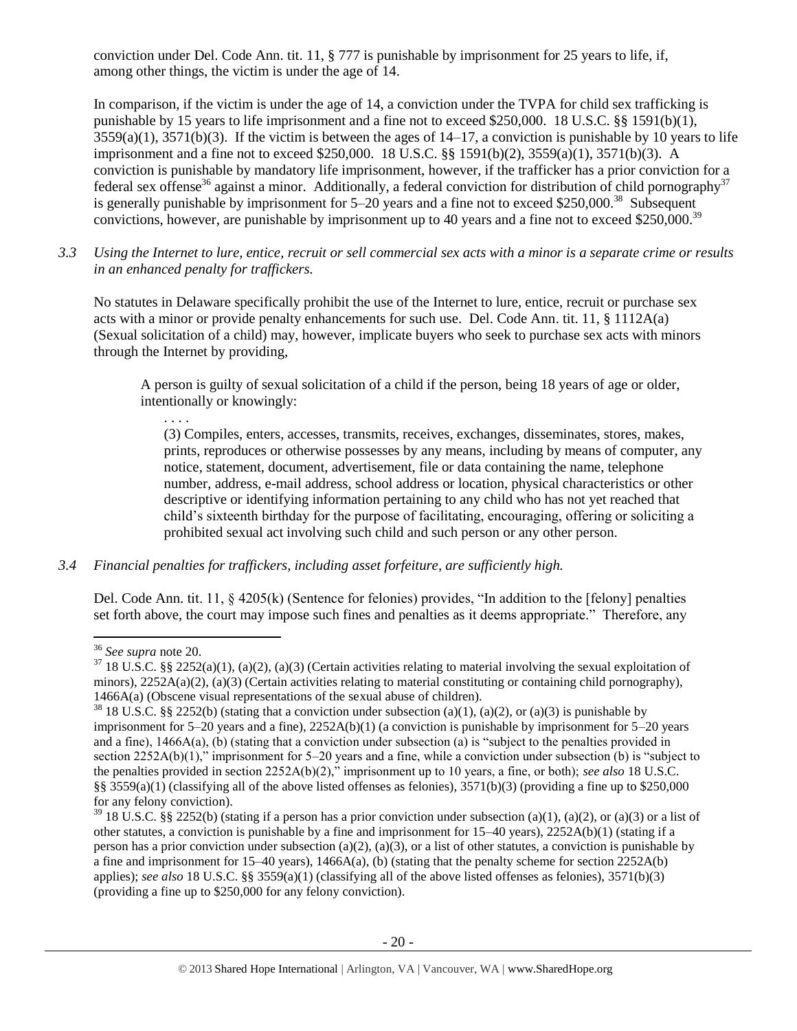conviction under Del. Code Ann. tit. 11, § 777 is punishable by imprisonment for 25 years to life, if, among other things, the victim is under the age of 14.

In comparison, if the victim is under the age of 14, a conviction under the TVPA for child sex trafficking is punishable by 15 years to life imprisonment and a fine not to exceed $250,000. 18 U.S.C. §§ 1591(b)(1), 3559(a)(1), 3571(b)(3). If the victim is between the ages of 14–17, a conviction is punishable by 10 years to life imprisonment and a fine not to exceed $250,000. 18 U.S.C. §§ 1591(b)(2), 3559(a)(1), 3571(b)(3). A conviction is punishable by mandatory life imprisonment, however, if the trafficker has a prior conviction for a federal sex offense[36] against a minor. Additionally, a federal conviction for distribution of child pornography[37] is generally punishable by imprisonment for 5–20 years and a fine not to exceed $250,000.[38] Subsequent convictions, however, are punishable by imprisonment up to 40 years and a fine not to exceed $250,000.[39]

*3.3 Using the Internet to lure, entice, recruit or sell commercial sex acts with a minor is a separate crime or results in an enhanced penalty for traffickers.*

No statutes in Delaware specifically prohibit the use of the Internet to lure, entice, recruit or purchase sex acts with a minor or provide penalty enhancements for such use. Del. Code Ann. tit. 11, § 1112A(a) (Sexual solicitation of a child) may, however, implicate buyers who seek to purchase sex acts with minors through the Internet by providing,

> A person is guilty of sexual solicitation of a child if the person, being 18 years of age or older, intentionally or knowingly:
>
> . . . .
>
> (3) Compiles, enters, accesses, transmits, receives, exchanges, disseminates, stores, makes, prints, reproduces or otherwise possesses by any means, including by means of computer, any notice, statement, document, advertisement, file or data containing the name, telephone number, address, e-mail address, school address or location, physical characteristics or other descriptive or identifying information pertaining to any child who has not yet reached that child's sixteenth birthday for the purpose of facilitating, encouraging, offering or soliciting a prohibited sexual act involving such child and such person or any other person.

*3.4 Financial penalties for traffickers, including asset forfeiture, are sufficiently high.*

Del. Code Ann. tit. 11, § 4205(k) (Sentence for felonies) provides, "In addition to the [felony] penalties set forth above, the court may impose such fines and penalties as it deems appropriate." Therefore, any

---

[36] *See supra* note 20.

[37] 18 U.S.C. §§ 2252(a)(1), (a)(2), (a)(3) (Certain activities relating to material involving the sexual exploitation of minors), 2252A(a)(2), (a)(3) (Certain activities relating to material constituting or containing child pornography), 1466A(a) (Obscene visual representations of the sexual abuse of children).

[38] 18 U.S.C. §§ 2252(b) (stating that a conviction under subsection (a)(1), (a)(2), or (a)(3) is punishable by imprisonment for 5–20 years and a fine), 2252A(b)(1) (a conviction is punishable by imprisonment for 5–20 years and a fine), 1466A(a), (b) (stating that a conviction under subsection (a) is "subject to the penalties provided in section 2252A(b)(1)," imprisonment for 5–20 years and a fine, while a conviction under subsection (b) is "subject to the penalties provided in section 2252A(b)(2)," imprisonment up to 10 years, a fine, or both); *see also* 18 U.S.C. §§ 3559(a)(1) (classifying all of the above listed offenses as felonies), 3571(b)(3) (providing a fine up to $250,000 for any felony conviction).

[39] 18 U.S.C. §§ 2252(b) (stating if a person has a prior conviction under subsection (a)(1), (a)(2), or (a)(3) or a list of other statutes, a conviction is punishable by a fine and imprisonment for 15–40 years), 2252A(b)(1) (stating if a person has a prior conviction under subsection (a)(2), (a)(3), or a list of other statutes, a conviction is punishable by a fine and imprisonment for 15–40 years), 1466A(a), (b) (stating that the penalty scheme for section 2252A(b) applies); *see also* 18 U.S.C. §§ 3559(a)(1) (classifying all of the above listed offenses as felonies), 3571(b)(3) (providing a fine up to $250,000 for any felony conviction).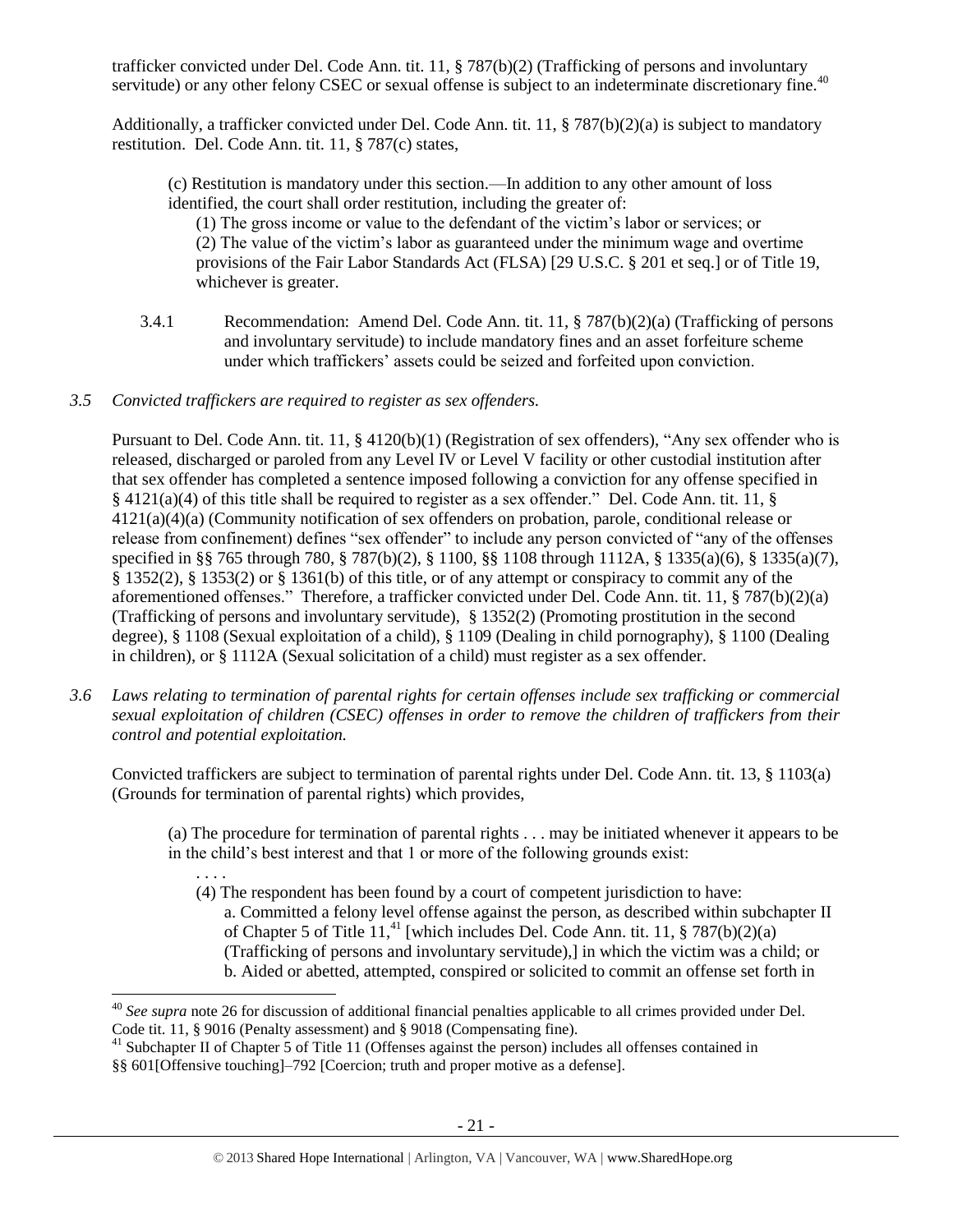trafficker convicted under Del. Code Ann. tit. 11, § 787(b)(2) (Trafficking of persons and involuntary servitude) or any other felony CSEC or sexual offense is subject to an indeterminate discretionary fine.[40]

Additionally, a trafficker convicted under Del. Code Ann. tit. 11, § 787(b)(2)(a) is subject to mandatory restitution. Del. Code Ann. tit. 11, § 787(c) states,

> (c) Restitution is mandatory under this section.—In addition to any other amount of loss identified, the court shall order restitution, including the greater of:
>
> (1) The gross income or value to the defendant of the victim's labor or services; or
>
> (2) The value of the victim's labor as guaranteed under the minimum wage and overtime provisions of the Fair Labor Standards Act (FLSA) [29 U.S.C. § 201 et seq.] or of Title 19, whichever is greater.

3.4.1 Recommendation: Amend Del. Code Ann. tit. 11, § 787(b)(2)(a) (Trafficking of persons and involuntary servitude) to include mandatory fines and an asset forfeiture scheme under which traffickers' assets could be seized and forfeited upon conviction.

*3.5 Convicted traffickers are required to register as sex offenders.*

Pursuant to Del. Code Ann. tit. 11, § 4120(b)(1) (Registration of sex offenders), "Any sex offender who is released, discharged or paroled from any Level IV or Level V facility or other custodial institution after that sex offender has completed a sentence imposed following a conviction for any offense specified in § 4121(a)(4) of this title shall be required to register as a sex offender." Del. Code Ann. tit. 11, § 4121(a)(4)(a) (Community notification of sex offenders on probation, parole, conditional release or release from confinement) defines "sex offender" to include any person convicted of "any of the offenses specified in §§ 765 through 780, § 787(b)(2), § 1100, §§ 1108 through 1112A, § 1335(a)(6), § 1335(a)(7), § 1352(2), § 1353(2) or § 1361(b) of this title, or of any attempt or conspiracy to commit any of the aforementioned offenses." Therefore, a trafficker convicted under Del. Code Ann. tit. 11, § 787(b)(2)(a) (Trafficking of persons and involuntary servitude), § 1352(2) (Promoting prostitution in the second degree), § 1108 (Sexual exploitation of a child), § 1109 (Dealing in child pornography), § 1100 (Dealing in children), or § 1112A (Sexual solicitation of a child) must register as a sex offender.

*3.6 Laws relating to termination of parental rights for certain offenses include sex trafficking or commercial sexual exploitation of children (CSEC) offenses in order to remove the children of traffickers from their control and potential exploitation.*

Convicted traffickers are subject to termination of parental rights under Del. Code Ann. tit. 13, § 1103(a) (Grounds for termination of parental rights) which provides,

> (a) The procedure for termination of parental rights . . . may be initiated whenever it appears to be in the child's best interest and that 1 or more of the following grounds exist:
>
> . . . .
>
> (4) The respondent has been found by a court of competent jurisdiction to have:
>
> a. Committed a felony level offense against the person, as described within subchapter II of Chapter 5 of Title 11,[41] [which includes Del. Code Ann. tit. 11, § 787(b)(2)(a) (Trafficking of persons and involuntary servitude),] in which the victim was a child; or
>
> b. Aided or abetted, attempted, conspired or solicited to commit an offense set forth in

---

[40] *See supra* note 26 for discussion of additional financial penalties applicable to all crimes provided under Del. Code tit. 11, § 9016 (Penalty assessment) and § 9018 (Compensating fine).

[41] Subchapter II of Chapter 5 of Title 11 (Offenses against the person) includes all offenses contained in §§ 601[Offensive touching]–792 [Coercion; truth and proper motive as a defense].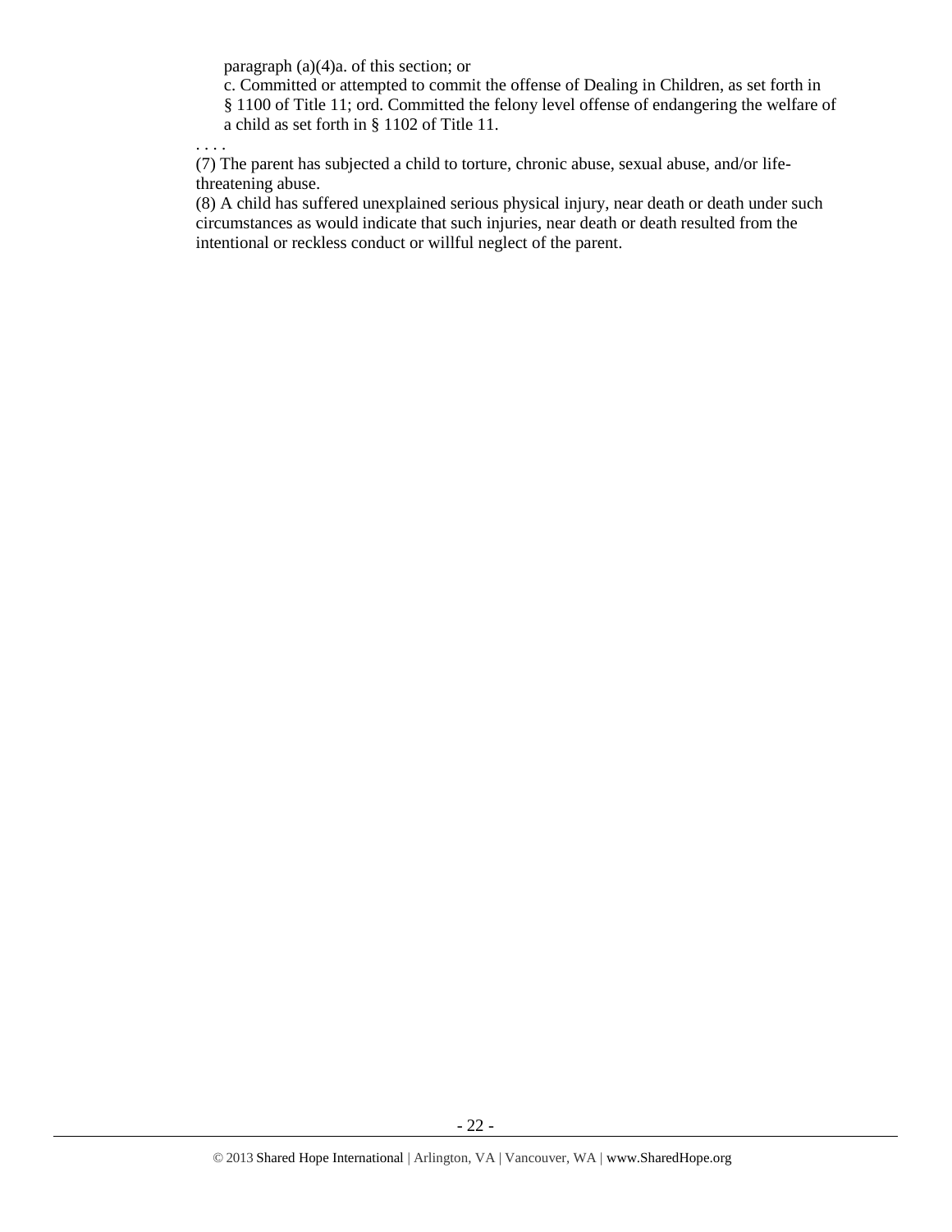paragraph (a)(4)a. of this section; or

c. Committed or attempted to commit the offense of Dealing in Children, as set forth in § 1100 of Title 11; ord. Committed the felony level offense of endangering the welfare of a child as set forth in § 1102 of Title 11.

. . . .

(7) The parent has subjected a child to torture, chronic abuse, sexual abuse, and/or life-threatening abuse.

(8) A child has suffered unexplained serious physical injury, near death or death under such circumstances as would indicate that such injuries, near death or death resulted from the intentional or reckless conduct or willful neglect of the parent.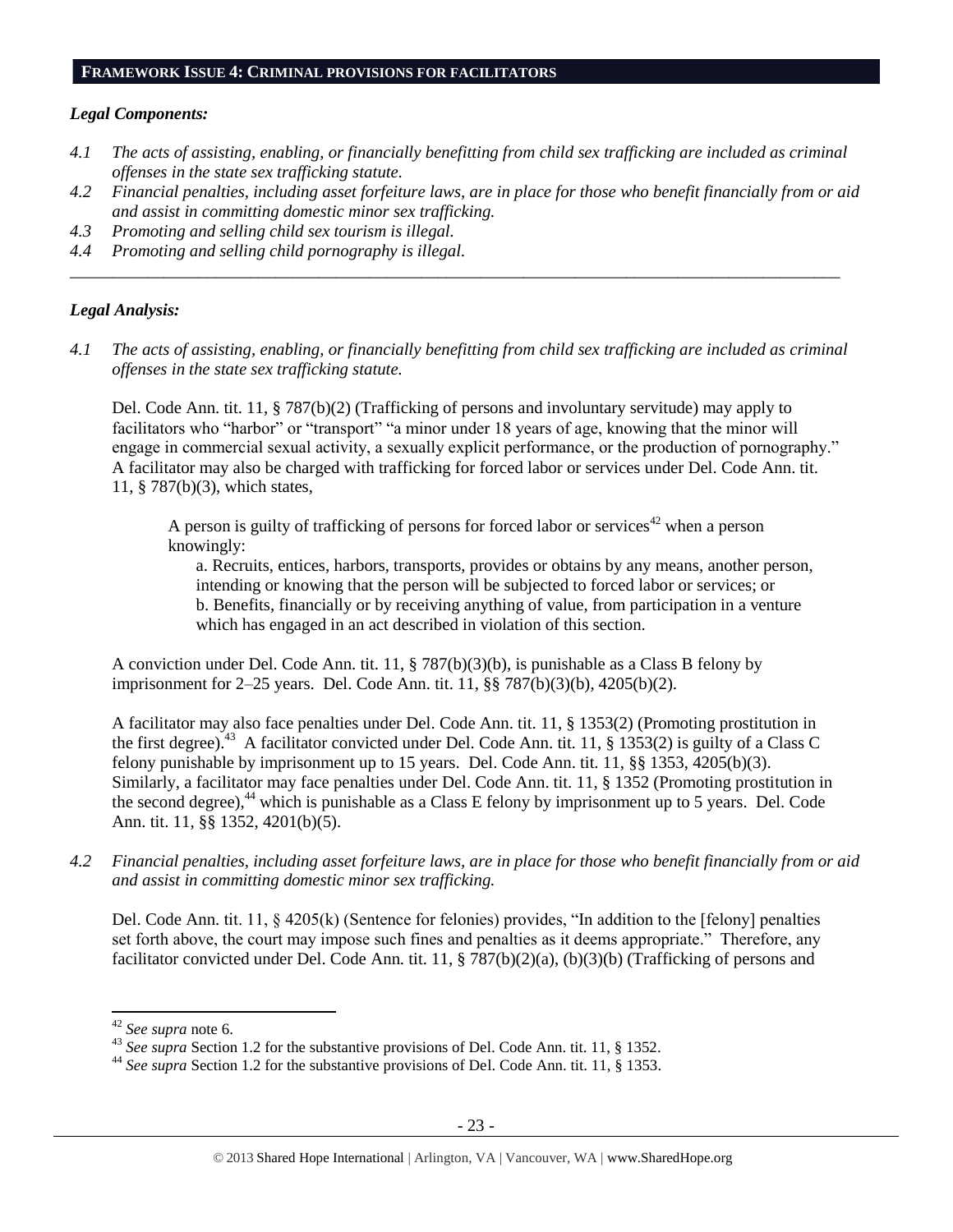## FRAMEWORK ISSUE 4: CRIMINAL PROVISIONS FOR FACILITATORS

### *Legal Components:*

*4.1 The acts of assisting, enabling, or financially benefitting from child sex trafficking are included as criminal offenses in the state sex trafficking statute.*

*4.2 Financial penalties, including asset forfeiture laws, are in place for those who benefit financially from or aid and assist in committing domestic minor sex trafficking.*

*4.3 Promoting and selling child sex tourism is illegal.*

*4.4 Promoting and selling child pornography is illegal.*

---

### *Legal Analysis:*

*4.1 The acts of assisting, enabling, or financially benefitting from child sex trafficking are included as criminal offenses in the state sex trafficking statute.*

Del. Code Ann. tit. 11, § 787(b)(2) (Trafficking of persons and involuntary servitude) may apply to facilitators who "harbor" or "transport" "a minor under 18 years of age, knowing that the minor will engage in commercial sexual activity, a sexually explicit performance, or the production of pornography." A facilitator may also be charged with trafficking for forced labor or services under Del. Code Ann. tit. 11, § 787(b)(3), which states,

> A person is guilty of trafficking of persons for forced labor or services[42] when a person knowingly:
>
> a. Recruits, entices, harbors, transports, provides or obtains by any means, another person, intending or knowing that the person will be subjected to forced labor or services; or
>
> b. Benefits, financially or by receiving anything of value, from participation in a venture which has engaged in an act described in violation of this section.

A conviction under Del. Code Ann. tit. 11, § 787(b)(3)(b), is punishable as a Class B felony by imprisonment for 2–25 years. Del. Code Ann. tit. 11, §§ 787(b)(3)(b), 4205(b)(2).

A facilitator may also face penalties under Del. Code Ann. tit. 11, § 1353(2) (Promoting prostitution in the first degree).[43] A facilitator convicted under Del. Code Ann. tit. 11, § 1353(2) is guilty of a Class C felony punishable by imprisonment up to 15 years. Del. Code Ann. tit. 11, §§ 1353, 4205(b)(3). Similarly, a facilitator may face penalties under Del. Code Ann. tit. 11, § 1352 (Promoting prostitution in the second degree),[44] which is punishable as a Class E felony by imprisonment up to 5 years. Del. Code Ann. tit. 11, §§ 1352, 4201(b)(5).

*4.2 Financial penalties, including asset forfeiture laws, are in place for those who benefit financially from or aid and assist in committing domestic minor sex trafficking.*

Del. Code Ann. tit. 11, § 4205(k) (Sentence for felonies) provides, "In addition to the [felony] penalties set forth above, the court may impose such fines and penalties as it deems appropriate." Therefore, any facilitator convicted under Del. Code Ann. tit. 11, § 787(b)(2)(a), (b)(3)(b) (Trafficking of persons and

---

[42] *See supra* note 6.

[43] *See supra* Section 1.2 for the substantive provisions of Del. Code Ann. tit. 11, § 1352.

[44] *See supra* Section 1.2 for the substantive provisions of Del. Code Ann. tit. 11, § 1353.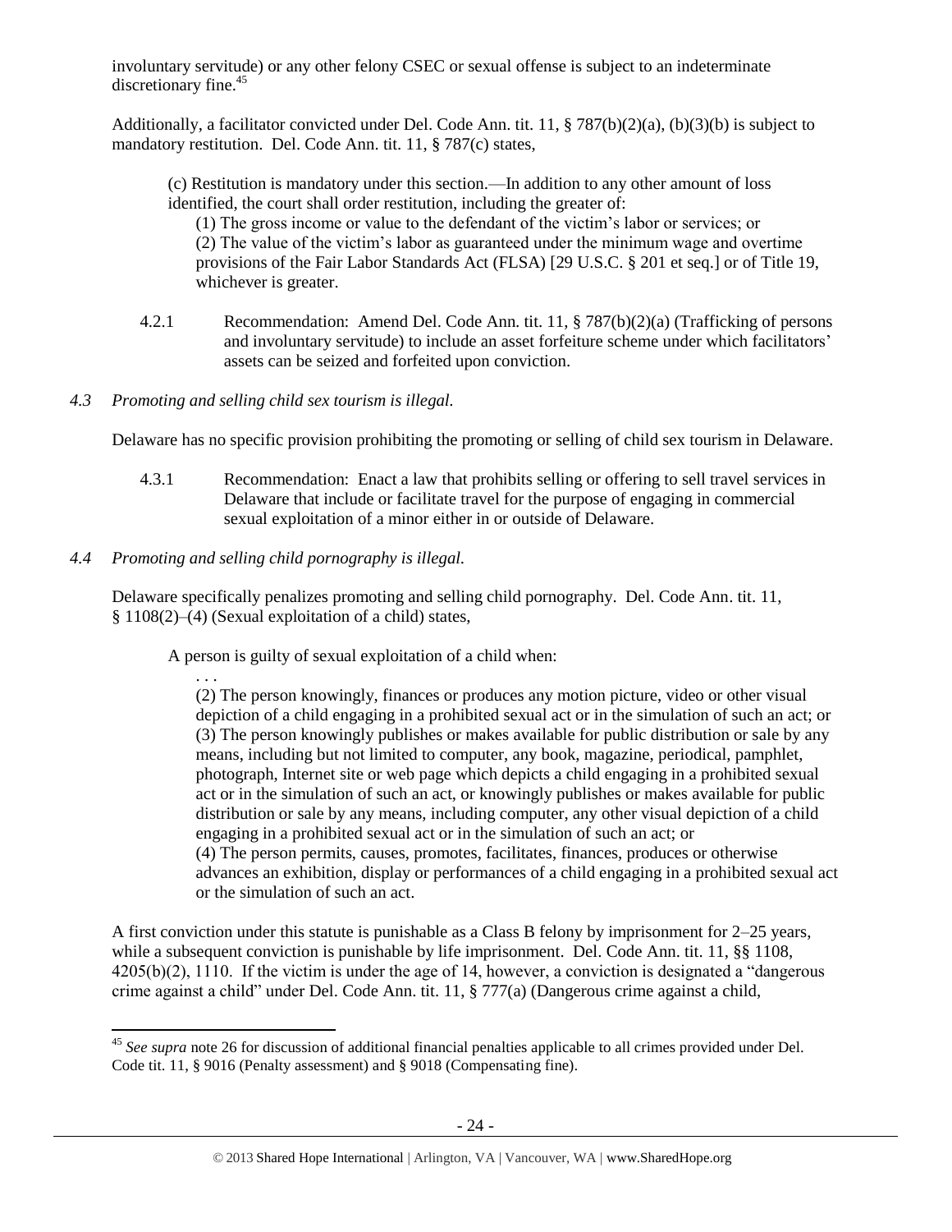involuntary servitude) or any other felony CSEC or sexual offense is subject to an indeterminate discretionary fine.[45]

Additionally, a facilitator convicted under Del. Code Ann. tit. 11, § 787(b)(2)(a), (b)(3)(b) is subject to mandatory restitution. Del. Code Ann. tit. 11, § 787(c) states,

> (c) Restitution is mandatory under this section.—In addition to any other amount of loss identified, the court shall order restitution, including the greater of:
>
> (1) The gross income or value to the defendant of the victim's labor or services; or
>
> (2) The value of the victim's labor as guaranteed under the minimum wage and overtime provisions of the Fair Labor Standards Act (FLSA) [29 U.S.C. § 201 et seq.] or of Title 19, whichever is greater.

4.2.1 Recommendation: Amend Del. Code Ann. tit. 11, § 787(b)(2)(a) (Trafficking of persons and involuntary servitude) to include an asset forfeiture scheme under which facilitators' assets can be seized and forfeited upon conviction.

*4.3 Promoting and selling child sex tourism is illegal.*

Delaware has no specific provision prohibiting the promoting or selling of child sex tourism in Delaware.

4.3.1 Recommendation: Enact a law that prohibits selling or offering to sell travel services in Delaware that include or facilitate travel for the purpose of engaging in commercial sexual exploitation of a minor either in or outside of Delaware.

*4.4 Promoting and selling child pornography is illegal.*

Delaware specifically penalizes promoting and selling child pornography. Del. Code Ann. tit. 11, § 1108(2)–(4) (Sexual exploitation of a child) states,

> A person is guilty of sexual exploitation of a child when:
>
> . . .
>
> (2) The person knowingly, finances or produces any motion picture, video or other visual depiction of a child engaging in a prohibited sexual act or in the simulation of such an act; or
>
> (3) The person knowingly publishes or makes available for public distribution or sale by any means, including but not limited to computer, any book, magazine, periodical, pamphlet, photograph, Internet site or web page which depicts a child engaging in a prohibited sexual act or in the simulation of such an act, or knowingly publishes or makes available for public distribution or sale by any means, including computer, any other visual depiction of a child engaging in a prohibited sexual act or in the simulation of such an act; or
>
> (4) The person permits, causes, promotes, facilitates, finances, produces or otherwise advances an exhibition, display or performances of a child engaging in a prohibited sexual act or the simulation of such an act.

A first conviction under this statute is punishable as a Class B felony by imprisonment for 2–25 years, while a subsequent conviction is punishable by life imprisonment. Del. Code Ann. tit. 11, §§ 1108, 4205(b)(2), 1110. If the victim is under the age of 14, however, a conviction is designated a "dangerous crime against a child" under Del. Code Ann. tit. 11, § 777(a) (Dangerous crime against a child,

---

[45] *See supra* note 26 for discussion of additional financial penalties applicable to all crimes provided under Del. Code tit. 11, § 9016 (Penalty assessment) and § 9018 (Compensating fine).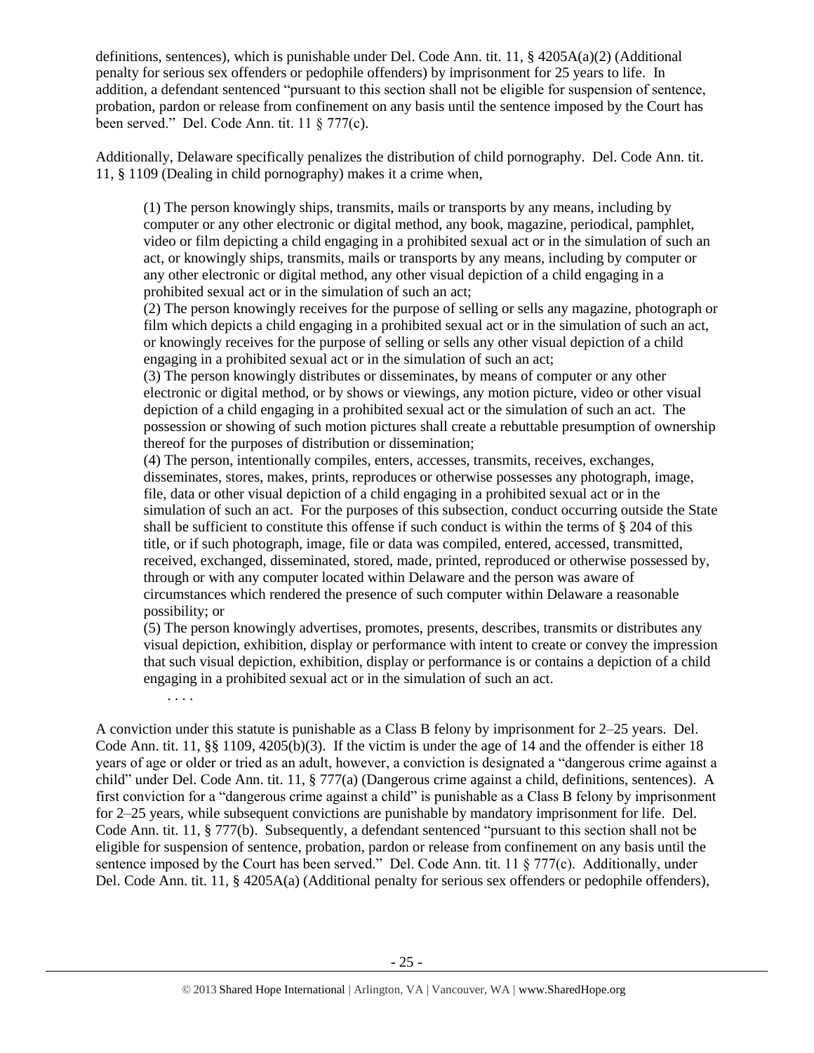definitions, sentences), which is punishable under Del. Code Ann. tit. 11, § 4205A(a)(2) (Additional penalty for serious sex offenders or pedophile offenders) by imprisonment for 25 years to life. In addition, a defendant sentenced "pursuant to this section shall not be eligible for suspension of sentence, probation, pardon or release from confinement on any basis until the sentence imposed by the Court has been served." Del. Code Ann. tit. 11 § 777(c).

Additionally, Delaware specifically penalizes the distribution of child pornography. Del. Code Ann. tit. 11, § 1109 (Dealing in child pornography) makes it a crime when,

> (1) The person knowingly ships, transmits, mails or transports by any means, including by computer or any other electronic or digital method, any book, magazine, periodical, pamphlet, video or film depicting a child engaging in a prohibited sexual act or in the simulation of such an act, or knowingly ships, transmits, mails or transports by any means, including by computer or any other electronic or digital method, any other visual depiction of a child engaging in a prohibited sexual act or in the simulation of such an act;
> (2) The person knowingly receives for the purpose of selling or sells any magazine, photograph or film which depicts a child engaging in a prohibited sexual act or in the simulation of such an act, or knowingly receives for the purpose of selling or sells any other visual depiction of a child engaging in a prohibited sexual act or in the simulation of such an act;
> (3) The person knowingly distributes or disseminates, by means of computer or any other electronic or digital method, or by shows or viewings, any motion picture, video or other visual depiction of a child engaging in a prohibited sexual act or the simulation of such an act. The possession or showing of such motion pictures shall create a rebuttable presumption of ownership thereof for the purposes of distribution or dissemination;
> (4) The person, intentionally compiles, enters, accesses, transmits, receives, exchanges, disseminates, stores, makes, prints, reproduces or otherwise possesses any photograph, image, file, data or other visual depiction of a child engaging in a prohibited sexual act or in the simulation of such an act. For the purposes of this subsection, conduct occurring outside the State shall be sufficient to constitute this offense if such conduct is within the terms of § 204 of this title, or if such photograph, image, file or data was compiled, entered, accessed, transmitted, received, exchanged, disseminated, stored, made, printed, reproduced or otherwise possessed by, through or with any computer located within Delaware and the person was aware of circumstances which rendered the presence of such computer within Delaware a reasonable possibility; or
> (5) The person knowingly advertises, promotes, presents, describes, transmits or distributes any visual depiction, exhibition, display or performance with intent to create or convey the impression that such visual depiction, exhibition, display or performance is or contains a depiction of a child engaging in a prohibited sexual act or in the simulation of such an act.
> . . . .

A conviction under this statute is punishable as a Class B felony by imprisonment for 2–25 years. Del. Code Ann. tit. 11, §§ 1109, 4205(b)(3). If the victim is under the age of 14 and the offender is either 18 years of age or older or tried as an adult, however, a conviction is designated a "dangerous crime against a child" under Del. Code Ann. tit. 11, § 777(a) (Dangerous crime against a child, definitions, sentences). A first conviction for a "dangerous crime against a child" is punishable as a Class B felony by imprisonment for 2–25 years, while subsequent convictions are punishable by mandatory imprisonment for life. Del. Code Ann. tit. 11, § 777(b). Subsequently, a defendant sentenced "pursuant to this section shall not be eligible for suspension of sentence, probation, pardon or release from confinement on any basis until the sentence imposed by the Court has been served." Del. Code Ann. tit. 11 § 777(c). Additionally, under Del. Code Ann. tit. 11, § 4205A(a) (Additional penalty for serious sex offenders or pedophile offenders),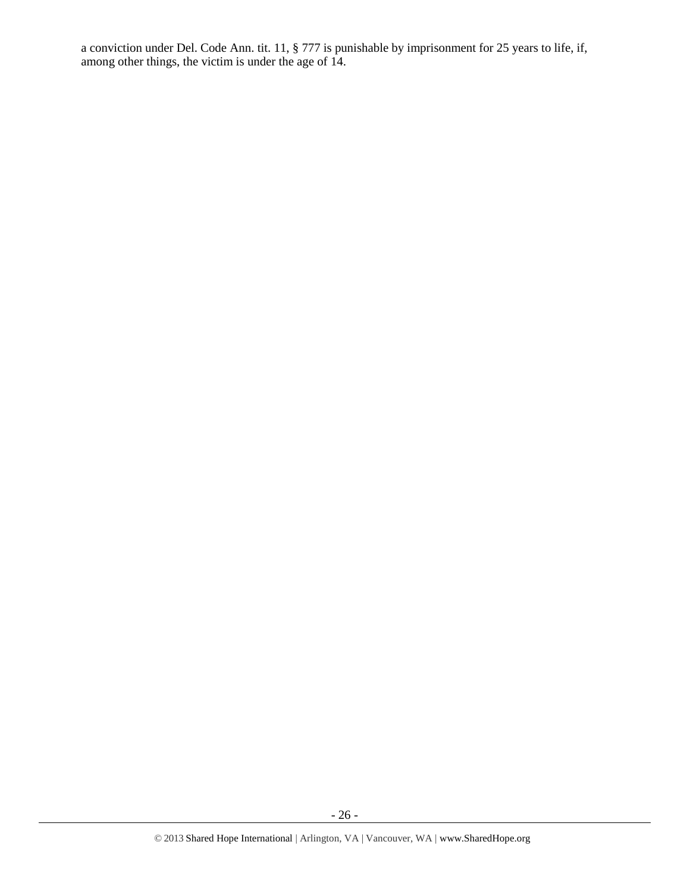a conviction under Del. Code Ann. tit. 11, § 777 is punishable by imprisonment for 25 years to life, if, among other things, the victim is under the age of 14.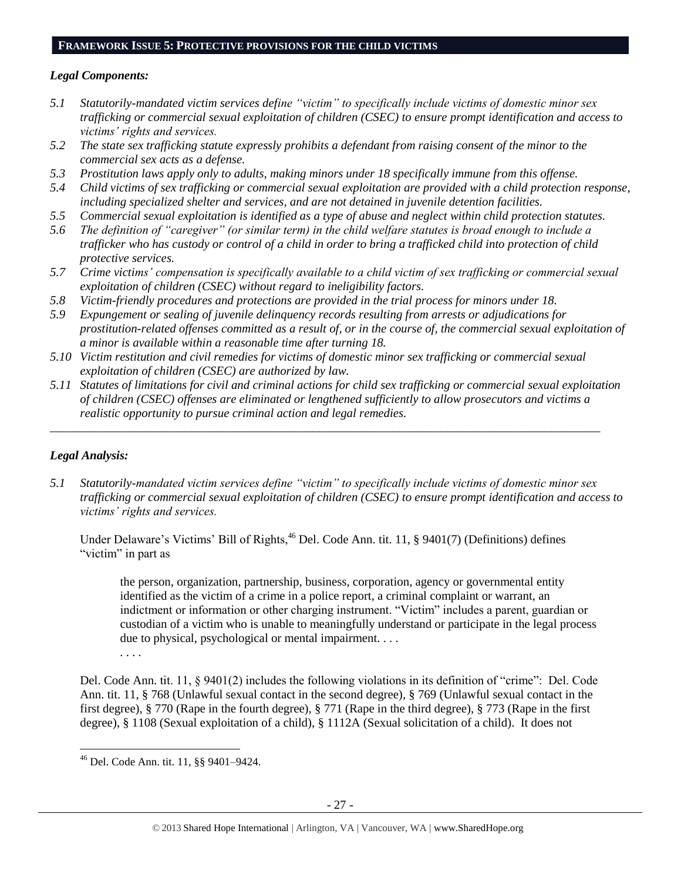## FRAMEWORK ISSUE 5: PROTECTIVE PROVISIONS FOR THE CHILD VICTIMS

### *Legal Components:*

*5.1 Statutorily-mandated victim services define "victim" to specifically include victims of domestic minor sex trafficking or commercial sexual exploitation of children (CSEC) to ensure prompt identification and access to victims' rights and services.*

*5.2 The state sex trafficking statute expressly prohibits a defendant from raising consent of the minor to the commercial sex acts as a defense.*

*5.3 Prostitution laws apply only to adults, making minors under 18 specifically immune from this offense.*

*5.4 Child victims of sex trafficking or commercial sexual exploitation are provided with a child protection response, including specialized shelter and services, and are not detained in juvenile detention facilities.*

*5.5 Commercial sexual exploitation is identified as a type of abuse and neglect within child protection statutes.*

*5.6 The definition of "caregiver" (or similar term) in the child welfare statutes is broad enough to include a trafficker who has custody or control of a child in order to bring a trafficked child into protection of child protective services.*

*5.7 Crime victims' compensation is specifically available to a child victim of sex trafficking or commercial sexual exploitation of children (CSEC) without regard to ineligibility factors.*

*5.8 Victim-friendly procedures and protections are provided in the trial process for minors under 18.*

*5.9 Expungement or sealing of juvenile delinquency records resulting from arrests or adjudications for prostitution-related offenses committed as a result of, or in the course of, the commercial sexual exploitation of a minor is available within a reasonable time after turning 18.*

*5.10 Victim restitution and civil remedies for victims of domestic minor sex trafficking or commercial sexual exploitation of children (CSEC) are authorized by law.*

*5.11 Statutes of limitations for civil and criminal actions for child sex trafficking or commercial sexual exploitation of children (CSEC) offenses are eliminated or lengthened sufficiently to allow prosecutors and victims a realistic opportunity to pursue criminal action and legal remedies.*

---

### *Legal Analysis:*

*5.1 Statutorily-mandated victim services define "victim" to specifically include victims of domestic minor sex trafficking or commercial sexual exploitation of children (CSEC) to ensure prompt identification and access to victims' rights and services.*

Under Delaware's Victims' Bill of Rights,[46] Del. Code Ann. tit. 11, § 9401(7) (Definitions) defines "victim" in part as

> the person, organization, partnership, business, corporation, agency or governmental entity identified as the victim of a crime in a police report, a criminal complaint or warrant, an indictment or information or other charging instrument. "Victim" includes a parent, guardian or custodian of a victim who is unable to meaningfully understand or participate in the legal process due to physical, psychological or mental impairment. . . .
>
> . . . .

Del. Code Ann. tit. 11, § 9401(2) includes the following violations in its definition of "crime": Del. Code Ann. tit. 11, § 768 (Unlawful sexual contact in the second degree), § 769 (Unlawful sexual contact in the first degree), § 770 (Rape in the fourth degree), § 771 (Rape in the third degree), § 773 (Rape in the first degree), § 1108 (Sexual exploitation of a child), § 1112A (Sexual solicitation of a child). It does not

---

[46] Del. Code Ann. tit. 11, §§ 9401–9424.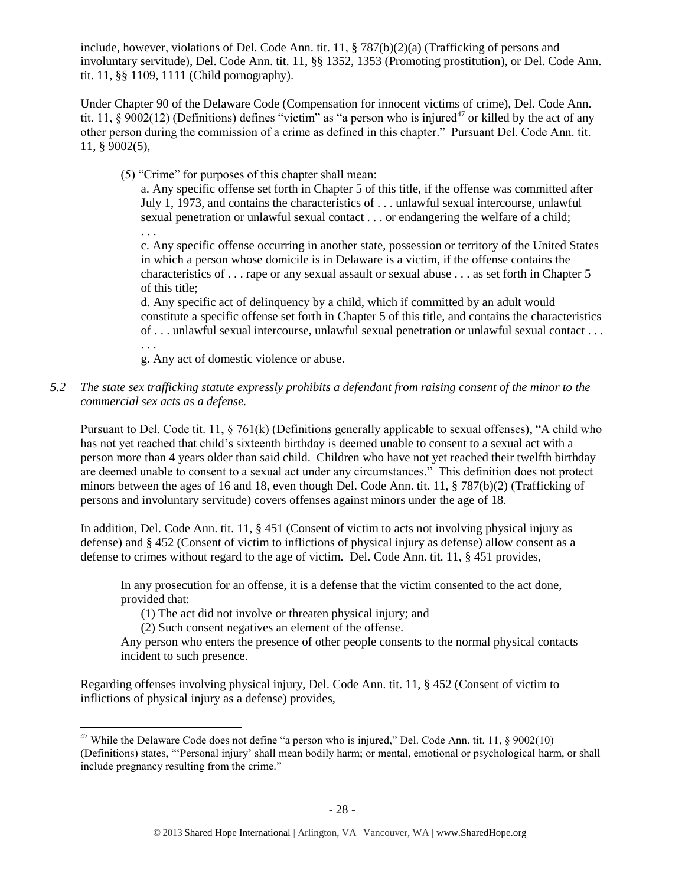include, however, violations of Del. Code Ann. tit. 11, § 787(b)(2)(a) (Trafficking of persons and involuntary servitude), Del. Code Ann. tit. 11, §§ 1352, 1353 (Promoting prostitution), or Del. Code Ann. tit. 11, §§ 1109, 1111 (Child pornography).

Under Chapter 90 of the Delaware Code (Compensation for innocent victims of crime), Del. Code Ann. tit. 11, § 9002(12) (Definitions) defines "victim" as "a person who is injured[47] or killed by the act of any other person during the commission of a crime as defined in this chapter." Pursuant Del. Code Ann. tit. 11, § 9002(5),

> (5) "Crime" for purposes of this chapter shall mean:
>
> a. Any specific offense set forth in Chapter 5 of this title, if the offense was committed after July 1, 1973, and contains the characteristics of . . . unlawful sexual intercourse, unlawful sexual penetration or unlawful sexual contact . . . or endangering the welfare of a child;
>
> . . .
>
> c. Any specific offense occurring in another state, possession or territory of the United States in which a person whose domicile is in Delaware is a victim, if the offense contains the characteristics of . . . rape or any sexual assault or sexual abuse . . . as set forth in Chapter 5 of this title;
>
> d. Any specific act of delinquency by a child, which if committed by an adult would constitute a specific offense set forth in Chapter 5 of this title, and contains the characteristics of . . . unlawful sexual intercourse, unlawful sexual penetration or unlawful sexual contact . . .
>
> . . .
>
> g. Any act of domestic violence or abuse.

*5.2 The state sex trafficking statute expressly prohibits a defendant from raising consent of the minor to the commercial sex acts as a defense.*

Pursuant to Del. Code tit. 11, § 761(k) (Definitions generally applicable to sexual offenses), "A child who has not yet reached that child's sixteenth birthday is deemed unable to consent to a sexual act with a person more than 4 years older than said child. Children who have not yet reached their twelfth birthday are deemed unable to consent to a sexual act under any circumstances." This definition does not protect minors between the ages of 16 and 18, even though Del. Code Ann. tit. 11, § 787(b)(2) (Trafficking of persons and involuntary servitude) covers offenses against minors under the age of 18.

In addition, Del. Code Ann. tit. 11, § 451 (Consent of victim to acts not involving physical injury as defense) and § 452 (Consent of victim to inflictions of physical injury as defense) allow consent as a defense to crimes without regard to the age of victim. Del. Code Ann. tit. 11, § 451 provides,

> In any prosecution for an offense, it is a defense that the victim consented to the act done, provided that:
>
> (1) The act did not involve or threaten physical injury; and
>
> (2) Such consent negatives an element of the offense.
>
> Any person who enters the presence of other people consents to the normal physical contacts incident to such presence.

Regarding offenses involving physical injury, Del. Code Ann. tit. 11, § 452 (Consent of victim to inflictions of physical injury as a defense) provides,

[47] While the Delaware Code does not define "a person who is injured," Del. Code Ann. tit. 11, § 9002(10) (Definitions) states, "'Personal injury' shall mean bodily harm; or mental, emotional or psychological harm, or shall include pregnancy resulting from the crime."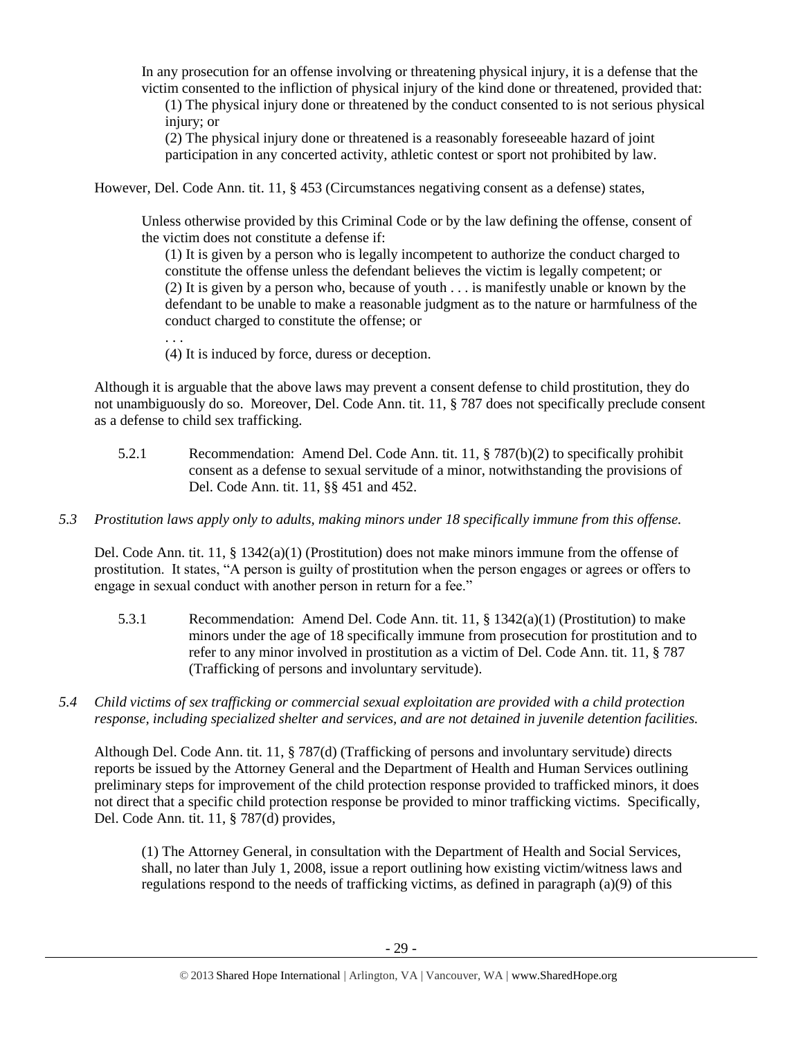> In any prosecution for an offense involving or threatening physical injury, it is a defense that the victim consented to the infliction of physical injury of the kind done or threatened, provided that:
>
> (1) The physical injury done or threatened by the conduct consented to is not serious physical injury; or
>
> (2) The physical injury done or threatened is a reasonably foreseeable hazard of joint participation in any concerted activity, athletic contest or sport not prohibited by law.

However, Del. Code Ann. tit. 11, § 453 (Circumstances negativing consent as a defense) states,

> Unless otherwise provided by this Criminal Code or by the law defining the offense, consent of the victim does not constitute a defense if:
>
> (1) It is given by a person who is legally incompetent to authorize the conduct charged to constitute the offense unless the defendant believes the victim is legally competent; or
>
> (2) It is given by a person who, because of youth . . . is manifestly unable or known by the defendant to be unable to make a reasonable judgment as to the nature or harmfulness of the conduct charged to constitute the offense; or
>
> . . .
>
> (4) It is induced by force, duress or deception.

Although it is arguable that the above laws may prevent a consent defense to child prostitution, they do not unambiguously do so. Moreover, Del. Code Ann. tit. 11, § 787 does not specifically preclude consent as a defense to child sex trafficking.

5.2.1 Recommendation: Amend Del. Code Ann. tit. 11, § 787(b)(2) to specifically prohibit consent as a defense to sexual servitude of a minor, notwithstanding the provisions of Del. Code Ann. tit. 11, §§ 451 and 452.

*5.3 Prostitution laws apply only to adults, making minors under 18 specifically immune from this offense.*

Del. Code Ann. tit. 11, § 1342(a)(1) (Prostitution) does not make minors immune from the offense of prostitution. It states, "A person is guilty of prostitution when the person engages or agrees or offers to engage in sexual conduct with another person in return for a fee."

5.3.1 Recommendation: Amend Del. Code Ann. tit. 11, § 1342(a)(1) (Prostitution) to make minors under the age of 18 specifically immune from prosecution for prostitution and to refer to any minor involved in prostitution as a victim of Del. Code Ann. tit. 11, § 787 (Trafficking of persons and involuntary servitude).

*5.4 Child victims of sex trafficking or commercial sexual exploitation are provided with a child protection response, including specialized shelter and services, and are not detained in juvenile detention facilities.*

Although Del. Code Ann. tit. 11, § 787(d) (Trafficking of persons and involuntary servitude) directs reports be issued by the Attorney General and the Department of Health and Human Services outlining preliminary steps for improvement of the child protection response provided to trafficked minors, it does not direct that a specific child protection response be provided to minor trafficking victims. Specifically, Del. Code Ann. tit. 11, § 787(d) provides,

> (1) The Attorney General, in consultation with the Department of Health and Social Services, shall, no later than July 1, 2008, issue a report outlining how existing victim/witness laws and regulations respond to the needs of trafficking victims, as defined in paragraph (a)(9) of this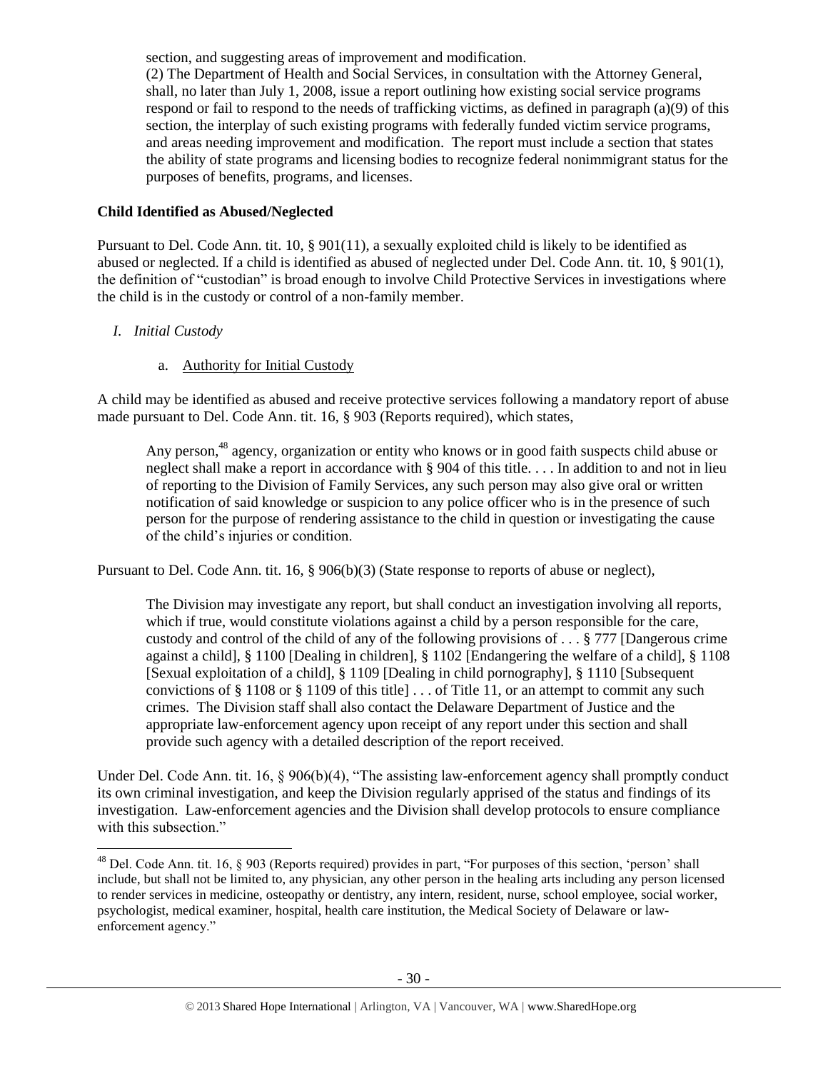section, and suggesting areas of improvement and modification.

(2) The Department of Health and Social Services, in consultation with the Attorney General, shall, no later than July 1, 2008, issue a report outlining how existing social service programs respond or fail to respond to the needs of trafficking victims, as defined in paragraph (a)(9) of this section, the interplay of such existing programs with federally funded victim service programs, and areas needing improvement and modification. The report must include a section that states the ability of state programs and licensing bodies to recognize federal nonimmigrant status for the purposes of benefits, programs, and licenses.

**Child Identified as Abused/Neglected**

Pursuant to Del. Code Ann. tit. 10, § 901(11), a sexually exploited child is likely to be identified as abused or neglected. If a child is identified as abused of neglected under Del. Code Ann. tit. 10, § 901(1), the definition of "custodian" is broad enough to involve Child Protective Services in investigations where the child is in the custody or control of a non-family member.

*I. Initial Custody*

a. Authority for Initial Custody

A child may be identified as abused and receive protective services following a mandatory report of abuse made pursuant to Del. Code Ann. tit. 16, § 903 (Reports required), which states,

> Any person,[48] agency, organization or entity who knows or in good faith suspects child abuse or neglect shall make a report in accordance with § 904 of this title. . . . In addition to and not in lieu of reporting to the Division of Family Services, any such person may also give oral or written notification of said knowledge or suspicion to any police officer who is in the presence of such person for the purpose of rendering assistance to the child in question or investigating the cause of the child's injuries or condition.

Pursuant to Del. Code Ann. tit. 16, § 906(b)(3) (State response to reports of abuse or neglect),

> The Division may investigate any report, but shall conduct an investigation involving all reports, which if true, would constitute violations against a child by a person responsible for the care, custody and control of the child of any of the following provisions of . . . § 777 [Dangerous crime against a child], § 1100 [Dealing in children], § 1102 [Endangering the welfare of a child], § 1108 [Sexual exploitation of a child], § 1109 [Dealing in child pornography], § 1110 [Subsequent convictions of § 1108 or § 1109 of this title] . . . of Title 11, or an attempt to commit any such crimes. The Division staff shall also contact the Delaware Department of Justice and the appropriate law-enforcement agency upon receipt of any report under this section and shall provide such agency with a detailed description of the report received.

Under Del. Code Ann. tit. 16, § 906(b)(4), "The assisting law-enforcement agency shall promptly conduct its own criminal investigation, and keep the Division regularly apprised of the status and findings of its investigation. Law-enforcement agencies and the Division shall develop protocols to ensure compliance with this subsection."

---

[48] Del. Code Ann. tit. 16, § 903 (Reports required) provides in part, "For purposes of this section, 'person' shall include, but shall not be limited to, any physician, any other person in the healing arts including any person licensed to render services in medicine, osteopathy or dentistry, any intern, resident, nurse, school employee, social worker, psychologist, medical examiner, hospital, health care institution, the Medical Society of Delaware or law-enforcement agency."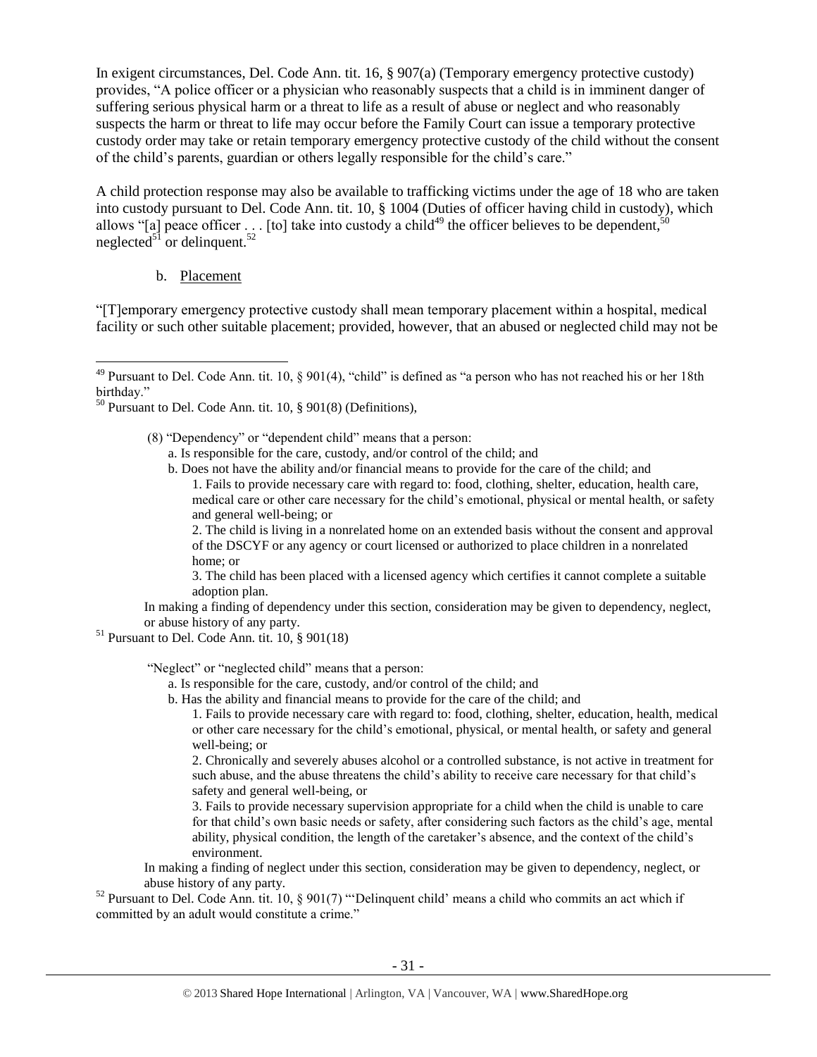In exigent circumstances, Del. Code Ann. tit. 16, § 907(a) (Temporary emergency protective custody) provides, "A police officer or a physician who reasonably suspects that a child is in imminent danger of suffering serious physical harm or a threat to life as a result of abuse or neglect and who reasonably suspects the harm or threat to life may occur before the Family Court can issue a temporary protective custody order may take or retain temporary emergency protective custody of the child without the consent of the child's parents, guardian or others legally responsible for the child's care."

A child protection response may also be available to trafficking victims under the age of 18 who are taken into custody pursuant to Del. Code Ann. tit. 10, § 1004 (Duties of officer having child in custody), which allows "[a] peace officer . . . [to] take into custody a child[49] the officer believes to be dependent,[50] neglected[51] or delinquent.[52]

b. Placement

"[T]emporary emergency protective custody shall mean temporary placement within a hospital, medical facility or such other suitable placement; provided, however, that an abused or neglected child may not be

---

[49] Pursuant to Del. Code Ann. tit. 10, § 901(4), "child" is defined as "a person who has not reached his or her 18th birthday."

[50] Pursuant to Del. Code Ann. tit. 10, § 901(8) (Definitions),

> (8) "Dependency" or "dependent child" means that a person:
> a. Is responsible for the care, custody, and/or control of the child; and
> b. Does not have the ability and/or financial means to provide for the care of the child; and
> 1. Fails to provide necessary care with regard to: food, clothing, shelter, education, health care, medical care or other care necessary for the child's emotional, physical or mental health, or safety and general well-being; or
> 2. The child is living in a nonrelated home on an extended basis without the consent and approval of the DSCYF or any agency or court licensed or authorized to place children in a nonrelated home; or
> 3. The child has been placed with a licensed agency which certifies it cannot complete a suitable adoption plan.
>
> In making a finding of dependency under this section, consideration may be given to dependency, neglect, or abuse history of any party.

[51] Pursuant to Del. Code Ann. tit. 10, § 901(18)

> "Neglect" or "neglected child" means that a person:
> a. Is responsible for the care, custody, and/or control of the child; and
> b. Has the ability and financial means to provide for the care of the child; and
> 1. Fails to provide necessary care with regard to: food, clothing, shelter, education, health, medical or other care necessary for the child's emotional, physical, or mental health, or safety and general well-being; or
> 2. Chronically and severely abuses alcohol or a controlled substance, is not active in treatment for such abuse, and the abuse threatens the child's ability to receive care necessary for that child's safety and general well-being, or
> 3. Fails to provide necessary supervision appropriate for a child when the child is unable to care for that child's own basic needs or safety, after considering such factors as the child's age, mental ability, physical condition, the length of the caretaker's absence, and the context of the child's environment.
>
> In making a finding of neglect under this section, consideration may be given to dependency, neglect, or abuse history of any party.

[52] Pursuant to Del. Code Ann. tit. 10, § 901(7) "'Delinquent child' means a child who commits an act which if committed by an adult would constitute a crime."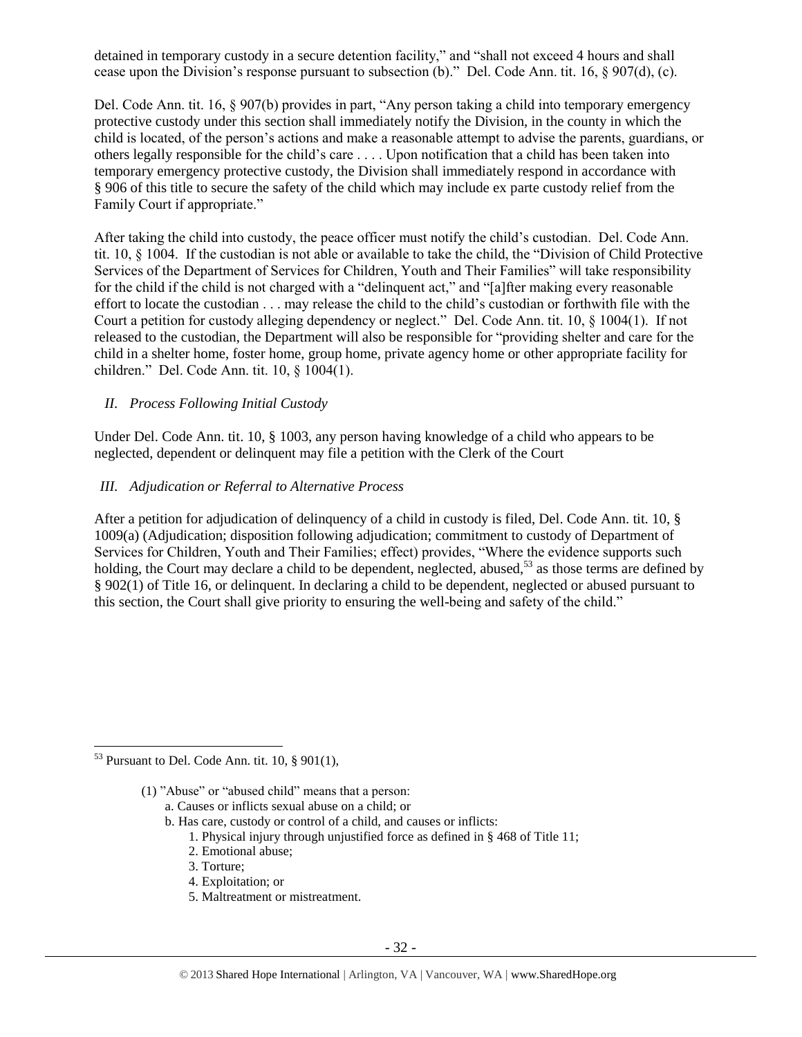detained in temporary custody in a secure detention facility," and "shall not exceed 4 hours and shall cease upon the Division's response pursuant to subsection (b)." Del. Code Ann. tit. 16, § 907(d), (c).

Del. Code Ann. tit. 16, § 907(b) provides in part, "Any person taking a child into temporary emergency protective custody under this section shall immediately notify the Division, in the county in which the child is located, of the person's actions and make a reasonable attempt to advise the parents, guardians, or others legally responsible for the child's care . . . . Upon notification that a child has been taken into temporary emergency protective custody, the Division shall immediately respond in accordance with § 906 of this title to secure the safety of the child which may include ex parte custody relief from the Family Court if appropriate."

After taking the child into custody, the peace officer must notify the child's custodian. Del. Code Ann. tit. 10, § 1004. If the custodian is not able or available to take the child, the "Division of Child Protective Services of the Department of Services for Children, Youth and Their Families" will take responsibility for the child if the child is not charged with a "delinquent act," and "[a]fter making every reasonable effort to locate the custodian . . . may release the child to the child's custodian or forthwith file with the Court a petition for custody alleging dependency or neglect." Del. Code Ann. tit. 10, § 1004(1). If not released to the custodian, the Department will also be responsible for "providing shelter and care for the child in a shelter home, foster home, group home, private agency home or other appropriate facility for children." Del. Code Ann. tit. 10, § 1004(1).

## *II. Process Following Initial Custody*

Under Del. Code Ann. tit. 10, § 1003, any person having knowledge of a child who appears to be neglected, dependent or delinquent may file a petition with the Clerk of the Court

## *III. Adjudication or Referral to Alternative Process*

After a petition for adjudication of delinquency of a child in custody is filed, Del. Code Ann. tit. 10, § 1009(a) (Adjudication; disposition following adjudication; commitment to custody of Department of Services for Children, Youth and Their Families; effect) provides, "Where the evidence supports such holding, the Court may declare a child to be dependent, neglected, abused,[53] as those terms are defined by § 902(1) of Title 16, or delinquent. In declaring a child to be dependent, neglected or abused pursuant to this section, the Court shall give priority to ensuring the well-being and safety of the child."

---

[53] Pursuant to Del. Code Ann. tit. 10, § 901(1),

> (1) "Abuse" or "abused child" means that a person:
> a. Causes or inflicts sexual abuse on a child; or
> b. Has care, custody or control of a child, and causes or inflicts:
> 1. Physical injury through unjustified force as defined in § 468 of Title 11;
> 2. Emotional abuse;
> 3. Torture;
> 4. Exploitation; or
> 5. Maltreatment or mistreatment.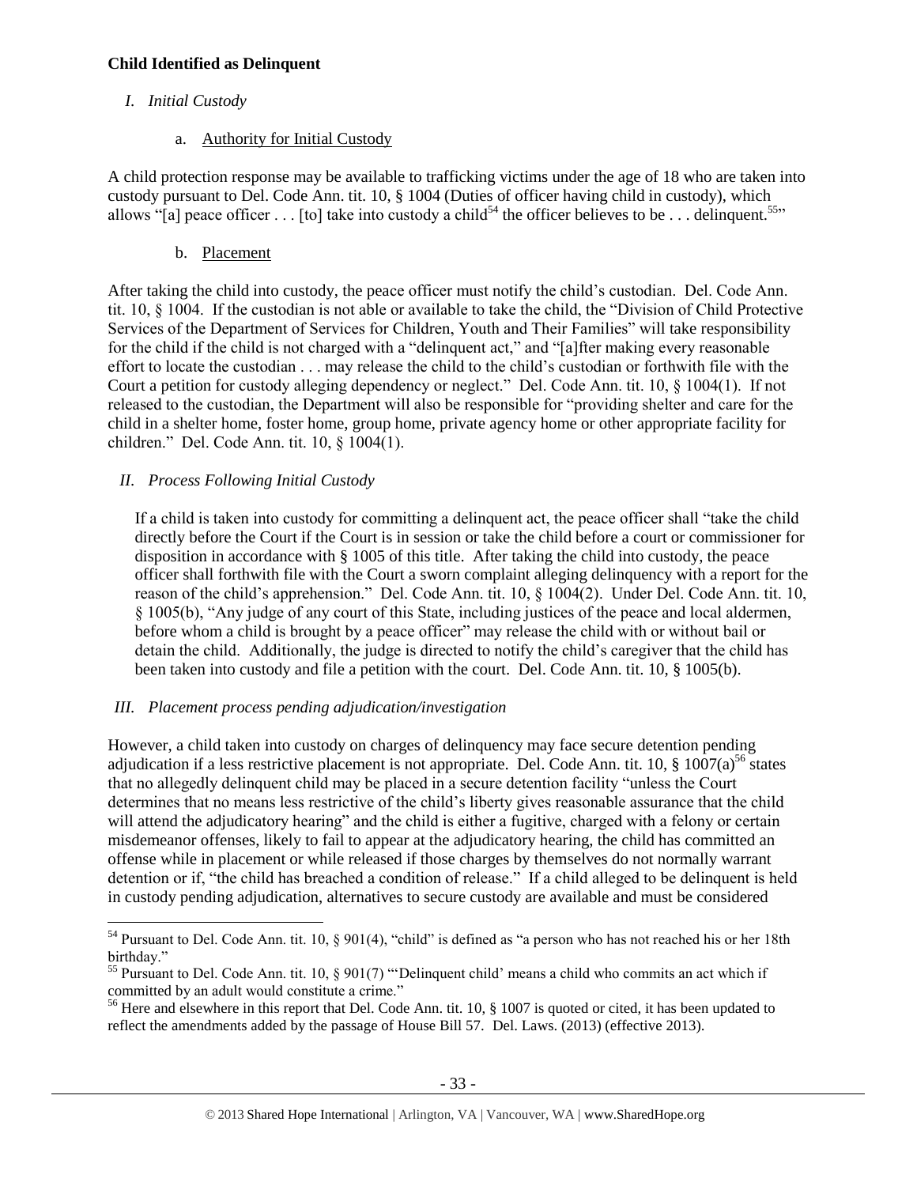**Child Identified as Delinquent**

*I. Initial Custody*

a. Authority for Initial Custody

A child protection response may be available to trafficking victims under the age of 18 who are taken into custody pursuant to Del. Code Ann. tit. 10, § 1004 (Duties of officer having child in custody), which allows "[a] peace officer . . . [to] take into custody a child[54] the officer believes to be . . . delinquent.[55]"

b. Placement

After taking the child into custody, the peace officer must notify the child's custodian. Del. Code Ann. tit. 10, § 1004. If the custodian is not able or available to take the child, the "Division of Child Protective Services of the Department of Services for Children, Youth and Their Families" will take responsibility for the child if the child is not charged with a "delinquent act," and "[a]fter making every reasonable effort to locate the custodian . . . may release the child to the child's custodian or forthwith file with the Court a petition for custody alleging dependency or neglect." Del. Code Ann. tit. 10, § 1004(1). If not released to the custodian, the Department will also be responsible for "providing shelter and care for the child in a shelter home, foster home, group home, private agency home or other appropriate facility for children." Del. Code Ann. tit. 10, § 1004(1).

*II. Process Following Initial Custody*

If a child is taken into custody for committing a delinquent act, the peace officer shall "take the child directly before the Court if the Court is in session or take the child before a court or commissioner for disposition in accordance with § 1005 of this title. After taking the child into custody, the peace officer shall forthwith file with the Court a sworn complaint alleging delinquency with a report for the reason of the child's apprehension." Del. Code Ann. tit. 10, § 1004(2). Under Del. Code Ann. tit. 10, § 1005(b), "Any judge of any court of this State, including justices of the peace and local aldermen, before whom a child is brought by a peace officer" may release the child with or without bail or detain the child. Additionally, the judge is directed to notify the child's caregiver that the child has been taken into custody and file a petition with the court. Del. Code Ann. tit. 10, § 1005(b).

*III. Placement process pending adjudication/investigation*

However, a child taken into custody on charges of delinquency may face secure detention pending adjudication if a less restrictive placement is not appropriate. Del. Code Ann. tit. 10, § 1007(a)[56] states that no allegedly delinquent child may be placed in a secure detention facility "unless the Court determines that no means less restrictive of the child's liberty gives reasonable assurance that the child will attend the adjudicatory hearing" and the child is either a fugitive, charged with a felony or certain misdemeanor offenses, likely to fail to appear at the adjudicatory hearing, the child has committed an offense while in placement or while released if those charges by themselves do not normally warrant detention or if, "the child has breached a condition of release." If a child alleged to be delinquent is held in custody pending adjudication, alternatives to secure custody are available and must be considered

---

[54] Pursuant to Del. Code Ann. tit. 10, § 901(4), "child" is defined as "a person who has not reached his or her 18th birthday."

[55] Pursuant to Del. Code Ann. tit. 10, § 901(7) "'Delinquent child' means a child who commits an act which if committed by an adult would constitute a crime."

[56] Here and elsewhere in this report that Del. Code Ann. tit. 10, § 1007 is quoted or cited, it has been updated to reflect the amendments added by the passage of House Bill 57. Del. Laws. (2013) (effective 2013).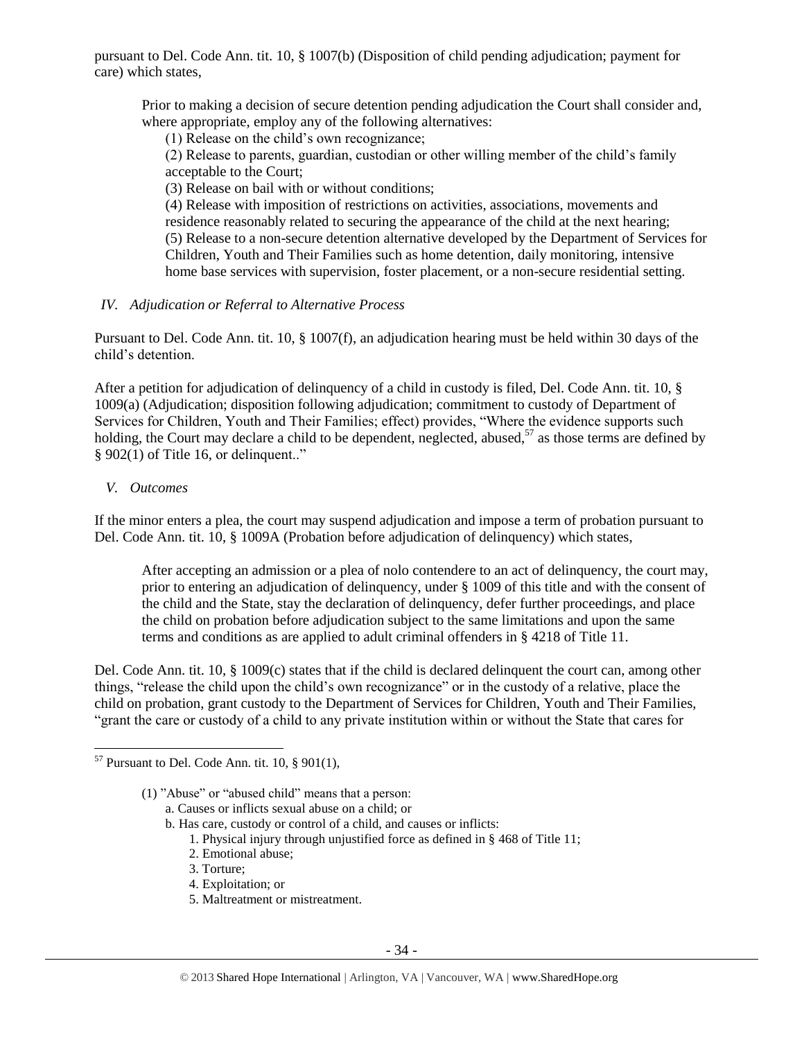pursuant to Del. Code Ann. tit. 10, § 1007(b) (Disposition of child pending adjudication; payment for care) which states,

> Prior to making a decision of secure detention pending adjudication the Court shall consider and, where appropriate, employ any of the following alternatives:
>
> (1) Release on the child's own recognizance;
>
> (2) Release to parents, guardian, custodian or other willing member of the child's family acceptable to the Court;
>
> (3) Release on bail with or without conditions;
>
> (4) Release with imposition of restrictions on activities, associations, movements and residence reasonably related to securing the appearance of the child at the next hearing;
>
> (5) Release to a non-secure detention alternative developed by the Department of Services for Children, Youth and Their Families such as home detention, daily monitoring, intensive home base services with supervision, foster placement, or a non-secure residential setting.

*IV. Adjudication or Referral to Alternative Process*

Pursuant to Del. Code Ann. tit. 10, § 1007(f), an adjudication hearing must be held within 30 days of the child's detention.

After a petition for adjudication of delinquency of a child in custody is filed, Del. Code Ann. tit. 10, § 1009(a) (Adjudication; disposition following adjudication; commitment to custody of Department of Services for Children, Youth and Their Families; effect) provides, "Where the evidence supports such holding, the Court may declare a child to be dependent, neglected, abused,[57] as those terms are defined by § 902(1) of Title 16, or delinquent.."

*V. Outcomes*

If the minor enters a plea, the court may suspend adjudication and impose a term of probation pursuant to Del. Code Ann. tit. 10, § 1009A (Probation before adjudication of delinquency) which states,

> After accepting an admission or a plea of nolo contendere to an act of delinquency, the court may, prior to entering an adjudication of delinquency, under § 1009 of this title and with the consent of the child and the State, stay the declaration of delinquency, defer further proceedings, and place the child on probation before adjudication subject to the same limitations and upon the same terms and conditions as are applied to adult criminal offenders in § 4218 of Title 11.

Del. Code Ann. tit. 10, § 1009(c) states that if the child is declared delinquent the court can, among other things, "release the child upon the child's own recognizance" or in the custody of a relative, place the child on probation, grant custody to the Department of Services for Children, Youth and Their Families, "grant the care or custody of a child to any private institution within or without the State that cares for

---

[57] Pursuant to Del. Code Ann. tit. 10, § 901(1),

> (1) "Abuse" or "abused child" means that a person:
>
> a. Causes or inflicts sexual abuse on a child; or
>
> b. Has care, custody or control of a child, and causes or inflicts:
>
> 1. Physical injury through unjustified force as defined in § 468 of Title 11;
> 2. Emotional abuse;
> 3. Torture;
> 4. Exploitation; or
> 5. Maltreatment or mistreatment.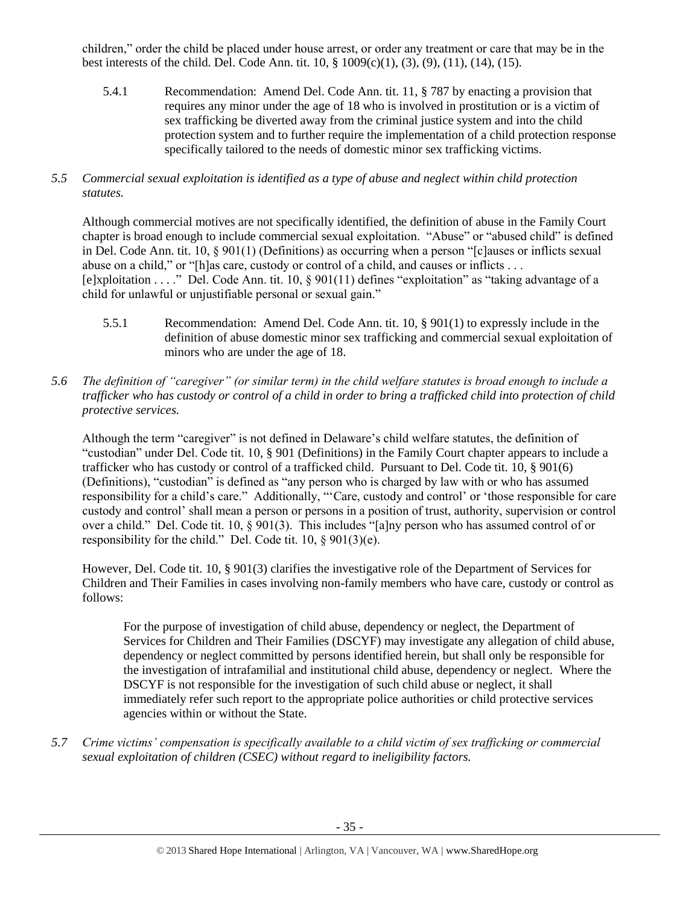children," order the child be placed under house arrest, or order any treatment or care that may be in the best interests of the child. Del. Code Ann. tit. 10, § 1009(c)(1), (3), (9), (11), (14), (15).

5.4.1 Recommendation: Amend Del. Code Ann. tit. 11, § 787 by enacting a provision that requires any minor under the age of 18 who is involved in prostitution or is a victim of sex trafficking be diverted away from the criminal justice system and into the child protection system and to further require the implementation of a child protection response specifically tailored to the needs of domestic minor sex trafficking victims.

*5.5 Commercial sexual exploitation is identified as a type of abuse and neglect within child protection statutes.*

Although commercial motives are not specifically identified, the definition of abuse in the Family Court chapter is broad enough to include commercial sexual exploitation. "Abuse" or "abused child" is defined in Del. Code Ann. tit. 10, § 901(1) (Definitions) as occurring when a person "[c]auses or inflicts sexual abuse on a child," or "[h]as care, custody or control of a child, and causes or inflicts . . . [e]xploitation . . . ." Del. Code Ann. tit. 10, § 901(11) defines "exploitation" as "taking advantage of a child for unlawful or unjustifiable personal or sexual gain."

5.5.1 Recommendation: Amend Del. Code Ann. tit. 10, § 901(1) to expressly include in the definition of abuse domestic minor sex trafficking and commercial sexual exploitation of minors who are under the age of 18.

*5.6 The definition of "caregiver" (or similar term) in the child welfare statutes is broad enough to include a trafficker who has custody or control of a child in order to bring a trafficked child into protection of child protective services.*

Although the term "caregiver" is not defined in Delaware's child welfare statutes, the definition of "custodian" under Del. Code tit. 10, § 901 (Definitions) in the Family Court chapter appears to include a trafficker who has custody or control of a trafficked child. Pursuant to Del. Code tit. 10, § 901(6) (Definitions), "custodian" is defined as "any person who is charged by law with or who has assumed responsibility for a child's care." Additionally, "'Care, custody and control' or 'those responsible for care custody and control' shall mean a person or persons in a position of trust, authority, supervision or control over a child." Del. Code tit. 10, § 901(3). This includes "[a]ny person who has assumed control of or responsibility for the child." Del. Code tit. 10, § 901(3)(e).

However, Del. Code tit. 10, § 901(3) clarifies the investigative role of the Department of Services for Children and Their Families in cases involving non-family members who have care, custody or control as follows:

> For the purpose of investigation of child abuse, dependency or neglect, the Department of Services for Children and Their Families (DSCYF) may investigate any allegation of child abuse, dependency or neglect committed by persons identified herein, but shall only be responsible for the investigation of intrafamilial and institutional child abuse, dependency or neglect. Where the DSCYF is not responsible for the investigation of such child abuse or neglect, it shall immediately refer such report to the appropriate police authorities or child protective services agencies within or without the State.

*5.7 Crime victims' compensation is specifically available to a child victim of sex trafficking or commercial sexual exploitation of children (CSEC) without regard to ineligibility factors.*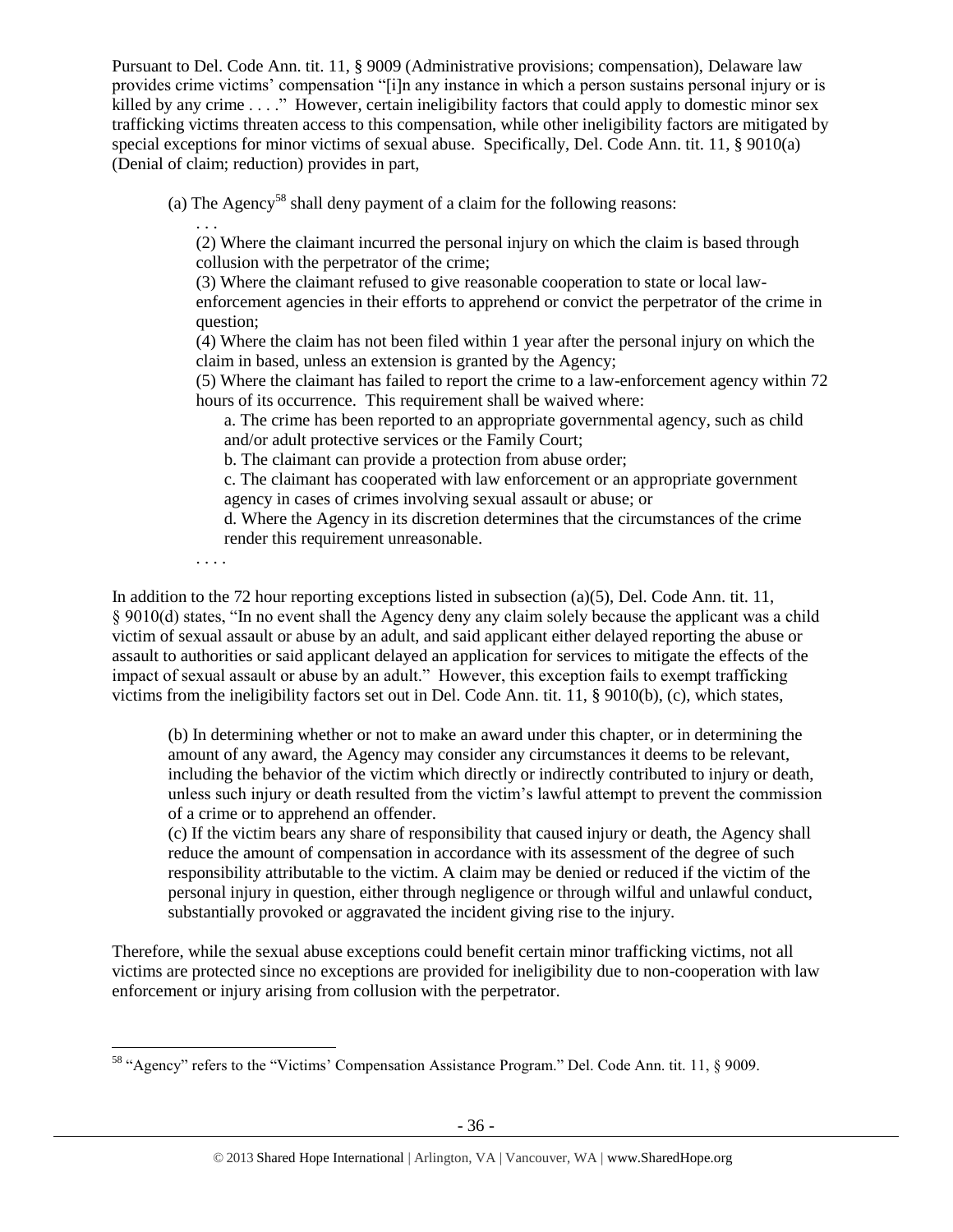Pursuant to Del. Code Ann. tit. 11, § 9009 (Administrative provisions; compensation), Delaware law provides crime victims' compensation "[i]n any instance in which a person sustains personal injury or is killed by any crime . . . ." However, certain ineligibility factors that could apply to domestic minor sex trafficking victims threaten access to this compensation, while other ineligibility factors are mitigated by special exceptions for minor victims of sexual abuse. Specifically, Del. Code Ann. tit. 11, § 9010(a) (Denial of claim; reduction) provides in part,

> (a) The Agency[58] shall deny payment of a claim for the following reasons:
>
> . . .
>
> (2) Where the claimant incurred the personal injury on which the claim is based through collusion with the perpetrator of the crime;
>
> (3) Where the claimant refused to give reasonable cooperation to state or local law-enforcement agencies in their efforts to apprehend or convict the perpetrator of the crime in question;
>
> (4) Where the claim has not been filed within 1 year after the personal injury on which the claim in based, unless an extension is granted by the Agency;
>
> (5) Where the claimant has failed to report the crime to a law-enforcement agency within 72 hours of its occurrence. This requirement shall be waived where:
>
> a. The crime has been reported to an appropriate governmental agency, such as child and/or adult protective services or the Family Court;
>
> b. The claimant can provide a protection from abuse order;
>
> c. The claimant has cooperated with law enforcement or an appropriate government agency in cases of crimes involving sexual assault or abuse; or
>
> d. Where the Agency in its discretion determines that the circumstances of the crime render this requirement unreasonable.
>
> . . . .

In addition to the 72 hour reporting exceptions listed in subsection (a)(5), Del. Code Ann. tit. 11, § 9010(d) states, "In no event shall the Agency deny any claim solely because the applicant was a child victim of sexual assault or abuse by an adult, and said applicant either delayed reporting the abuse or assault to authorities or said applicant delayed an application for services to mitigate the effects of the impact of sexual assault or abuse by an adult." However, this exception fails to exempt trafficking victims from the ineligibility factors set out in Del. Code Ann. tit. 11, § 9010(b), (c), which states,

> (b) In determining whether or not to make an award under this chapter, or in determining the amount of any award, the Agency may consider any circumstances it deems to be relevant, including the behavior of the victim which directly or indirectly contributed to injury or death, unless such injury or death resulted from the victim's lawful attempt to prevent the commission of a crime or to apprehend an offender.
>
> (c) If the victim bears any share of responsibility that caused injury or death, the Agency shall reduce the amount of compensation in accordance with its assessment of the degree of such responsibility attributable to the victim. A claim may be denied or reduced if the victim of the personal injury in question, either through negligence or through wilful and unlawful conduct, substantially provoked or aggravated the incident giving rise to the injury.

Therefore, while the sexual abuse exceptions could benefit certain minor trafficking victims, not all victims are protected since no exceptions are provided for ineligibility due to non-cooperation with law enforcement or injury arising from collusion with the perpetrator.

---

[58] "Agency" refers to the "Victims' Compensation Assistance Program." Del. Code Ann. tit. 11, § 9009.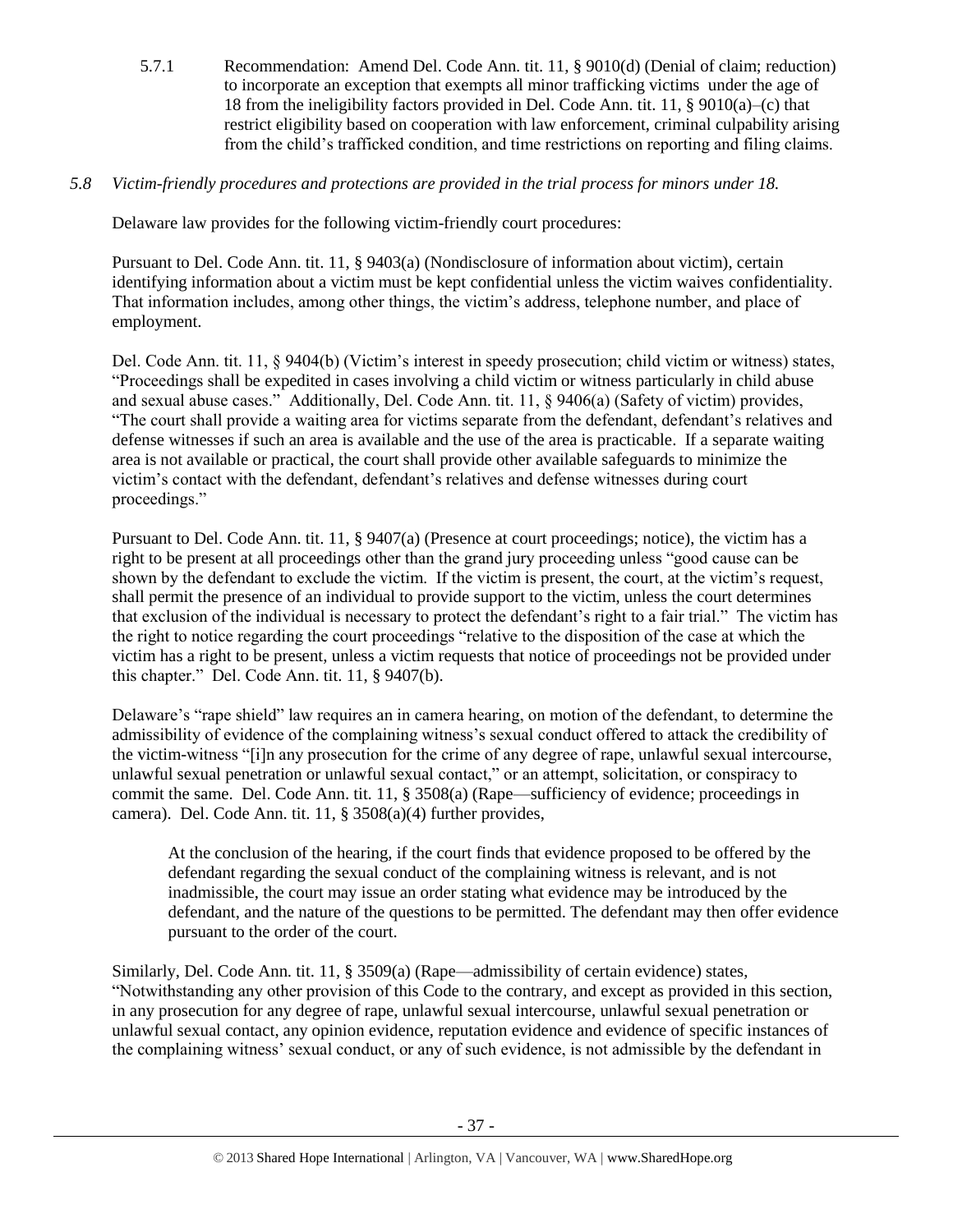5.7.1 Recommendation: Amend Del. Code Ann. tit. 11, § 9010(d) (Denial of claim; reduction) to incorporate an exception that exempts all minor trafficking victims under the age of 18 from the ineligibility factors provided in Del. Code Ann. tit. 11, § 9010(a)–(c) that restrict eligibility based on cooperation with law enforcement, criminal culpability arising from the child's trafficked condition, and time restrictions on reporting and filing claims.

*5.8 Victim-friendly procedures and protections are provided in the trial process for minors under 18.*

Delaware law provides for the following victim-friendly court procedures:

Pursuant to Del. Code Ann. tit. 11, § 9403(a) (Nondisclosure of information about victim), certain identifying information about a victim must be kept confidential unless the victim waives confidentiality. That information includes, among other things, the victim's address, telephone number, and place of employment.

Del. Code Ann. tit. 11, § 9404(b) (Victim's interest in speedy prosecution; child victim or witness) states, "Proceedings shall be expedited in cases involving a child victim or witness particularly in child abuse and sexual abuse cases." Additionally, Del. Code Ann. tit. 11, § 9406(a) (Safety of victim) provides, "The court shall provide a waiting area for victims separate from the defendant, defendant's relatives and defense witnesses if such an area is available and the use of the area is practicable. If a separate waiting area is not available or practical, the court shall provide other available safeguards to minimize the victim's contact with the defendant, defendant's relatives and defense witnesses during court proceedings."

Pursuant to Del. Code Ann. tit. 11, § 9407(a) (Presence at court proceedings; notice), the victim has a right to be present at all proceedings other than the grand jury proceeding unless "good cause can be shown by the defendant to exclude the victim. If the victim is present, the court, at the victim's request, shall permit the presence of an individual to provide support to the victim, unless the court determines that exclusion of the individual is necessary to protect the defendant's right to a fair trial." The victim has the right to notice regarding the court proceedings "relative to the disposition of the case at which the victim has a right to be present, unless a victim requests that notice of proceedings not be provided under this chapter." Del. Code Ann. tit. 11, § 9407(b).

Delaware's "rape shield" law requires an in camera hearing, on motion of the defendant, to determine the admissibility of evidence of the complaining witness's sexual conduct offered to attack the credibility of the victim-witness "[i]n any prosecution for the crime of any degree of rape, unlawful sexual intercourse, unlawful sexual penetration or unlawful sexual contact," or an attempt, solicitation, or conspiracy to commit the same. Del. Code Ann. tit. 11, § 3508(a) (Rape—sufficiency of evidence; proceedings in camera). Del. Code Ann. tit. 11, § 3508(a)(4) further provides,

> At the conclusion of the hearing, if the court finds that evidence proposed to be offered by the defendant regarding the sexual conduct of the complaining witness is relevant, and is not inadmissible, the court may issue an order stating what evidence may be introduced by the defendant, and the nature of the questions to be permitted. The defendant may then offer evidence pursuant to the order of the court.

Similarly, Del. Code Ann. tit. 11, § 3509(a) (Rape—admissibility of certain evidence) states, "Notwithstanding any other provision of this Code to the contrary, and except as provided in this section, in any prosecution for any degree of rape, unlawful sexual intercourse, unlawful sexual penetration or unlawful sexual contact, any opinion evidence, reputation evidence and evidence of specific instances of the complaining witness' sexual conduct, or any of such evidence, is not admissible by the defendant in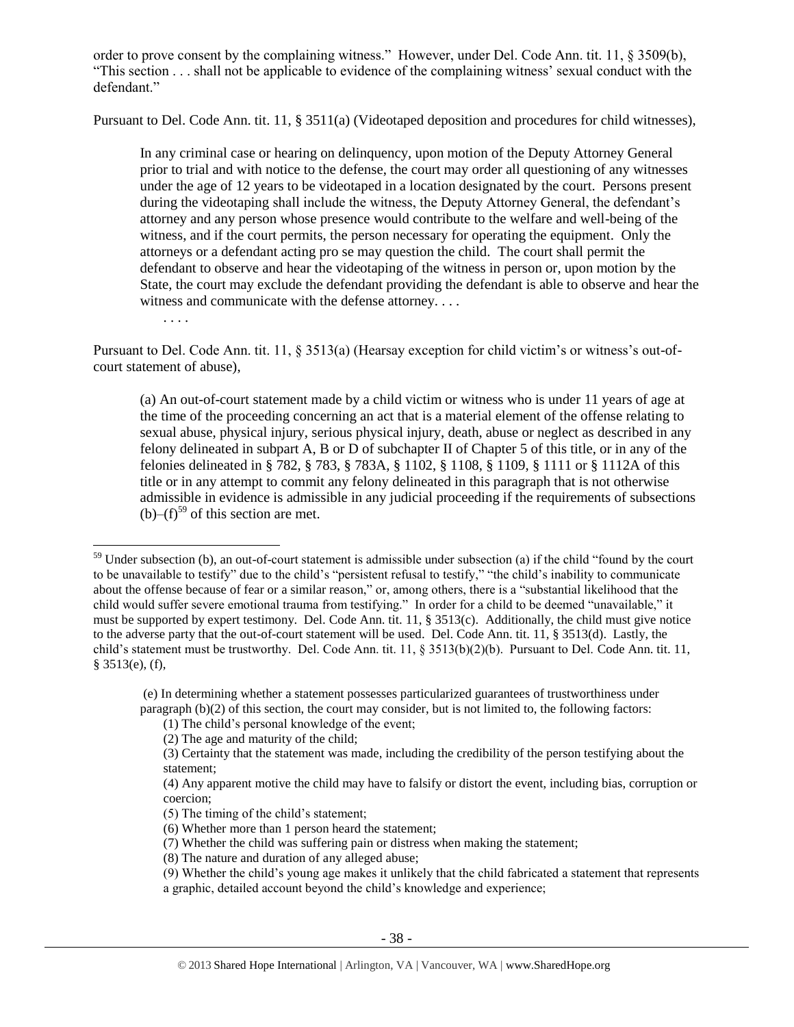order to prove consent by the complaining witness." However, under Del. Code Ann. tit. 11, § 3509(b), "This section . . . shall not be applicable to evidence of the complaining witness' sexual conduct with the defendant."

Pursuant to Del. Code Ann. tit. 11, § 3511(a) (Videotaped deposition and procedures for child witnesses),

> In any criminal case or hearing on delinquency, upon motion of the Deputy Attorney General prior to trial and with notice to the defense, the court may order all questioning of any witnesses under the age of 12 years to be videotaped in a location designated by the court. Persons present during the videotaping shall include the witness, the Deputy Attorney General, the defendant's attorney and any person whose presence would contribute to the welfare and well-being of the witness, and if the court permits, the person necessary for operating the equipment. Only the attorneys or a defendant acting pro se may question the child. The court shall permit the defendant to observe and hear the videotaping of the witness in person or, upon motion by the State, the court may exclude the defendant providing the defendant is able to observe and hear the witness and communicate with the defense attorney. . . .
>
> . . . .

Pursuant to Del. Code Ann. tit. 11, § 3513(a) (Hearsay exception for child victim's or witness's out-of-court statement of abuse),

> (a) An out-of-court statement made by a child victim or witness who is under 11 years of age at the time of the proceeding concerning an act that is a material element of the offense relating to sexual abuse, physical injury, serious physical injury, death, abuse or neglect as described in any felony delineated in subpart A, B or D of subchapter II of Chapter 5 of this title, or in any of the felonies delineated in § 782, § 783, § 783A, § 1102, § 1108, § 1109, § 1111 or § 1112A of this title or in any attempt to commit any felony delineated in this paragraph that is not otherwise admissible in evidence is admissible in any judicial proceeding if the requirements of subsections (b)–(f)[59] of this section are met.

---

[59] Under subsection (b), an out-of-court statement is admissible under subsection (a) if the child "found by the court to be unavailable to testify" due to the child's "persistent refusal to testify," "the child's inability to communicate about the offense because of fear or a similar reason," or, among others, there is a "substantial likelihood that the child would suffer severe emotional trauma from testifying." In order for a child to be deemed "unavailable," it must be supported by expert testimony. Del. Code Ann. tit. 11, § 3513(c). Additionally, the child must give notice to the adverse party that the out-of-court statement will be used. Del. Code Ann. tit. 11, § 3513(d). Lastly, the child's statement must be trustworthy. Del. Code Ann. tit. 11, § 3513(b)(2)(b). Pursuant to Del. Code Ann. tit. 11, § 3513(e), (f),

> (e) In determining whether a statement possesses particularized guarantees of trustworthiness under paragraph (b)(2) of this section, the court may consider, but is not limited to, the following factors:
>
> (1) The child's personal knowledge of the event;
> (2) The age and maturity of the child;
> (3) Certainty that the statement was made, including the credibility of the person testifying about the statement;
> (4) Any apparent motive the child may have to falsify or distort the event, including bias, corruption or coercion;
> (5) The timing of the child's statement;
> (6) Whether more than 1 person heard the statement;
> (7) Whether the child was suffering pain or distress when making the statement;
> (8) The nature and duration of any alleged abuse;
> (9) Whether the child's young age makes it unlikely that the child fabricated a statement that represents a graphic, detailed account beyond the child's knowledge and experience;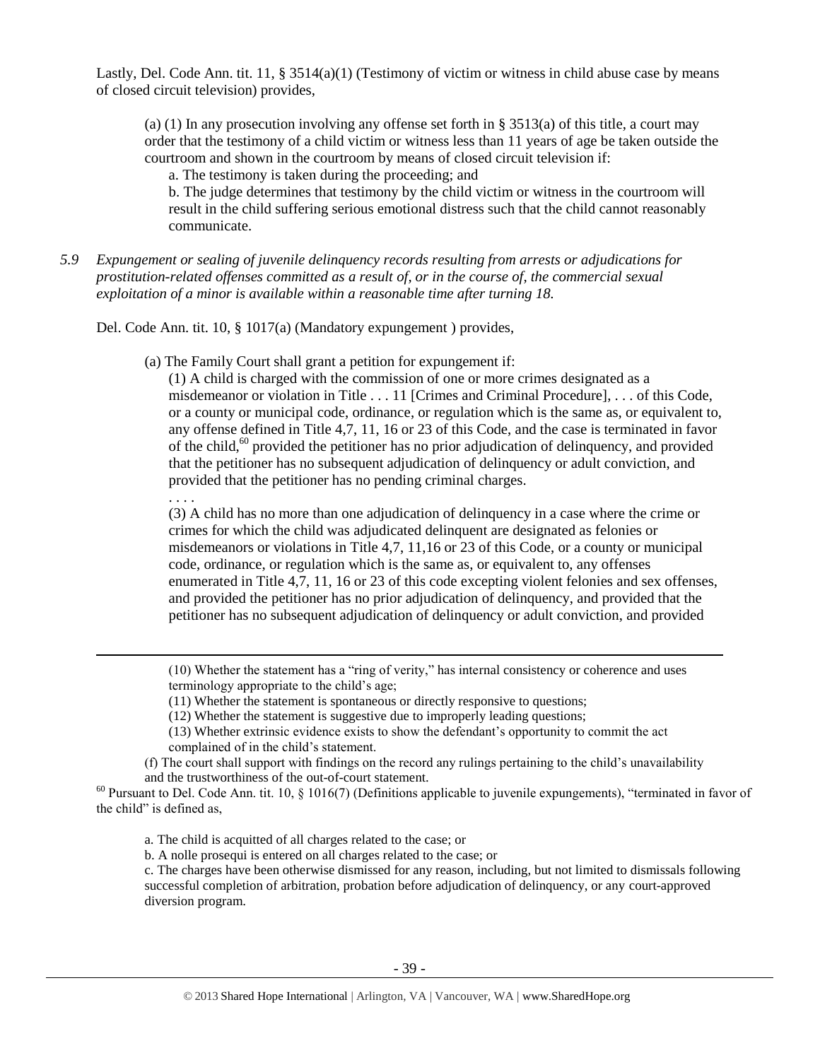Lastly, Del. Code Ann. tit. 11, § 3514(a)(1) (Testimony of victim or witness in child abuse case by means of closed circuit television) provides,

> (a) (1) In any prosecution involving any offense set forth in § 3513(a) of this title, a court may order that the testimony of a child victim or witness less than 11 years of age be taken outside the courtroom and shown in the courtroom by means of closed circuit television if:
>
> a. The testimony is taken during the proceeding; and
>
> b. The judge determines that testimony by the child victim or witness in the courtroom will result in the child suffering serious emotional distress such that the child cannot reasonably communicate.

*5.9 Expungement or sealing of juvenile delinquency records resulting from arrests or adjudications for prostitution-related offenses committed as a result of, or in the course of, the commercial sexual exploitation of a minor is available within a reasonable time after turning 18.*

Del. Code Ann. tit. 10, § 1017(a) (Mandatory expungement ) provides,

> (a) The Family Court shall grant a petition for expungement if:
>
> (1) A child is charged with the commission of one or more crimes designated as a misdemeanor or violation in Title . . . 11 [Crimes and Criminal Procedure], . . . of this Code, or a county or municipal code, ordinance, or regulation which is the same as, or equivalent to, any offense defined in Title 4,7, 11, 16 or 23 of this Code, and the case is terminated in favor of the child,[60] provided the petitioner has no prior adjudication of delinquency, and provided that the petitioner has no subsequent adjudication of delinquency or adult conviction, and provided that the petitioner has no pending criminal charges.
>
> . . . .
>
> (3) A child has no more than one adjudication of delinquency in a case where the crime or crimes for which the child was adjudicated delinquent are designated as felonies or misdemeanors or violations in Title 4,7, 11,16 or 23 of this Code, or a county or municipal code, ordinance, or regulation which is the same as, or equivalent to, any offenses enumerated in Title 4,7, 11, 16 or 23 of this code excepting violent felonies and sex offenses, and provided the petitioner has no prior adjudication of delinquency, and provided that the petitioner has no subsequent adjudication of delinquency or adult conviction, and provided

---

> (10) Whether the statement has a "ring of verity," has internal consistency or coherence and uses terminology appropriate to the child's age;
>
> (11) Whether the statement is spontaneous or directly responsive to questions;
>
> (12) Whether the statement is suggestive due to improperly leading questions;
>
> (13) Whether extrinsic evidence exists to show the defendant's opportunity to commit the act complained of in the child's statement.
>
> (f) The court shall support with findings on the record any rulings pertaining to the child's unavailability and the trustworthiness of the out-of-court statement.

[60] Pursuant to Del. Code Ann. tit. 10, § 1016(7) (Definitions applicable to juvenile expungements), "terminated in favor of the child" is defined as,

> a. The child is acquitted of all charges related to the case; or
>
> b. A nolle prosequi is entered on all charges related to the case; or
>
> c. The charges have been otherwise dismissed for any reason, including, but not limited to dismissals following successful completion of arbitration, probation before adjudication of delinquency, or any court-approved diversion program.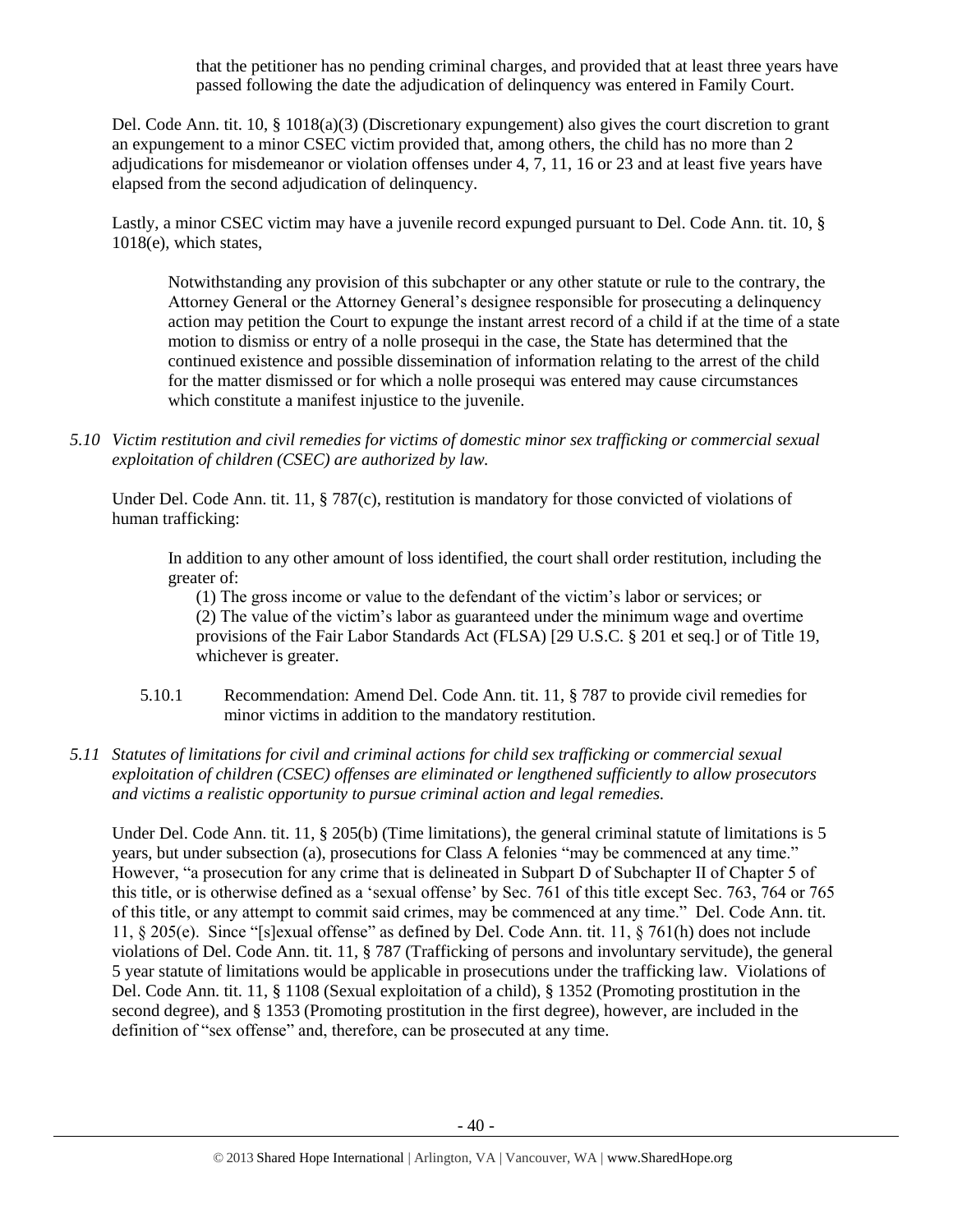> that the petitioner has no pending criminal charges, and provided that at least three years have passed following the date the adjudication of delinquency was entered in Family Court.

Del. Code Ann. tit. 10, § 1018(a)(3) (Discretionary expungement) also gives the court discretion to grant an expungement to a minor CSEC victim provided that, among others, the child has no more than 2 adjudications for misdemeanor or violation offenses under 4, 7, 11, 16 or 23 and at least five years have elapsed from the second adjudication of delinquency.

Lastly, a minor CSEC victim may have a juvenile record expunged pursuant to Del. Code Ann. tit. 10, § 1018(e), which states,

> Notwithstanding any provision of this subchapter or any other statute or rule to the contrary, the Attorney General or the Attorney General's designee responsible for prosecuting a delinquency action may petition the Court to expunge the instant arrest record of a child if at the time of a state motion to dismiss or entry of a nolle prosequi in the case, the State has determined that the continued existence and possible dissemination of information relating to the arrest of the child for the matter dismissed or for which a nolle prosequi was entered may cause circumstances which constitute a manifest injustice to the juvenile.

*5.10 Victim restitution and civil remedies for victims of domestic minor sex trafficking or commercial sexual exploitation of children (CSEC) are authorized by law.*

Under Del. Code Ann. tit. 11, § 787(c), restitution is mandatory for those convicted of violations of human trafficking:

> In addition to any other amount of loss identified, the court shall order restitution, including the greater of:
>
> (1) The gross income or value to the defendant of the victim's labor or services; or
>
> (2) The value of the victim's labor as guaranteed under the minimum wage and overtime provisions of the Fair Labor Standards Act (FLSA) [29 U.S.C. § 201 et seq.] or of Title 19, whichever is greater.

5.10.1 Recommendation: Amend Del. Code Ann. tit. 11, § 787 to provide civil remedies for minor victims in addition to the mandatory restitution.

*5.11 Statutes of limitations for civil and criminal actions for child sex trafficking or commercial sexual exploitation of children (CSEC) offenses are eliminated or lengthened sufficiently to allow prosecutors and victims a realistic opportunity to pursue criminal action and legal remedies.*

Under Del. Code Ann. tit. 11, § 205(b) (Time limitations), the general criminal statute of limitations is 5 years, but under subsection (a), prosecutions for Class A felonies "may be commenced at any time." However, "a prosecution for any crime that is delineated in Subpart D of Subchapter II of Chapter 5 of this title, or is otherwise defined as a 'sexual offense' by Sec. 761 of this title except Sec. 763, 764 or 765 of this title, or any attempt to commit said crimes, may be commenced at any time." Del. Code Ann. tit. 11, § 205(e). Since "[s]exual offense" as defined by Del. Code Ann. tit. 11, § 761(h) does not include violations of Del. Code Ann. tit. 11, § 787 (Trafficking of persons and involuntary servitude), the general 5 year statute of limitations would be applicable in prosecutions under the trafficking law. Violations of Del. Code Ann. tit. 11, § 1108 (Sexual exploitation of a child), § 1352 (Promoting prostitution in the second degree), and § 1353 (Promoting prostitution in the first degree), however, are included in the definition of "sex offense" and, therefore, can be prosecuted at any time.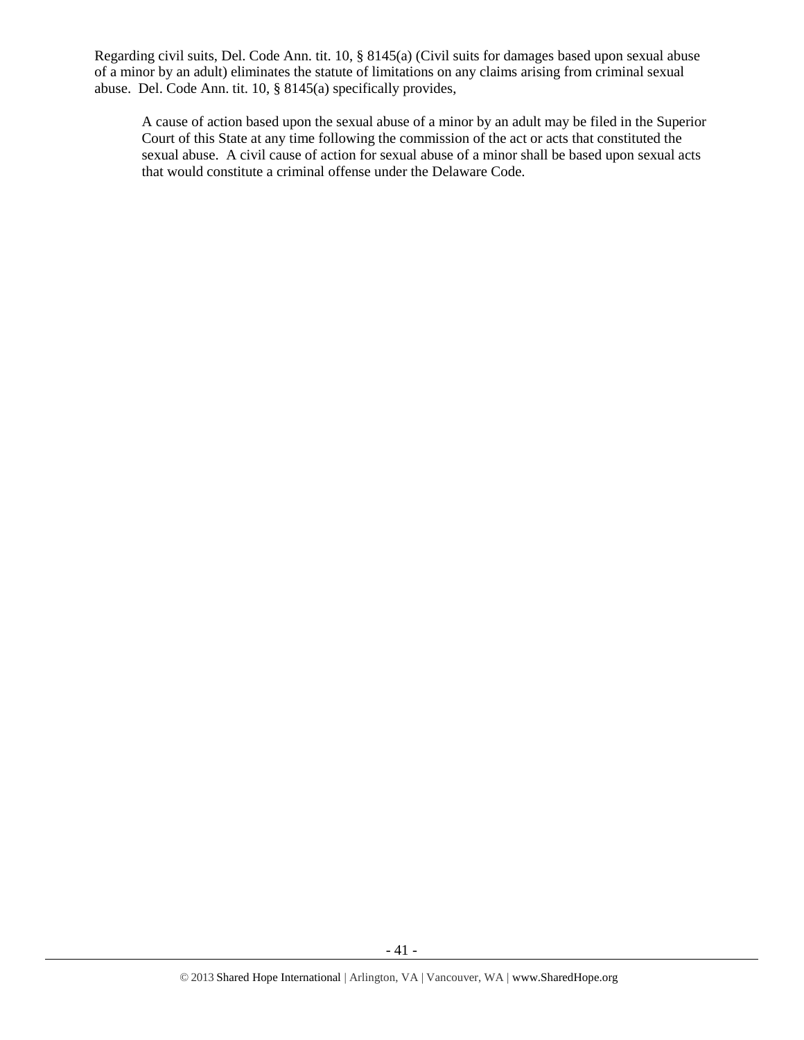Regarding civil suits, Del. Code Ann. tit. 10, § 8145(a) (Civil suits for damages based upon sexual abuse of a minor by an adult) eliminates the statute of limitations on any claims arising from criminal sexual abuse. Del. Code Ann. tit. 10, § 8145(a) specifically provides,

> A cause of action based upon the sexual abuse of a minor by an adult may be filed in the Superior Court of this State at any time following the commission of the act or acts that constituted the sexual abuse. A civil cause of action for sexual abuse of a minor shall be based upon sexual acts that would constitute a criminal offense under the Delaware Code.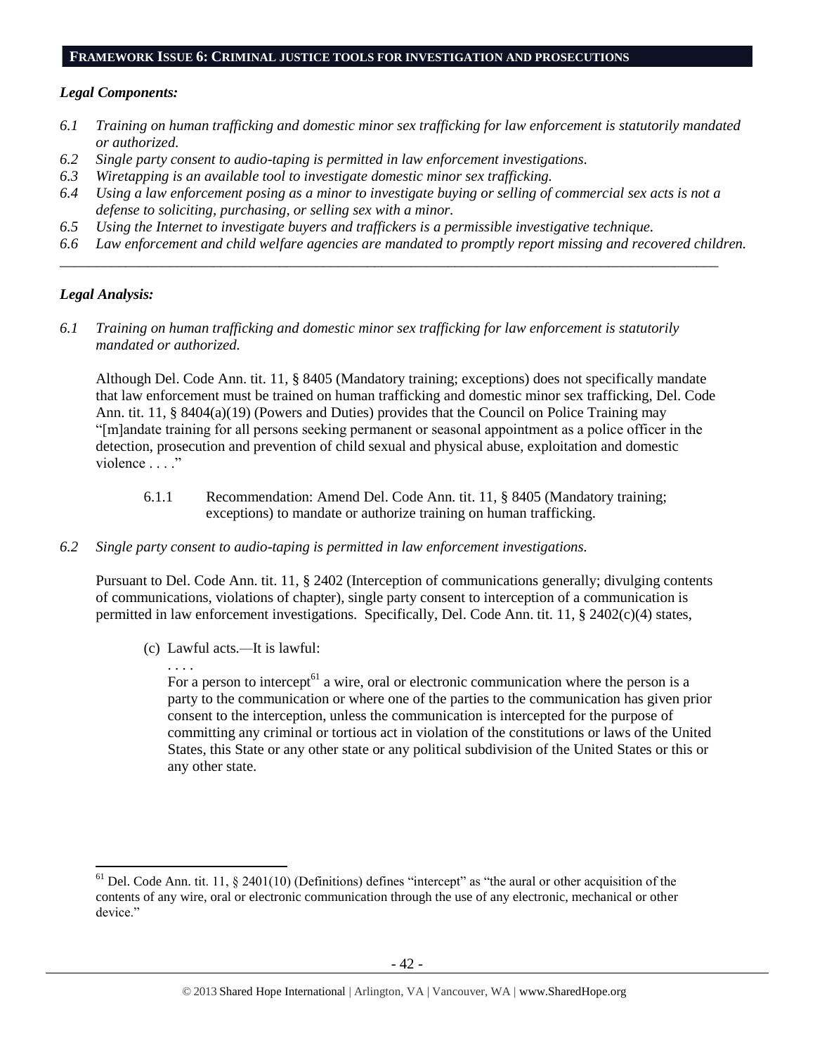## FRAMEWORK ISSUE 6: CRIMINAL JUSTICE TOOLS FOR INVESTIGATION AND PROSECUTIONS

### *Legal Components:*

*6.1 Training on human trafficking and domestic minor sex trafficking for law enforcement is statutorily mandated or authorized.*

*6.2 Single party consent to audio-taping is permitted in law enforcement investigations.*

*6.3 Wiretapping is an available tool to investigate domestic minor sex trafficking.*

*6.4 Using a law enforcement posing as a minor to investigate buying or selling of commercial sex acts is not a defense to soliciting, purchasing, or selling sex with a minor.*

*6.5 Using the Internet to investigate buyers and traffickers is a permissible investigative technique.*

*6.6 Law enforcement and child welfare agencies are mandated to promptly report missing and recovered children.*

---

### *Legal Analysis:*

*6.1 Training on human trafficking and domestic minor sex trafficking for law enforcement is statutorily mandated or authorized.*

Although Del. Code Ann. tit. 11, § 8405 (Mandatory training; exceptions) does not specifically mandate that law enforcement must be trained on human trafficking and domestic minor sex trafficking, Del. Code Ann. tit. 11, § 8404(a)(19) (Powers and Duties) provides that the Council on Police Training may "[m]andate training for all persons seeking permanent or seasonal appointment as a police officer in the detection, prosecution and prevention of child sexual and physical abuse, exploitation and domestic violence . . . ."

> 6.1.1 Recommendation: Amend Del. Code Ann. tit. 11, § 8405 (Mandatory training; exceptions) to mandate or authorize training on human trafficking.

*6.2 Single party consent to audio-taping is permitted in law enforcement investigations.*

Pursuant to Del. Code Ann. tit. 11, § 2402 (Interception of communications generally; divulging contents of communications, violations of chapter), single party consent to interception of a communication is permitted in law enforcement investigations. Specifically, Del. Code Ann. tit. 11, § 2402(c)(4) states,

> (c) Lawful acts.—It is lawful:
>
> . . . .
>
> For a person to intercept[61] a wire, oral or electronic communication where the person is a party to the communication or where one of the parties to the communication has given prior consent to the interception, unless the communication is intercepted for the purpose of committing any criminal or tortious act in violation of the constitutions or laws of the United States, this State or any other state or any political subdivision of the United States or this or any other state.

---

[61] Del. Code Ann. tit. 11, § 2401(10) (Definitions) defines "intercept" as "the aural or other acquisition of the contents of any wire, oral or electronic communication through the use of any electronic, mechanical or other device."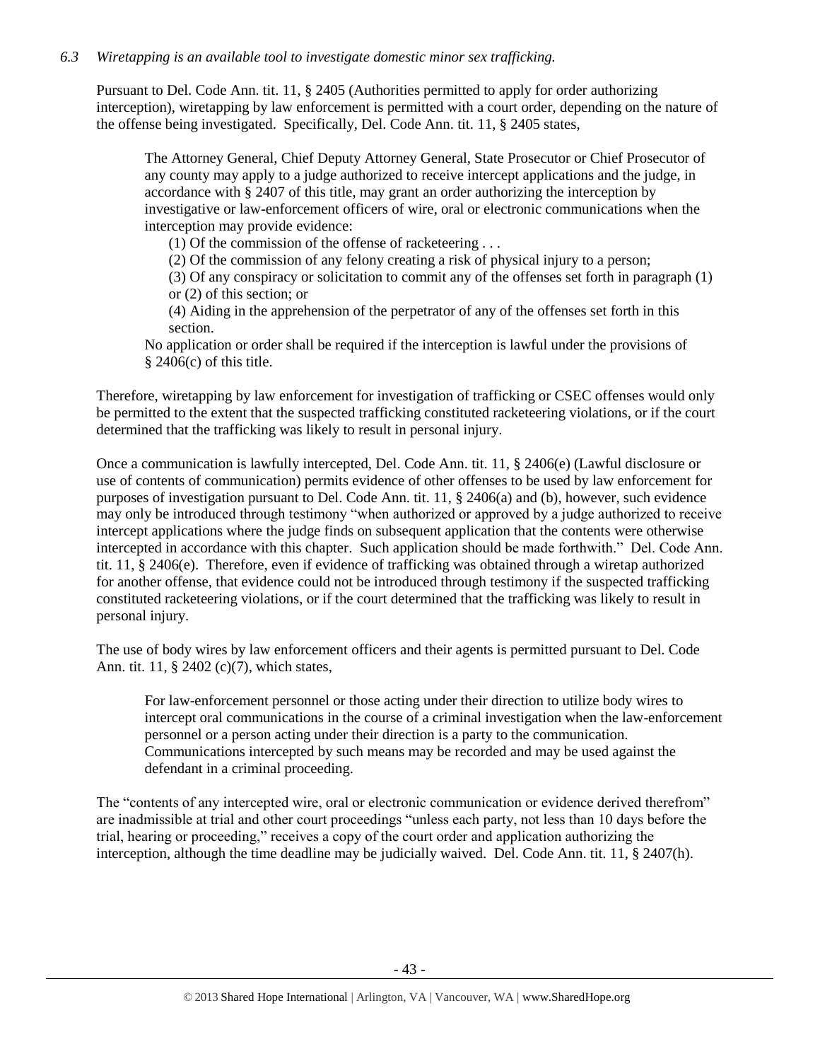*6.3 Wiretapping is an available tool to investigate domestic minor sex trafficking.*

Pursuant to Del. Code Ann. tit. 11, § 2405 (Authorities permitted to apply for order authorizing interception), wiretapping by law enforcement is permitted with a court order, depending on the nature of the offense being investigated. Specifically, Del. Code Ann. tit. 11, § 2405 states,

> The Attorney General, Chief Deputy Attorney General, State Prosecutor or Chief Prosecutor of any county may apply to a judge authorized to receive intercept applications and the judge, in accordance with § 2407 of this title, may grant an order authorizing the interception by investigative or law-enforcement officers of wire, oral or electronic communications when the interception may provide evidence:
>
> (1) Of the commission of the offense of racketeering . . .
>
> (2) Of the commission of any felony creating a risk of physical injury to a person;
>
> (3) Of any conspiracy or solicitation to commit any of the offenses set forth in paragraph (1) or (2) of this section; or
>
> (4) Aiding in the apprehension of the perpetrator of any of the offenses set forth in this section.
>
> No application or order shall be required if the interception is lawful under the provisions of § 2406(c) of this title.

Therefore, wiretapping by law enforcement for investigation of trafficking or CSEC offenses would only be permitted to the extent that the suspected trafficking constituted racketeering violations, or if the court determined that the trafficking was likely to result in personal injury.

Once a communication is lawfully intercepted, Del. Code Ann. tit. 11, § 2406(e) (Lawful disclosure or use of contents of communication) permits evidence of other offenses to be used by law enforcement for purposes of investigation pursuant to Del. Code Ann. tit. 11, § 2406(a) and (b), however, such evidence may only be introduced through testimony "when authorized or approved by a judge authorized to receive intercept applications where the judge finds on subsequent application that the contents were otherwise intercepted in accordance with this chapter. Such application should be made forthwith." Del. Code Ann. tit. 11, § 2406(e). Therefore, even if evidence of trafficking was obtained through a wiretap authorized for another offense, that evidence could not be introduced through testimony if the suspected trafficking constituted racketeering violations, or if the court determined that the trafficking was likely to result in personal injury.

The use of body wires by law enforcement officers and their agents is permitted pursuant to Del. Code Ann. tit. 11, § 2402 (c)(7), which states,

> For law-enforcement personnel or those acting under their direction to utilize body wires to intercept oral communications in the course of a criminal investigation when the law-enforcement personnel or a person acting under their direction is a party to the communication. Communications intercepted by such means may be recorded and may be used against the defendant in a criminal proceeding.

The "contents of any intercepted wire, oral or electronic communication or evidence derived therefrom" are inadmissible at trial and other court proceedings "unless each party, not less than 10 days before the trial, hearing or proceeding," receives a copy of the court order and application authorizing the interception, although the time deadline may be judicially waived. Del. Code Ann. tit. 11, § 2407(h).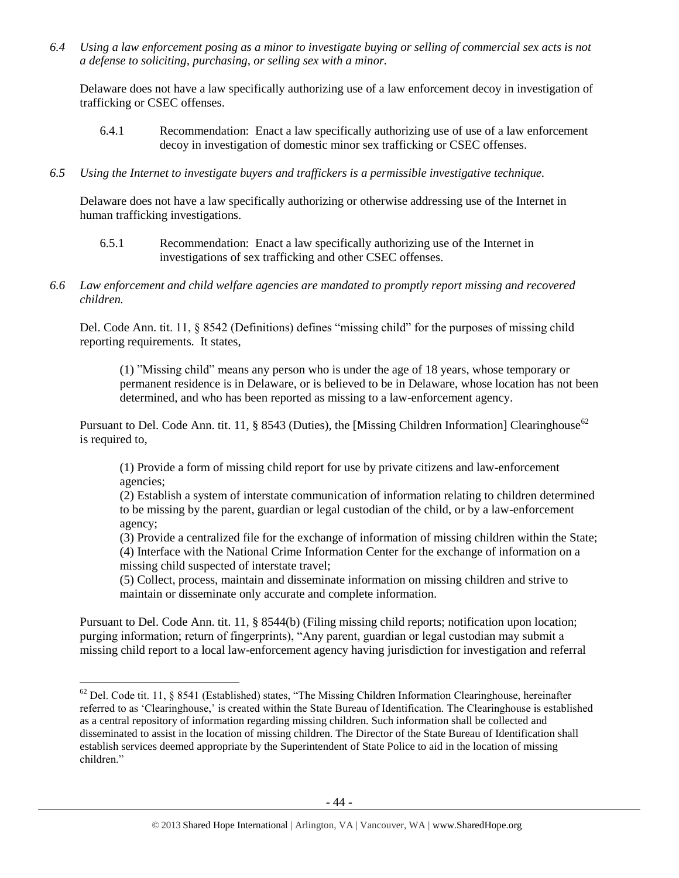*6.4 Using a law enforcement posing as a minor to investigate buying or selling of commercial sex acts is not a defense to soliciting, purchasing, or selling sex with a minor.*

Delaware does not have a law specifically authorizing use of a law enforcement decoy in investigation of trafficking or CSEC offenses.

6.4.1 Recommendation: Enact a law specifically authorizing use of use of a law enforcement decoy in investigation of domestic minor sex trafficking or CSEC offenses.

*6.5 Using the Internet to investigate buyers and traffickers is a permissible investigative technique.*

Delaware does not have a law specifically authorizing or otherwise addressing use of the Internet in human trafficking investigations.

6.5.1 Recommendation: Enact a law specifically authorizing use of the Internet in investigations of sex trafficking and other CSEC offenses.

*6.6 Law enforcement and child welfare agencies are mandated to promptly report missing and recovered children.*

Del. Code Ann. tit. 11, § 8542 (Definitions) defines "missing child" for the purposes of missing child reporting requirements. It states,

> (1) "Missing child" means any person who is under the age of 18 years, whose temporary or permanent residence is in Delaware, or is believed to be in Delaware, whose location has not been determined, and who has been reported as missing to a law-enforcement agency.

Pursuant to Del. Code Ann. tit. 11, § 8543 (Duties), the [Missing Children Information] Clearinghouse[62] is required to,

> (1) Provide a form of missing child report for use by private citizens and law-enforcement agencies;
> (2) Establish a system of interstate communication of information relating to children determined to be missing by the parent, guardian or legal custodian of the child, or by a law-enforcement agency;
> (3) Provide a centralized file for the exchange of information of missing children within the State;
> (4) Interface with the National Crime Information Center for the exchange of information on a missing child suspected of interstate travel;
> (5) Collect, process, maintain and disseminate information on missing children and strive to maintain or disseminate only accurate and complete information.

Pursuant to Del. Code Ann. tit. 11, § 8544(b) (Filing missing child reports; notification upon location; purging information; return of fingerprints), "Any parent, guardian or legal custodian may submit a missing child report to a local law-enforcement agency having jurisdiction for investigation and referral

---

[62] Del. Code tit. 11, § 8541 (Established) states, "The Missing Children Information Clearinghouse, hereinafter referred to as 'Clearinghouse,' is created within the State Bureau of Identification. The Clearinghouse is established as a central repository of information regarding missing children. Such information shall be collected and disseminated to assist in the location of missing children. The Director of the State Bureau of Identification shall establish services deemed appropriate by the Superintendent of State Police to aid in the location of missing children."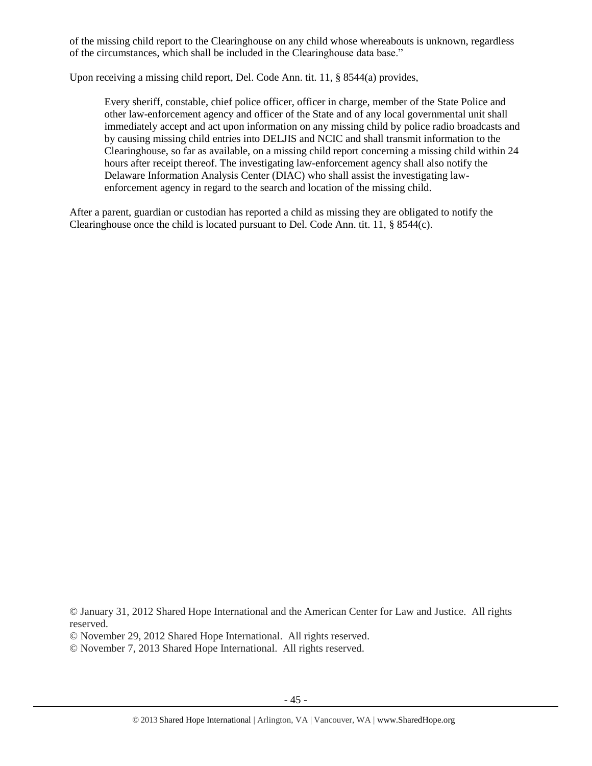of the missing child report to the Clearinghouse on any child whose whereabouts is unknown, regardless of the circumstances, which shall be included in the Clearinghouse data base."

Upon receiving a missing child report, Del. Code Ann. tit. 11, § 8544(a) provides,

> Every sheriff, constable, chief police officer, officer in charge, member of the State Police and other law-enforcement agency and officer of the State and of any local governmental unit shall immediately accept and act upon information on any missing child by police radio broadcasts and by causing missing child entries into DELJIS and NCIC and shall transmit information to the Clearinghouse, so far as available, on a missing child report concerning a missing child within 24 hours after receipt thereof. The investigating law-enforcement agency shall also notify the Delaware Information Analysis Center (DIAC) who shall assist the investigating law-enforcement agency in regard to the search and location of the missing child.

After a parent, guardian or custodian has reported a child as missing they are obligated to notify the Clearinghouse once the child is located pursuant to Del. Code Ann. tit. 11, § 8544(c).

© January 31, 2012 Shared Hope International and the American Center for Law and Justice. All rights reserved.
© November 29, 2012 Shared Hope International. All rights reserved.
© November 7, 2013 Shared Hope International. All rights reserved.